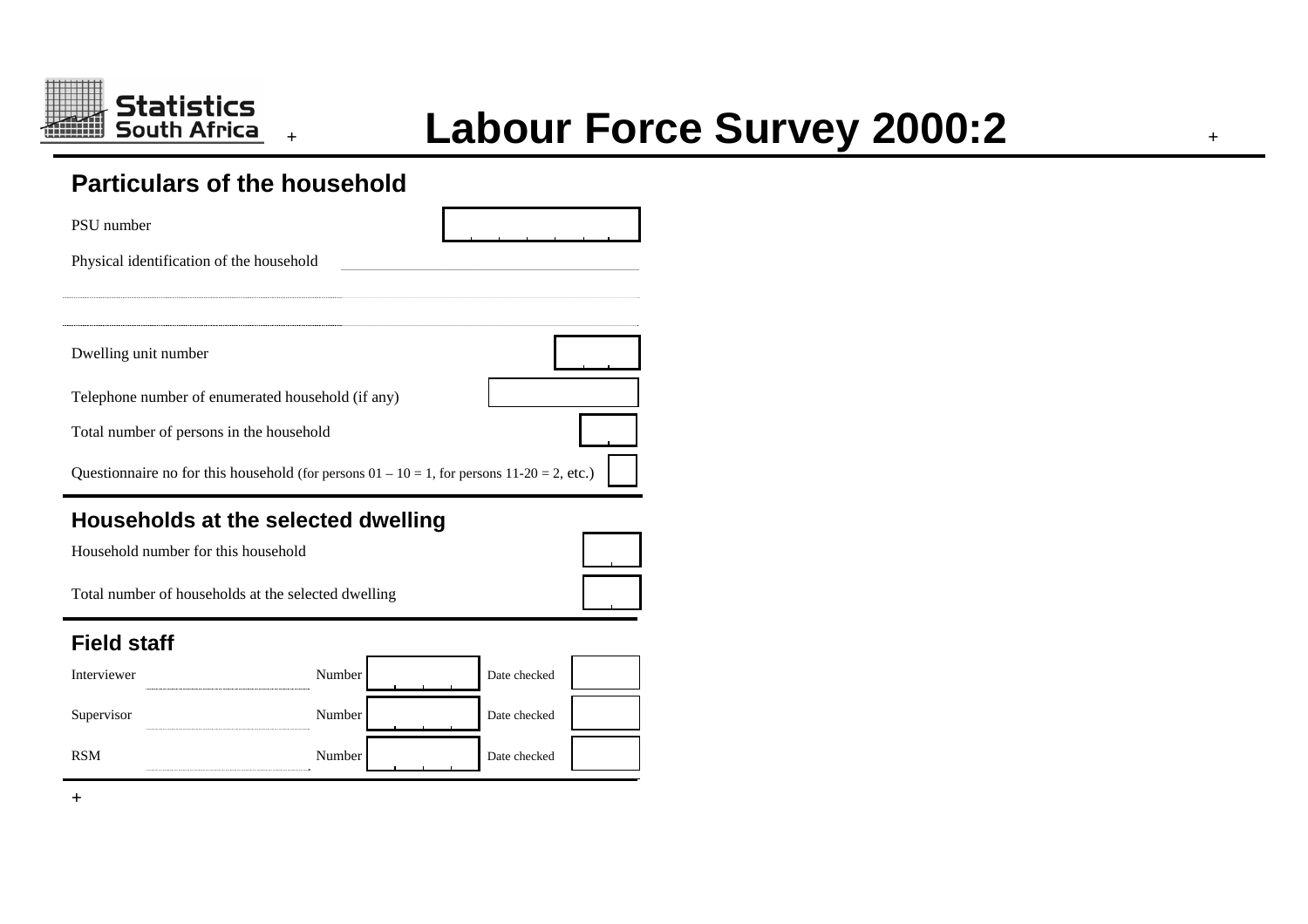Statistics South Africa

# Labour Force Survey 2000:2

## Particulars of the household

PSU number

Physical identification of the household

Dwelling unit number

Telephone number of enumerated household (if any)

Total number of persons in the household

Questionnaire no for this household (for persons 01 – 10 = 1, for persons 11-20 = 2, etc.)

## Households at the selected dwelling

Household number for this household

Total number of households at the selected dwelling

## Field staff

| | | | | |
|---|---|---|---|---|
| Interviewer | | Number | | Date checked |
| Supervisor | | Number | | Date checked |
| RSM | | Number | | Date checked |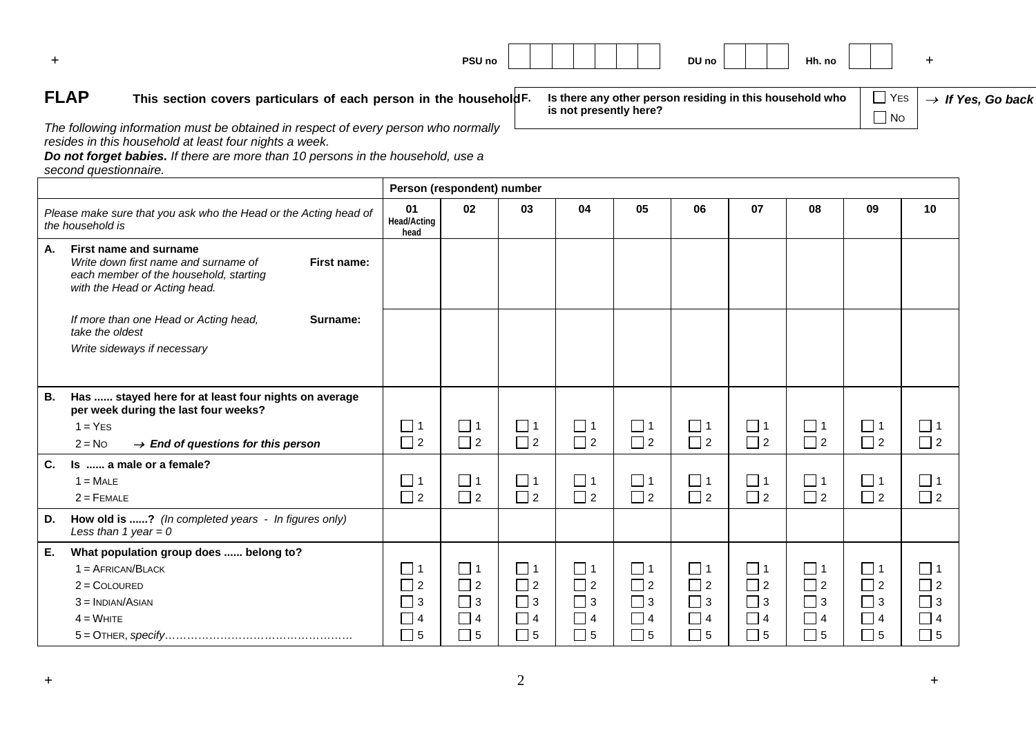PSU no | | | | | | | | DU no | | | | Hh. no | | |

## FLAP

**This section covers particulars of each person in the household**

*The following information must be obtained in respect of every person who normally resides in this household at least four nights a week.*

***Do not forget babies.*** *If there are more than 10 persons in the household, use a second questionnaire.*

**F. Is there any other person residing in this household who is not presently here?** ☐ YES → ***If Yes, Go back*** ☐ NO

| | Person (respondent) number | | | | | | | | | |
|---|---|---|---|---|---|---|---|---|---|---|
| *Please make sure that you ask who the Head or the Acting head of the household is* | **01 Head/Acting head** | **02** | **03** | **04** | **05** | **06** | **07** | **08** | **09** | **10** |
| **A. First name and surname** *Write down first name and surname of each member of the household, starting with the Head or Acting head.* **First name:** | | | | | | | | | | |
| *If more than one Head or Acting head, take the oldest* *Write sideways if necessary* **Surname:** | | | | | | | | | | |
| **B. Has ...... stayed here for at least four nights on average per week during the last four weeks?** 1 = YES 2 = NO → ***End of questions for this person*** | ☐ 1 ☐ 2 | ☐ 1 ☐ 2 | ☐ 1 ☐ 2 | ☐ 1 ☐ 2 | ☐ 1 ☐ 2 | ☐ 1 ☐ 2 | ☐ 1 ☐ 2 | ☐ 1 ☐ 2 | ☐ 1 ☐ 2 | ☐ 1 ☐ 2 |
| **C. Is ...... a male or a female?** 1 = MALE 2 = FEMALE | ☐ 1 ☐ 2 | ☐ 1 ☐ 2 | ☐ 1 ☐ 2 | ☐ 1 ☐ 2 | ☐ 1 ☐ 2 | ☐ 1 ☐ 2 | ☐ 1 ☐ 2 | ☐ 1 ☐ 2 | ☐ 1 ☐ 2 | ☐ 1 ☐ 2 |
| **D. How old is ......?** *(In completed years - In figures only) Less than 1 year = 0* | | | | | | | | | | |
| **E. What population group does ...... belong to?** 1 = AFRICAN/BLACK 2 = COLOURED 3 = INDIAN/ASIAN 4 = WHITE 5 = OTHER, *specify*…………………………………………… | ☐ 1 ☐ 2 ☐ 3 ☐ 4 ☐ 5 | ☐ 1 ☐ 2 ☐ 3 ☐ 4 ☐ 5 | ☐ 1 ☐ 2 ☐ 3 ☐ 4 ☐ 5 | ☐ 1 ☐ 2 ☐ 3 ☐ 4 ☐ 5 | ☐ 1 ☐ 2 ☐ 3 ☐ 4 ☐ 5 | ☐ 1 ☐ 2 ☐ 3 ☐ 4 ☐ 5 | ☐ 1 ☐ 2 ☐ 3 ☐ 4 ☐ 5 | ☐ 1 ☐ 2 ☐ 3 ☐ 4 ☐ 5 | ☐ 1 ☐ 2 ☐ 3 ☐ 4 ☐ 5 | ☐ 1 ☐ 2 ☐ 3 ☐ 4 ☐ 5 |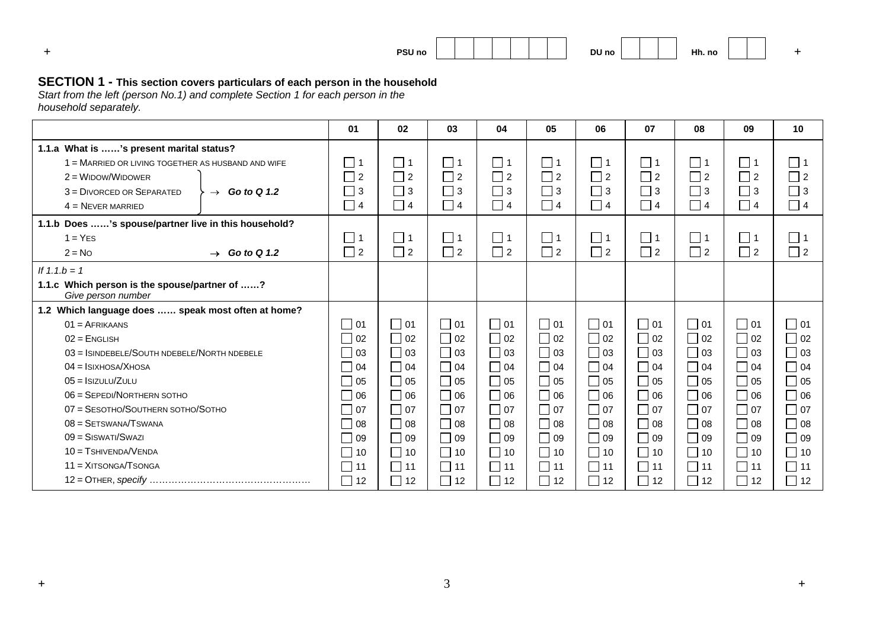PSU no | | | | | | | | DU no | | | | Hh. no | | |

## SECTION 1 - This section covers particulars of each person in the household

*Start from the left (person No.1) and complete Section 1 for each person in the household separately.*

| | 01 | 02 | 03 | 04 | 05 | 06 | 07 | 08 | 09 | 10 |
|---|---|---|---|---|---|---|---|---|---|---|
| **1.1.a What is ……'s present marital status?** | | | | | | | | | | |
| 1 = MARRIED OR LIVING TOGETHER AS HUSBAND AND WIFE | ☐ 1 | ☐ 1 | ☐ 1 | ☐ 1 | ☐ 1 | ☐ 1 | ☐ 1 | ☐ 1 | ☐ 1 | ☐ 1 |
| 2 = WIDOW/WIDOWER → *Go to Q 1.2* | ☐ 2 | ☐ 2 | ☐ 2 | ☐ 2 | ☐ 2 | ☐ 2 | ☐ 2 | ☐ 2 | ☐ 2 | ☐ 2 |
| 3 = DIVORCED OR SEPARATED → *Go to Q 1.2* | ☐ 3 | ☐ 3 | ☐ 3 | ☐ 3 | ☐ 3 | ☐ 3 | ☐ 3 | ☐ 3 | ☐ 3 | ☐ 3 |
| 4 = NEVER MARRIED → *Go to Q 1.2* | ☐ 4 | ☐ 4 | ☐ 4 | ☐ 4 | ☐ 4 | ☐ 4 | ☐ 4 | ☐ 4 | ☐ 4 | ☐ 4 |
| **1.1.b Does ……'s spouse/partner live in this household?** | | | | | | | | | | |
| 1 = YES | ☐ 1 | ☐ 1 | ☐ 1 | ☐ 1 | ☐ 1 | ☐ 1 | ☐ 1 | ☐ 1 | ☐ 1 | ☐ 1 |
| 2 = NO → *Go to Q 1.2* | ☐ 2 | ☐ 2 | ☐ 2 | ☐ 2 | ☐ 2 | ☐ 2 | ☐ 2 | ☐ 2 | ☐ 2 | ☐ 2 |
| *If 1.1.b = 1* **1.1.c Which person is the spouse/partner of ……?** *Give person number* | | | | | | | | | | |
| **1.2 Which language does …… speak most often at home?** | | | | | | | | | | |
| 01 = AFRIKAANS | ☐ 01 | ☐ 01 | ☐ 01 | ☐ 01 | ☐ 01 | ☐ 01 | ☐ 01 | ☐ 01 | ☐ 01 | ☐ 01 |
| 02 = ENGLISH | ☐ 02 | ☐ 02 | ☐ 02 | ☐ 02 | ☐ 02 | ☐ 02 | ☐ 02 | ☐ 02 | ☐ 02 | ☐ 02 |
| 03 = ISINDEBELE/SOUTH NDEBELE/NORTH NDEBELE | ☐ 03 | ☐ 03 | ☐ 03 | ☐ 03 | ☐ 03 | ☐ 03 | ☐ 03 | ☐ 03 | ☐ 03 | ☐ 03 |
| 04 = ISIXHOSA/XHOSA | ☐ 04 | ☐ 04 | ☐ 04 | ☐ 04 | ☐ 04 | ☐ 04 | ☐ 04 | ☐ 04 | ☐ 04 | ☐ 04 |
| 05 = ISIZULU/ZULU | ☐ 05 | ☐ 05 | ☐ 05 | ☐ 05 | ☐ 05 | ☐ 05 | ☐ 05 | ☐ 05 | ☐ 05 | ☐ 05 |
| 06 = SEPEDI/NORTHERN SOTHO | ☐ 06 | ☐ 06 | ☐ 06 | ☐ 06 | ☐ 06 | ☐ 06 | ☐ 06 | ☐ 06 | ☐ 06 | ☐ 06 |
| 07 = SESOTHO/SOUTHERN SOTHO/SOTHO | ☐ 07 | ☐ 07 | ☐ 07 | ☐ 07 | ☐ 07 | ☐ 07 | ☐ 07 | ☐ 07 | ☐ 07 | ☐ 07 |
| 08 = SETSWANA/TSWANA | ☐ 08 | ☐ 08 | ☐ 08 | ☐ 08 | ☐ 08 | ☐ 08 | ☐ 08 | ☐ 08 | ☐ 08 | ☐ 08 |
| 09 = SISWATI/SWAZI | ☐ 09 | ☐ 09 | ☐ 09 | ☐ 09 | ☐ 09 | ☐ 09 | ☐ 09 | ☐ 09 | ☐ 09 | ☐ 09 |
| 10 = TSHIVENDA/VENDA | ☐ 10 | ☐ 10 | ☐ 10 | ☐ 10 | ☐ 10 | ☐ 10 | ☐ 10 | ☐ 10 | ☐ 10 | ☐ 10 |
| 11 = XITSONGA/TSONGA | ☐ 11 | ☐ 11 | ☐ 11 | ☐ 11 | ☐ 11 | ☐ 11 | ☐ 11 | ☐ 11 | ☐ 11 | ☐ 11 |
| 12 = OTHER, *specify* …………………………………………… | ☐ 12 | ☐ 12 | ☐ 12 | ☐ 12 | ☐ 12 | ☐ 12 | ☐ 12 | ☐ 12 | ☐ 12 | ☐ 12 |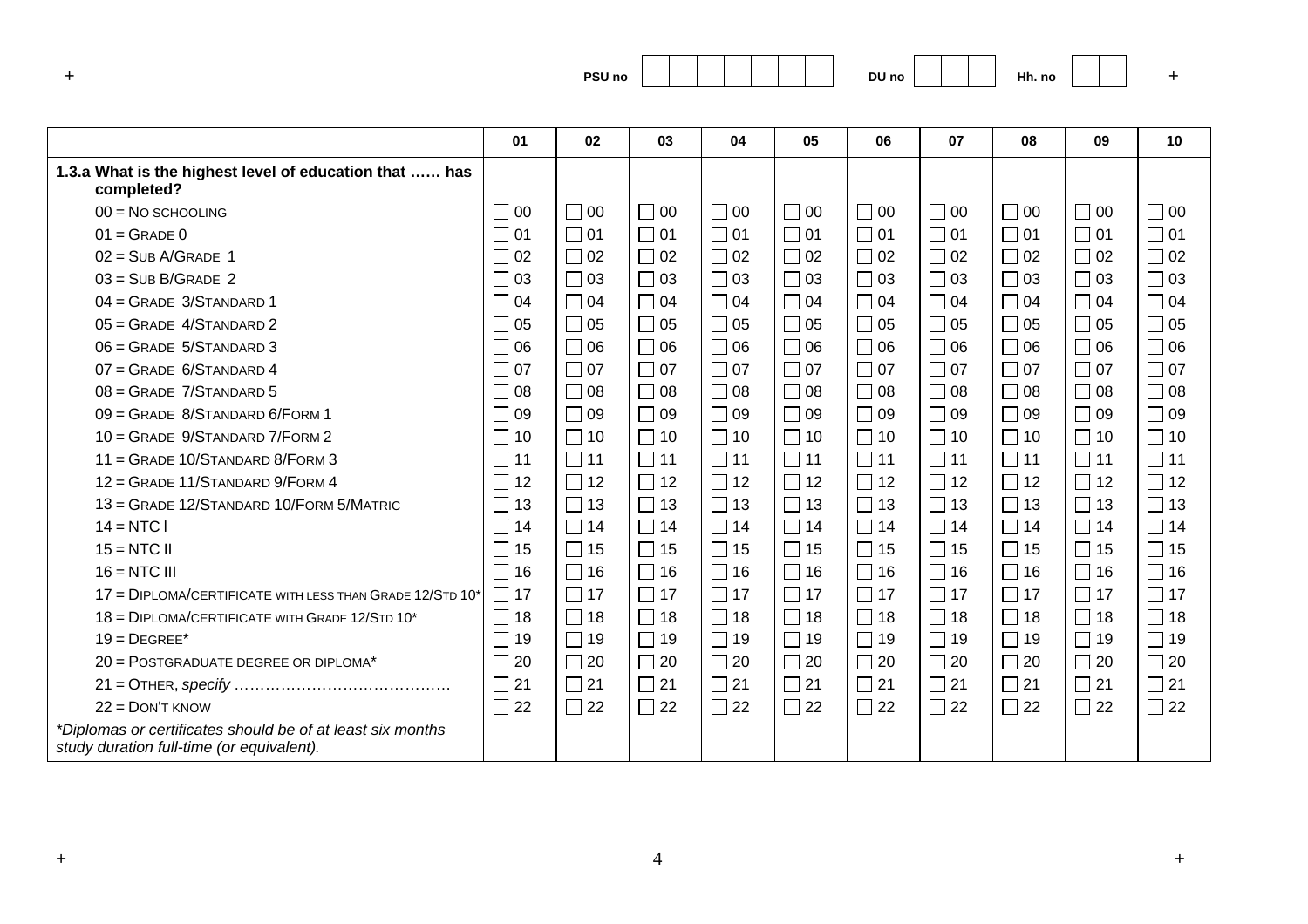PSU no | | | | | | | | DU no | | | | Hh. no | | |

| | 01 | 02 | 03 | 04 | 05 | 06 | 07 | 08 | 09 | 10 |
|---|---|---|---|---|---|---|---|---|---|---|
| **1.3.a What is the highest level of education that …… has completed?** | | | | | | | | | | |
| 00 = No schooling | ☐ 00 | ☐ 00 | ☐ 00 | ☐ 00 | ☐ 00 | ☐ 00 | ☐ 00 | ☐ 00 | ☐ 00 | ☐ 00 |
| 01 = Grade 0 | ☐ 01 | ☐ 01 | ☐ 01 | ☐ 01 | ☐ 01 | ☐ 01 | ☐ 01 | ☐ 01 | ☐ 01 | ☐ 01 |
| 02 = Sub A/Grade 1 | ☐ 02 | ☐ 02 | ☐ 02 | ☐ 02 | ☐ 02 | ☐ 02 | ☐ 02 | ☐ 02 | ☐ 02 | ☐ 02 |
| 03 = Sub B/Grade 2 | ☐ 03 | ☐ 03 | ☐ 03 | ☐ 03 | ☐ 03 | ☐ 03 | ☐ 03 | ☐ 03 | ☐ 03 | ☐ 03 |
| 04 = Grade 3/Standard 1 | ☐ 04 | ☐ 04 | ☐ 04 | ☐ 04 | ☐ 04 | ☐ 04 | ☐ 04 | ☐ 04 | ☐ 04 | ☐ 04 |
| 05 = Grade 4/Standard 2 | ☐ 05 | ☐ 05 | ☐ 05 | ☐ 05 | ☐ 05 | ☐ 05 | ☐ 05 | ☐ 05 | ☐ 05 | ☐ 05 |
| 06 = Grade 5/Standard 3 | ☐ 06 | ☐ 06 | ☐ 06 | ☐ 06 | ☐ 06 | ☐ 06 | ☐ 06 | ☐ 06 | ☐ 06 | ☐ 06 |
| 07 = Grade 6/Standard 4 | ☐ 07 | ☐ 07 | ☐ 07 | ☐ 07 | ☐ 07 | ☐ 07 | ☐ 07 | ☐ 07 | ☐ 07 | ☐ 07 |
| 08 = Grade 7/Standard 5 | ☐ 08 | ☐ 08 | ☐ 08 | ☐ 08 | ☐ 08 | ☐ 08 | ☐ 08 | ☐ 08 | ☐ 08 | ☐ 08 |
| 09 = Grade 8/Standard 6/Form 1 | ☐ 09 | ☐ 09 | ☐ 09 | ☐ 09 | ☐ 09 | ☐ 09 | ☐ 09 | ☐ 09 | ☐ 09 | ☐ 09 |
| 10 = Grade 9/Standard 7/Form 2 | ☐ 10 | ☐ 10 | ☐ 10 | ☐ 10 | ☐ 10 | ☐ 10 | ☐ 10 | ☐ 10 | ☐ 10 | ☐ 10 |
| 11 = Grade 10/Standard 8/Form 3 | ☐ 11 | ☐ 11 | ☐ 11 | ☐ 11 | ☐ 11 | ☐ 11 | ☐ 11 | ☐ 11 | ☐ 11 | ☐ 11 |
| 12 = Grade 11/Standard 9/Form 4 | ☐ 12 | ☐ 12 | ☐ 12 | ☐ 12 | ☐ 12 | ☐ 12 | ☐ 12 | ☐ 12 | ☐ 12 | ☐ 12 |
| 13 = Grade 12/Standard 10/Form 5/Matric | ☐ 13 | ☐ 13 | ☐ 13 | ☐ 13 | ☐ 13 | ☐ 13 | ☐ 13 | ☐ 13 | ☐ 13 | ☐ 13 |
| 14 = NTC I | ☐ 14 | ☐ 14 | ☐ 14 | ☐ 14 | ☐ 14 | ☐ 14 | ☐ 14 | ☐ 14 | ☐ 14 | ☐ 14 |
| 15 = NTC II | ☐ 15 | ☐ 15 | ☐ 15 | ☐ 15 | ☐ 15 | ☐ 15 | ☐ 15 | ☐ 15 | ☐ 15 | ☐ 15 |
| 16 = NTC III | ☐ 16 | ☐ 16 | ☐ 16 | ☐ 16 | ☐ 16 | ☐ 16 | ☐ 16 | ☐ 16 | ☐ 16 | ☐ 16 |
| 17 = Diploma/certificate with less than Grade 12/Std 10* | ☐ 17 | ☐ 17 | ☐ 17 | ☐ 17 | ☐ 17 | ☐ 17 | ☐ 17 | ☐ 17 | ☐ 17 | ☐ 17 |
| 18 = Diploma/certificate with Grade 12/Std 10* | ☐ 18 | ☐ 18 | ☐ 18 | ☐ 18 | ☐ 18 | ☐ 18 | ☐ 18 | ☐ 18 | ☐ 18 | ☐ 18 |
| 19 = Degree* | ☐ 19 | ☐ 19 | ☐ 19 | ☐ 19 | ☐ 19 | ☐ 19 | ☐ 19 | ☐ 19 | ☐ 19 | ☐ 19 |
| 20 = Postgraduate degree or diploma* | ☐ 20 | ☐ 20 | ☐ 20 | ☐ 20 | ☐ 20 | ☐ 20 | ☐ 20 | ☐ 20 | ☐ 20 | ☐ 20 |
| 21 = Other, *specify* …………………………………… | ☐ 21 | ☐ 21 | ☐ 21 | ☐ 21 | ☐ 21 | ☐ 21 | ☐ 21 | ☐ 21 | ☐ 21 | ☐ 21 |
| 22 = Don't know | ☐ 22 | ☐ 22 | ☐ 22 | ☐ 22 | ☐ 22 | ☐ 22 | ☐ 22 | ☐ 22 | ☐ 22 | ☐ 22 |
| *\*Diplomas or certificates should be of at least six months study duration full-time (or equivalent).* | | | | | | | | | | |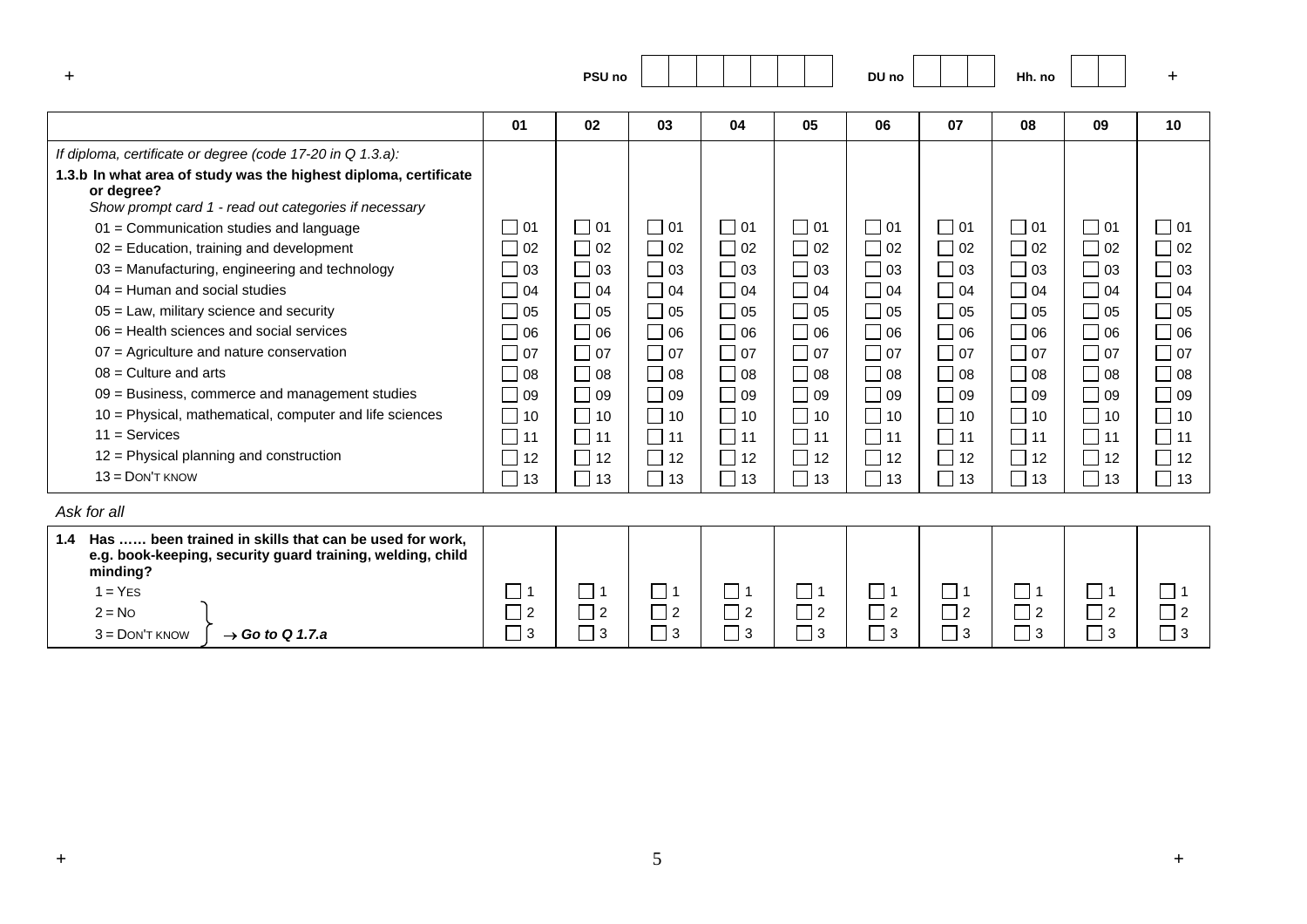PSU no | | | | | | | | DU no | | | | Hh. no | | |

| | 01 | 02 | 03 | 04 | 05 | 06 | 07 | 08 | 09 | 10 |
|---|---|---|---|---|---|---|---|---|---|---|
| *If diploma, certificate or degree (code 17-20 in Q 1.3.a):* | | | | | | | | | | |
| **1.3.b In what area of study was the highest diploma, certificate or degree?** *Show prompt card 1 - read out categories if necessary* | | | | | | | | | | |
| 01 = Communication studies and language | ☐ 01 | ☐ 01 | ☐ 01 | ☐ 01 | ☐ 01 | ☐ 01 | ☐ 01 | ☐ 01 | ☐ 01 | ☐ 01 |
| 02 = Education, training and development | ☐ 02 | ☐ 02 | ☐ 02 | ☐ 02 | ☐ 02 | ☐ 02 | ☐ 02 | ☐ 02 | ☐ 02 | ☐ 02 |
| 03 = Manufacturing, engineering and technology | ☐ 03 | ☐ 03 | ☐ 03 | ☐ 03 | ☐ 03 | ☐ 03 | ☐ 03 | ☐ 03 | ☐ 03 | ☐ 03 |
| 04 = Human and social studies | ☐ 04 | ☐ 04 | ☐ 04 | ☐ 04 | ☐ 04 | ☐ 04 | ☐ 04 | ☐ 04 | ☐ 04 | ☐ 04 |
| 05 = Law, military science and security | ☐ 05 | ☐ 05 | ☐ 05 | ☐ 05 | ☐ 05 | ☐ 05 | ☐ 05 | ☐ 05 | ☐ 05 | ☐ 05 |
| 06 = Health sciences and social services | ☐ 06 | ☐ 06 | ☐ 06 | ☐ 06 | ☐ 06 | ☐ 06 | ☐ 06 | ☐ 06 | ☐ 06 | ☐ 06 |
| 07 = Agriculture and nature conservation | ☐ 07 | ☐ 07 | ☐ 07 | ☐ 07 | ☐ 07 | ☐ 07 | ☐ 07 | ☐ 07 | ☐ 07 | ☐ 07 |
| 08 = Culture and arts | ☐ 08 | ☐ 08 | ☐ 08 | ☐ 08 | ☐ 08 | ☐ 08 | ☐ 08 | ☐ 08 | ☐ 08 | ☐ 08 |
| 09 = Business, commerce and management studies | ☐ 09 | ☐ 09 | ☐ 09 | ☐ 09 | ☐ 09 | ☐ 09 | ☐ 09 | ☐ 09 | ☐ 09 | ☐ 09 |
| 10 = Physical, mathematical, computer and life sciences | ☐ 10 | ☐ 10 | ☐ 10 | ☐ 10 | ☐ 10 | ☐ 10 | ☐ 10 | ☐ 10 | ☐ 10 | ☐ 10 |
| 11 = Services | ☐ 11 | ☐ 11 | ☐ 11 | ☐ 11 | ☐ 11 | ☐ 11 | ☐ 11 | ☐ 11 | ☐ 11 | ☐ 11 |
| 12 = Physical planning and construction | ☐ 12 | ☐ 12 | ☐ 12 | ☐ 12 | ☐ 12 | ☐ 12 | ☐ 12 | ☐ 12 | ☐ 12 | ☐ 12 |
| 13 = DON'T KNOW | ☐ 13 | ☐ 13 | ☐ 13 | ☐ 13 | ☐ 13 | ☐ 13 | ☐ 13 | ☐ 13 | ☐ 13 | ☐ 13 |

*Ask for all*

| | | | | | | | | | | |
|---|---|---|---|---|---|---|---|---|---|---|
| **1.4 Has …… been trained in skills that can be used for work, e.g. book-keeping, security guard training, welding, child minding?** | | | | | | | | | | |
| 1 = YES | ☐ 1 | ☐ 1 | ☐ 1 | ☐ 1 | ☐ 1 | ☐ 1 | ☐ 1 | ☐ 1 | ☐ 1 | ☐ 1 |
| 2 = NO } → ***Go to Q 1.7.a*** | ☐ 2 | ☐ 2 | ☐ 2 | ☐ 2 | ☐ 2 | ☐ 2 | ☐ 2 | ☐ 2 | ☐ 2 | ☐ 2 |
| 3 = DON'T KNOW } → ***Go to Q 1.7.a*** | ☐ 3 | ☐ 3 | ☐ 3 | ☐ 3 | ☐ 3 | ☐ 3 | ☐ 3 | ☐ 3 | ☐ 3 | ☐ 3 |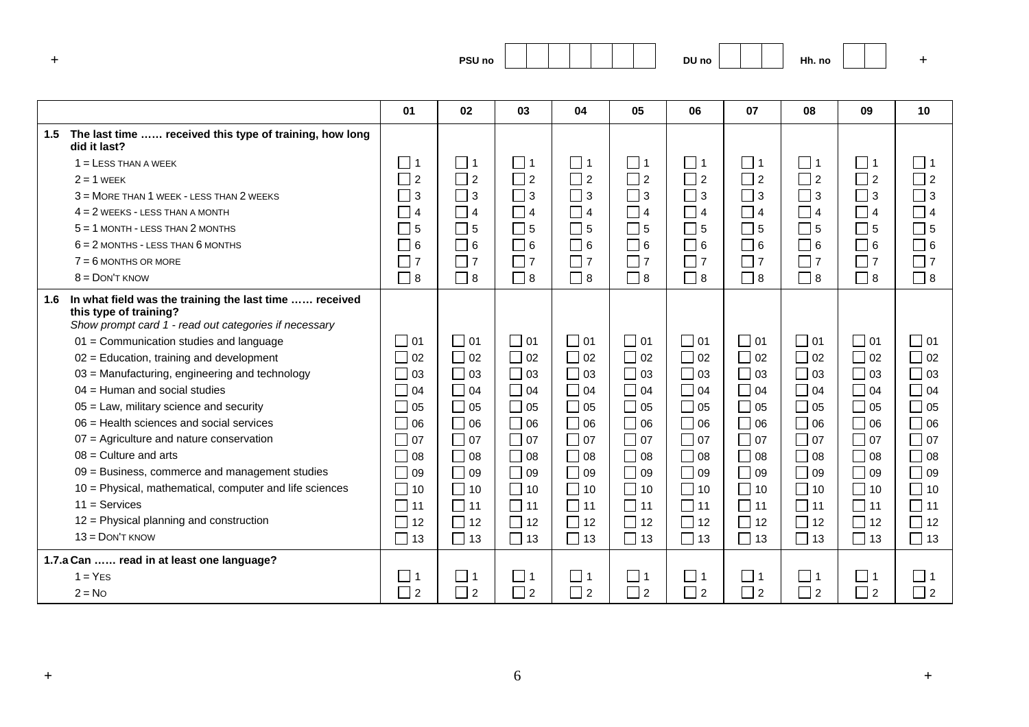PSU no | | | | | | | | DU no | | | | Hh. no | | |

| | 01 | 02 | 03 | 04 | 05 | 06 | 07 | 08 | 09 | 10 |
|---|---|---|---|---|---|---|---|---|---|---|
| **1.5 The last time …… received this type of training, how long did it last?** | | | | | | | | | | |
| 1 = Less than a week | ☐ 1 | ☐ 1 | ☐ 1 | ☐ 1 | ☐ 1 | ☐ 1 | ☐ 1 | ☐ 1 | ☐ 1 | ☐ 1 |
| 2 = 1 week | ☐ 2 | ☐ 2 | ☐ 2 | ☐ 2 | ☐ 2 | ☐ 2 | ☐ 2 | ☐ 2 | ☐ 2 | ☐ 2 |
| 3 = More than 1 week - less than 2 weeks | ☐ 3 | ☐ 3 | ☐ 3 | ☐ 3 | ☐ 3 | ☐ 3 | ☐ 3 | ☐ 3 | ☐ 3 | ☐ 3 |
| 4 = 2 weeks - less than a month | ☐ 4 | ☐ 4 | ☐ 4 | ☐ 4 | ☐ 4 | ☐ 4 | ☐ 4 | ☐ 4 | ☐ 4 | ☐ 4 |
| 5 = 1 month - less than 2 months | ☐ 5 | ☐ 5 | ☐ 5 | ☐ 5 | ☐ 5 | ☐ 5 | ☐ 5 | ☐ 5 | ☐ 5 | ☐ 5 |
| 6 = 2 months - less than 6 months | ☐ 6 | ☐ 6 | ☐ 6 | ☐ 6 | ☐ 6 | ☐ 6 | ☐ 6 | ☐ 6 | ☐ 6 | ☐ 6 |
| 7 = 6 months or more | ☐ 7 | ☐ 7 | ☐ 7 | ☐ 7 | ☐ 7 | ☐ 7 | ☐ 7 | ☐ 7 | ☐ 7 | ☐ 7 |
| 8 = Don't know | ☐ 8 | ☐ 8 | ☐ 8 | ☐ 8 | ☐ 8 | ☐ 8 | ☐ 8 | ☐ 8 | ☐ 8 | ☐ 8 |
| **1.6 In what field was the training the last time …… received this type of training?** *Show prompt card 1 - read out categories if necessary* | | | | | | | | | | |
| 01 = Communication studies and language | ☐ 01 | ☐ 01 | ☐ 01 | ☐ 01 | ☐ 01 | ☐ 01 | ☐ 01 | ☐ 01 | ☐ 01 | ☐ 01 |
| 02 = Education, training and development | ☐ 02 | ☐ 02 | ☐ 02 | ☐ 02 | ☐ 02 | ☐ 02 | ☐ 02 | ☐ 02 | ☐ 02 | ☐ 02 |
| 03 = Manufacturing, engineering and technology | ☐ 03 | ☐ 03 | ☐ 03 | ☐ 03 | ☐ 03 | ☐ 03 | ☐ 03 | ☐ 03 | ☐ 03 | ☐ 03 |
| 04 = Human and social studies | ☐ 04 | ☐ 04 | ☐ 04 | ☐ 04 | ☐ 04 | ☐ 04 | ☐ 04 | ☐ 04 | ☐ 04 | ☐ 04 |
| 05 = Law, military science and security | ☐ 05 | ☐ 05 | ☐ 05 | ☐ 05 | ☐ 05 | ☐ 05 | ☐ 05 | ☐ 05 | ☐ 05 | ☐ 05 |
| 06 = Health sciences and social services | ☐ 06 | ☐ 06 | ☐ 06 | ☐ 06 | ☐ 06 | ☐ 06 | ☐ 06 | ☐ 06 | ☐ 06 | ☐ 06 |
| 07 = Agriculture and nature conservation | ☐ 07 | ☐ 07 | ☐ 07 | ☐ 07 | ☐ 07 | ☐ 07 | ☐ 07 | ☐ 07 | ☐ 07 | ☐ 07 |
| 08 = Culture and arts | ☐ 08 | ☐ 08 | ☐ 08 | ☐ 08 | ☐ 08 | ☐ 08 | ☐ 08 | ☐ 08 | ☐ 08 | ☐ 08 |
| 09 = Business, commerce and management studies | ☐ 09 | ☐ 09 | ☐ 09 | ☐ 09 | ☐ 09 | ☐ 09 | ☐ 09 | ☐ 09 | ☐ 09 | ☐ 09 |
| 10 = Physical, mathematical, computer and life sciences | ☐ 10 | ☐ 10 | ☐ 10 | ☐ 10 | ☐ 10 | ☐ 10 | ☐ 10 | ☐ 10 | ☐ 10 | ☐ 10 |
| 11 = Services | ☐ 11 | ☐ 11 | ☐ 11 | ☐ 11 | ☐ 11 | ☐ 11 | ☐ 11 | ☐ 11 | ☐ 11 | ☐ 11 |
| 12 = Physical planning and construction | ☐ 12 | ☐ 12 | ☐ 12 | ☐ 12 | ☐ 12 | ☐ 12 | ☐ 12 | ☐ 12 | ☐ 12 | ☐ 12 |
| 13 = Don't know | ☐ 13 | ☐ 13 | ☐ 13 | ☐ 13 | ☐ 13 | ☐ 13 | ☐ 13 | ☐ 13 | ☐ 13 | ☐ 13 |
| **1.7.a Can …… read in at least one language?** | | | | | | | | | | |
| 1 = Yes | ☐ 1 | ☐ 1 | ☐ 1 | ☐ 1 | ☐ 1 | ☐ 1 | ☐ 1 | ☐ 1 | ☐ 1 | ☐ 1 |
| 2 = No | ☐ 2 | ☐ 2 | ☐ 2 | ☐ 2 | ☐ 2 | ☐ 2 | ☐ 2 | ☐ 2 | ☐ 2 | ☐ 2 |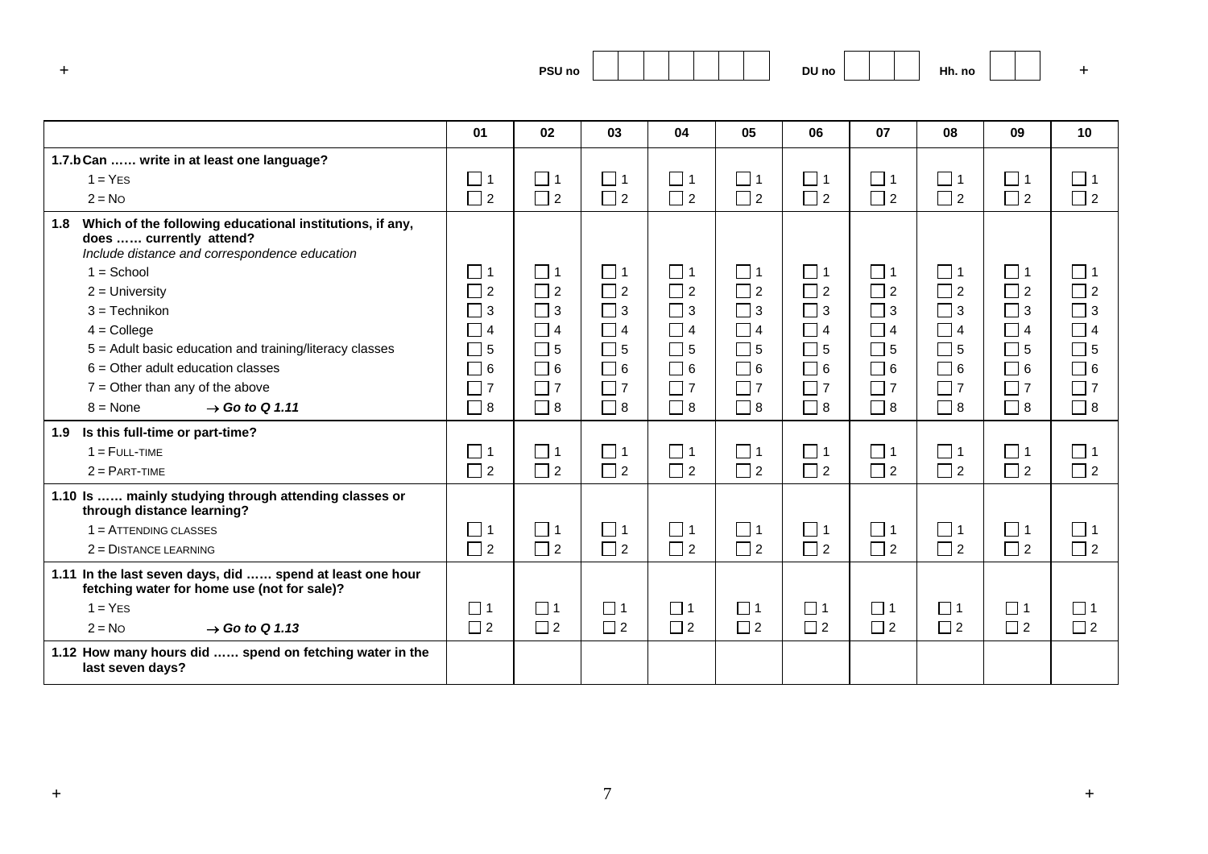PSU no | | | | | | | | DU no | | | | Hh. no | | |

| | 01 | 02 | 03 | 04 | 05 | 06 | 07 | 08 | 09 | 10 |
|---|---|---|---|---|---|---|---|---|---|---|
| **1.7.b Can …… write in at least one language?** | | | | | | | | | | |
| 1 = YES | ☐ 1 | ☐ 1 | ☐ 1 | ☐ 1 | ☐ 1 | ☐ 1 | ☐ 1 | ☐ 1 | ☐ 1 | ☐ 1 |
| 2 = NO | ☐ 2 | ☐ 2 | ☐ 2 | ☐ 2 | ☐ 2 | ☐ 2 | ☐ 2 | ☐ 2 | ☐ 2 | ☐ 2 |
| **1.8 Which of the following educational institutions, if any, does …… currently attend?** *Include distance and correspondence education* | | | | | | | | | | |
| 1 = School | ☐ 1 | ☐ 1 | ☐ 1 | ☐ 1 | ☐ 1 | ☐ 1 | ☐ 1 | ☐ 1 | ☐ 1 | ☐ 1 |
| 2 = University | ☐ 2 | ☐ 2 | ☐ 2 | ☐ 2 | ☐ 2 | ☐ 2 | ☐ 2 | ☐ 2 | ☐ 2 | ☐ 2 |
| 3 = Technikon | ☐ 3 | ☐ 3 | ☐ 3 | ☐ 3 | ☐ 3 | ☐ 3 | ☐ 3 | ☐ 3 | ☐ 3 | ☐ 3 |
| 4 = College | ☐ 4 | ☐ 4 | ☐ 4 | ☐ 4 | ☐ 4 | ☐ 4 | ☐ 4 | ☐ 4 | ☐ 4 | ☐ 4 |
| 5 = Adult basic education and training/literacy classes | ☐ 5 | ☐ 5 | ☐ 5 | ☐ 5 | ☐ 5 | ☐ 5 | ☐ 5 | ☐ 5 | ☐ 5 | ☐ 5 |
| 6 = Other adult education classes | ☐ 6 | ☐ 6 | ☐ 6 | ☐ 6 | ☐ 6 | ☐ 6 | ☐ 6 | ☐ 6 | ☐ 6 | ☐ 6 |
| 7 = Other than any of the above | ☐ 7 | ☐ 7 | ☐ 7 | ☐ 7 | ☐ 7 | ☐ 7 | ☐ 7 | ☐ 7 | ☐ 7 | ☐ 7 |
| 8 = None → ***Go to Q 1.11*** | ☐ 8 | ☐ 8 | ☐ 8 | ☐ 8 | ☐ 8 | ☐ 8 | ☐ 8 | ☐ 8 | ☐ 8 | ☐ 8 |
| **1.9 Is this full-time or part-time?** | | | | | | | | | | |
| 1 = FULL-TIME | ☐ 1 | ☐ 1 | ☐ 1 | ☐ 1 | ☐ 1 | ☐ 1 | ☐ 1 | ☐ 1 | ☐ 1 | ☐ 1 |
| 2 = PART-TIME | ☐ 2 | ☐ 2 | ☐ 2 | ☐ 2 | ☐ 2 | ☐ 2 | ☐ 2 | ☐ 2 | ☐ 2 | ☐ 2 |
| **1.10 Is …… mainly studying through attending classes or through distance learning?** | | | | | | | | | | |
| 1 = ATTENDING CLASSES | ☐ 1 | ☐ 1 | ☐ 1 | ☐ 1 | ☐ 1 | ☐ 1 | ☐ 1 | ☐ 1 | ☐ 1 | ☐ 1 |
| 2 = DISTANCE LEARNING | ☐ 2 | ☐ 2 | ☐ 2 | ☐ 2 | ☐ 2 | ☐ 2 | ☐ 2 | ☐ 2 | ☐ 2 | ☐ 2 |
| **1.11 In the last seven days, did …… spend at least one hour fetching water for home use (not for sale)?** | | | | | | | | | | |
| 1 = YES | ☐ 1 | ☐ 1 | ☐ 1 | ☐ 1 | ☐ 1 | ☐ 1 | ☐ 1 | ☐ 1 | ☐ 1 | ☐ 1 |
| 2 = NO → ***Go to Q 1.13*** | ☐ 2 | ☐ 2 | ☐ 2 | ☐ 2 | ☐ 2 | ☐ 2 | ☐ 2 | ☐ 2 | ☐ 2 | ☐ 2 |
| **1.12 How many hours did …… spend on fetching water in the last seven days?** | | | | | | | | | | |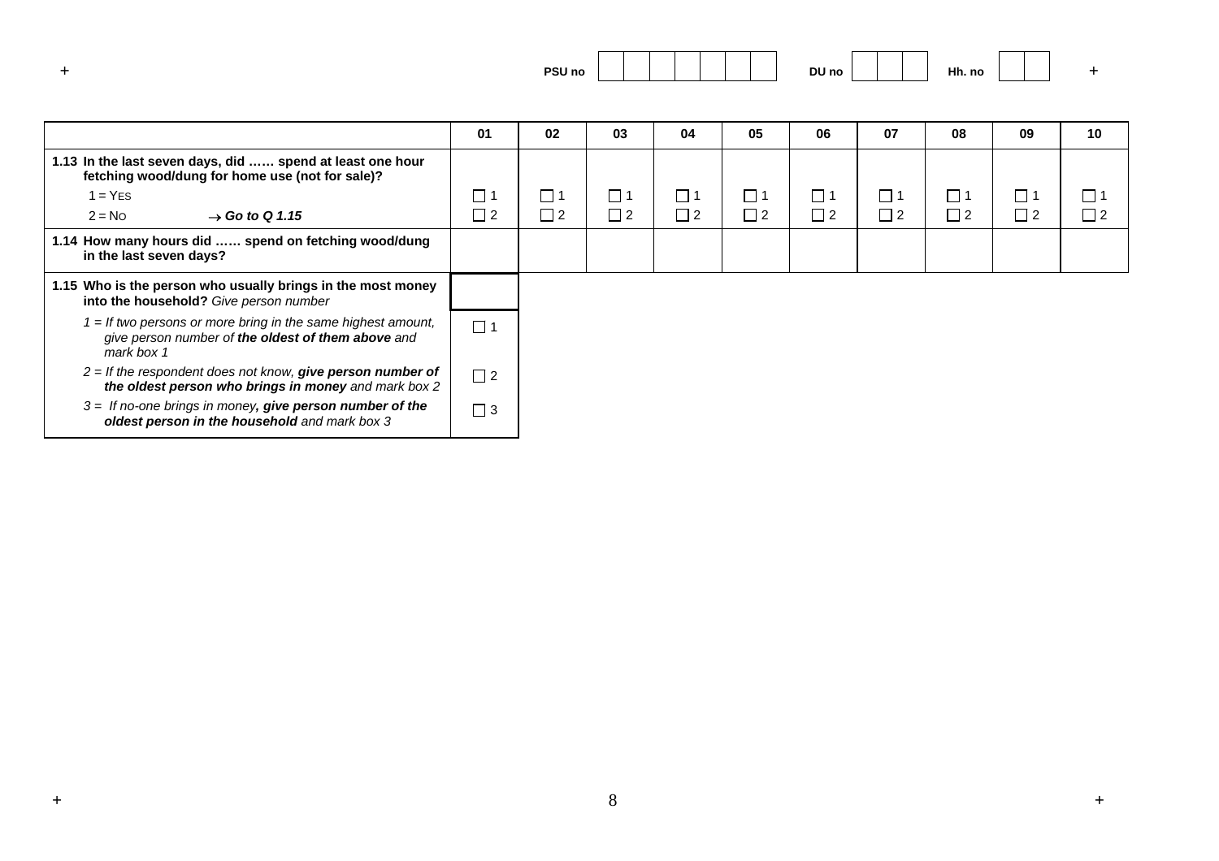PSU no | | | | | | | | DU no | | | | Hh. no | | |

| | 01 | 02 | 03 | 04 | 05 | 06 | 07 | 08 | 09 | 10 |
|---|---|---|---|---|---|---|---|---|---|---|
| **1.13 In the last seven days, did …… spend at least one hour fetching wood/dung for home use (not for sale)?**<br>1 = YES<br>2 = NO → ***Go to Q 1.15*** | ☐ 1<br>☐ 2 | ☐ 1<br>☐ 2 | ☐ 1<br>☐ 2 | ☐ 1<br>☐ 2 | ☐ 1<br>☐ 2 | ☐ 1<br>☐ 2 | ☐ 1<br>☐ 2 | ☐ 1<br>☐ 2 | ☐ 1<br>☐ 2 | ☐ 1<br>☐ 2 |
| **1.14 How many hours did …… spend on fetching wood/dung in the last seven days?** | | | | | | | | | | |

| | |
|---|---|
| **1.15 Who is the person who usually brings in the most money into the household?** *Give person number* | |
| *1 = If two persons or more bring in the same highest amount, give person number of* ***the oldest of them above*** *and mark box 1* | ☐ 1 |
| *2 = If the respondent does not know,* ***give person number of the oldest person who brings in money*** *and mark box 2* | ☐ 2 |
| *3 = If no-one brings in money****, give person number of the oldest person in the household*** *and mark box 3* | ☐ 3 |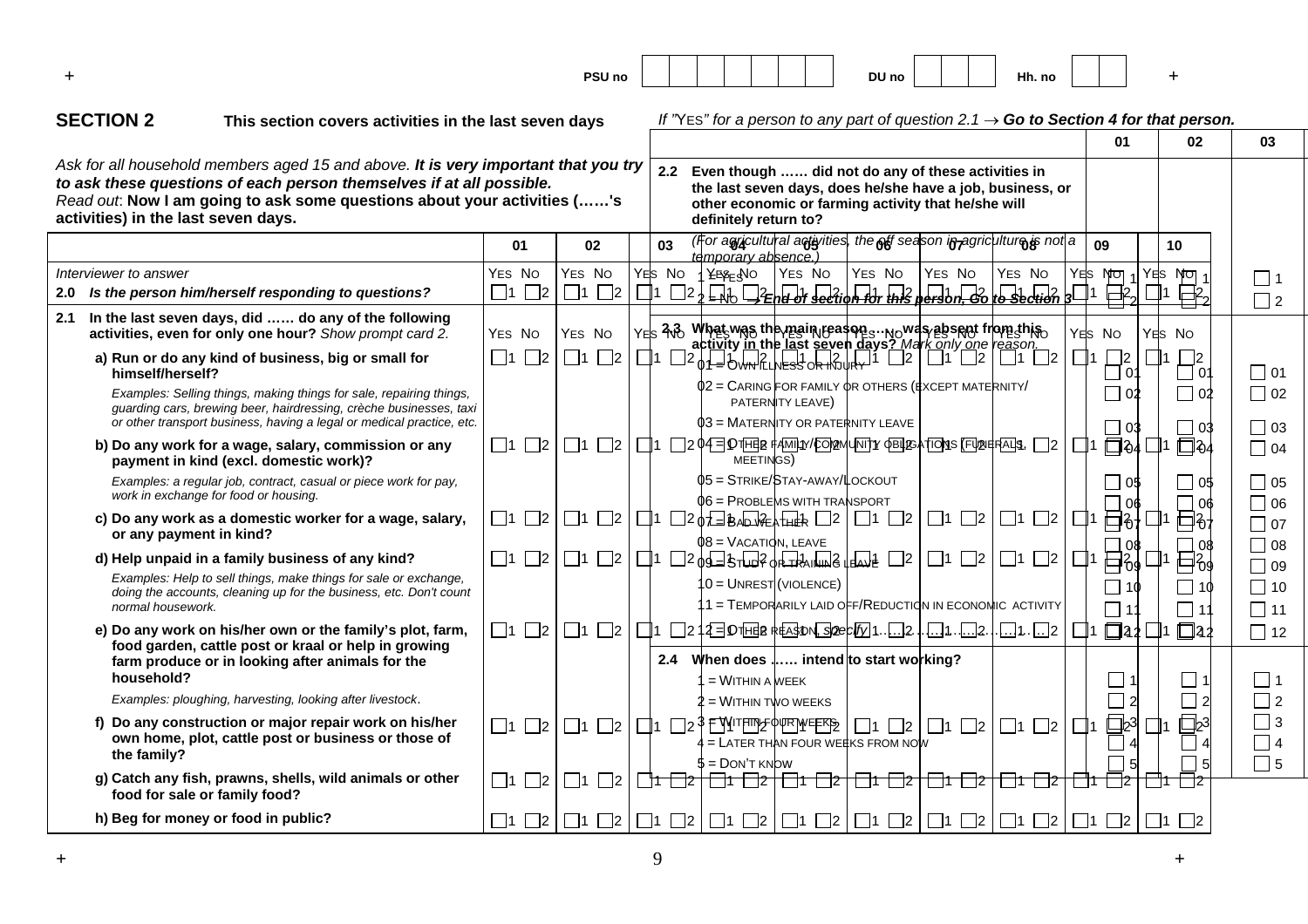PSU no | DU no | Hh. no

## SECTION 2 This section covers activities in the last seven days

*Ask for all household members aged 15 and above.* ***It is very important that you try to ask these questions of each person themselves if at all possible.***
*Read out*: **Now I am going to ask some questions about your activities (……'s activities) in the last seven days.**

| | 01 | 02 | 03 | 04 | 05 | 06 | 07 | 08 | 09 | 10 |
|---|---|---|---|---|---|---|---|---|---|---|
| *Interviewer to answer* | YES NO | YES NO | YES NO | YES NO | YES NO | YES NO | YES NO | YES NO | YES NO | YES NO |
| **2.0** ***Is the person him/herself responding to questions?*** | 1 2 | 1 2 | 1 2 | 1 2 | 1 2 | 1 2 | 1 2 | 1 2 | 1 2 | 1 2 |
| **2.1 In the last seven days, did …… do any of the following activities, even for only one hour?** *Show prompt card 2.* | YES NO | YES NO | YES NO | YES NO | YES NO | YES NO | YES NO | YES NO | YES NO | YES NO |
| **a) Run or do any kind of business, big or small for himself/herself?** *Examples: Selling things, making things for sale, repairing things, guarding cars, brewing beer, hairdressing, crèche businesses, taxi or other transport business, having a legal or medical practice, etc.* | 1 2 | 1 2 | 1 2 | 1 2 | 1 2 | 1 2 | 1 2 | 1 2 | 1 2 | 1 2 |
| **b) Do any work for a wage, salary, commission or any payment in kind (excl. domestic work)?** *Examples: a regular job, contract, casual or piece work for pay, work in exchange for food or housing.* | 1 2 | 1 2 | 1 2 | 1 2 | 1 2 | 1 2 | 1 2 | 1 2 | 1 2 | 1 2 |
| **c) Do any work as a domestic worker for a wage, salary, or any payment in kind?** | 1 2 | 1 2 | 1 2 | 1 2 | 1 2 | 1 2 | 1 2 | 1 2 | 1 2 | 1 2 |
| **d) Help unpaid in a family business of any kind?** *Examples: Help to sell things, make things for sale or exchange, doing the accounts, cleaning up for the business, etc. Don't count normal housework.* | 1 2 | 1 2 | 1 2 | 1 2 | 1 2 | 1 2 | 1 2 | 1 2 | 1 2 | 1 2 |
| **e) Do any work on his/her own or the family's plot, farm, food garden, cattle post or kraal or help in growing farm produce or in looking after animals for the household?** *Examples: ploughing, harvesting, looking after livestock.* | 1 2 | 1 2 | 1 2 | 1 2 | 1 2 | 1 2 | 1 2 | 1 2 | 1 2 | 1 2 |
| **f) Do any construction or major repair work on his/her own home, plot, cattle post or business or those of the family?** | 1 2 | 1 2 | 1 2 | 1 2 | 1 2 | 1 2 | 1 2 | 1 2 | 1 2 | 1 2 |
| **g) Catch any fish, prawns, shells, wild animals or other food for sale or family food?** | 1 2 | 1 2 | 1 2 | 1 2 | 1 2 | 1 2 | 1 2 | 1 2 | 1 2 | 1 2 |
| **h) Beg for money or food in public?** | 1 2 | 1 2 | 1 2 | 1 2 | 1 2 | 1 2 | 1 2 | 1 2 | 1 2 | 1 2 |

*If "YES" for a person to any part of question 2.1* → ***Go to Section 4 for that person.***

| | 01 | 02 | 03 |
|---|---|---|---|
| **2.2 Even though …… did not do any of these activities in the last seven days, does he/she have a job, business, or other economic or farming activity that he/she will definitely return to?** *(For agricultural activities, the off season in agriculture is not a temporary absence.)* 1 = YES; 2 = NO → ***End of section for this person, Go to Section 3*** | 1 2 | 1 2 | 1 2 |
| **2.3 What was the main reason …… was absent from this activity in the last seven days?** *Mark only one reason.* | | | |
| 01 = OWN ILLNESS OR INJURY | 01 | 01 | 01 |
| 02 = CARING FOR FAMILY OR OTHERS (EXCEPT MATERNITY/PATERNITY LEAVE) | 02 | 02 | 02 |
| 03 = MATERNITY OR PATERNITY LEAVE | 03 | 03 | 03 |
| 04 = OTHER FAMILY/COMMUNITY OBLIGATIONS (FUNERALS, MEETINGS) | 04 | 04 | 04 |
| 05 = STRIKE/STAY-AWAY/LOCKOUT | 05 | 05 | 05 |
| 06 = PROBLEMS WITH TRANSPORT | 06 | 06 | 06 |
| 07 = BAD WEATHER | 07 | 07 | 07 |
| 08 = VACATION, LEAVE | 08 | 08 | 08 |
| 09 = STUDY OR TRAINING LEAVE | 09 | 09 | 09 |
| 10 = UNREST (VIOLENCE) | 10 | 10 | 10 |
| 11 = TEMPORARILY LAID OFF/REDUCTION IN ECONOMIC ACTIVITY | 11 | 11 | 11 |
| 12 = OTHER REASON, *specify* …………………………… | 12 | 12 | 12 |
| **2.4 When does …… intend to start working?** | | | |
| 1 = WITHIN A WEEK | 1 | 1 | 1 |
| 2 = WITHIN TWO WEEKS | 2 | 2 | 2 |
| 3 = WITHIN FOUR WEEKS | 3 | 3 | 3 |
| 4 = LATER THAN FOUR WEEKS FROM NOW | 4 | 4 | 4 |
| 5 = DON'T KNOW | 5 | 5 | 5 |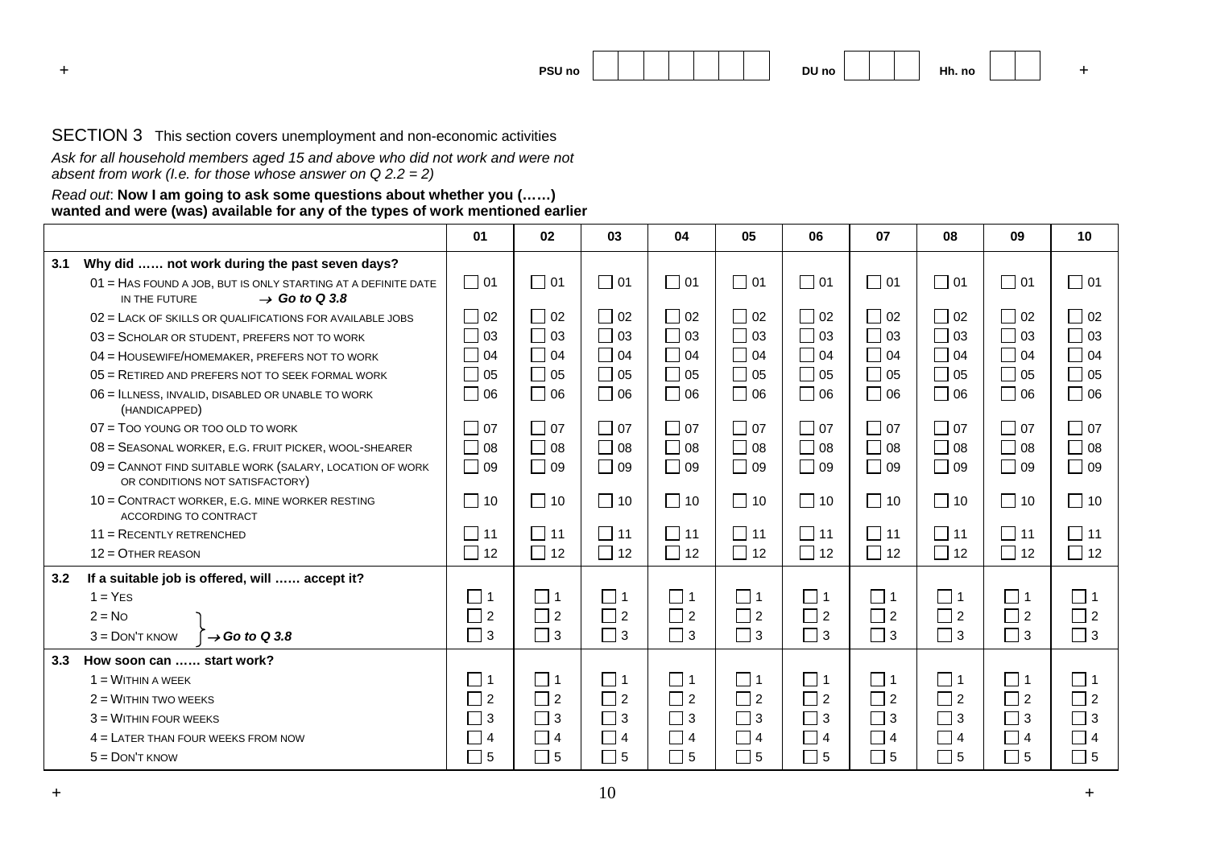PSU no | | | | | | | | DU no | | | | Hh. no | | |

## SECTION 3 This section covers unemployment and non-economic activities

*Ask for all household members aged 15 and above who did not work and were not absent from work (I.e. for those whose answer on Q 2.2 = 2)*

*Read out*: **Now I am going to ask some questions about whether you (……) wanted and were (was) available for any of the types of work mentioned earlier**

| | 01 | 02 | 03 | 04 | 05 | 06 | 07 | 08 | 09 | 10 |
|---|---|---|---|---|---|---|---|---|---|---|
| **3.1 Why did …… not work during the past seven days?** | | | | | | | | | | |
| 01 = HAS FOUND A JOB, BUT IS ONLY STARTING AT A DEFINITE DATE IN THE FUTURE → ***Go to Q 3.8*** | ☐ 01 | ☐ 01 | ☐ 01 | ☐ 01 | ☐ 01 | ☐ 01 | ☐ 01 | ☐ 01 | ☐ 01 | ☐ 01 |
| 02 = LACK OF SKILLS OR QUALIFICATIONS FOR AVAILABLE JOBS | ☐ 02 | ☐ 02 | ☐ 02 | ☐ 02 | ☐ 02 | ☐ 02 | ☐ 02 | ☐ 02 | ☐ 02 | ☐ 02 |
| 03 = SCHOLAR OR STUDENT, PREFERS NOT TO WORK | ☐ 03 | ☐ 03 | ☐ 03 | ☐ 03 | ☐ 03 | ☐ 03 | ☐ 03 | ☐ 03 | ☐ 03 | ☐ 03 |
| 04 = HOUSEWIFE/HOMEMAKER, PREFERS NOT TO WORK | ☐ 04 | ☐ 04 | ☐ 04 | ☐ 04 | ☐ 04 | ☐ 04 | ☐ 04 | ☐ 04 | ☐ 04 | ☐ 04 |
| 05 = RETIRED AND PREFERS NOT TO SEEK FORMAL WORK | ☐ 05 | ☐ 05 | ☐ 05 | ☐ 05 | ☐ 05 | ☐ 05 | ☐ 05 | ☐ 05 | ☐ 05 | ☐ 05 |
| 06 = ILLNESS, INVALID, DISABLED OR UNABLE TO WORK (HANDICAPPED) | ☐ 06 | ☐ 06 | ☐ 06 | ☐ 06 | ☐ 06 | ☐ 06 | ☐ 06 | ☐ 06 | ☐ 06 | ☐ 06 |
| 07 = TOO YOUNG OR TOO OLD TO WORK | ☐ 07 | ☐ 07 | ☐ 07 | ☐ 07 | ☐ 07 | ☐ 07 | ☐ 07 | ☐ 07 | ☐ 07 | ☐ 07 |
| 08 = SEASONAL WORKER, E.G. FRUIT PICKER, WOOL-SHEARER | ☐ 08 | ☐ 08 | ☐ 08 | ☐ 08 | ☐ 08 | ☐ 08 | ☐ 08 | ☐ 08 | ☐ 08 | ☐ 08 |
| 09 = CANNOT FIND SUITABLE WORK (SALARY, LOCATION OF WORK OR CONDITIONS NOT SATISFACTORY) | ☐ 09 | ☐ 09 | ☐ 09 | ☐ 09 | ☐ 09 | ☐ 09 | ☐ 09 | ☐ 09 | ☐ 09 | ☐ 09 |
| 10 = CONTRACT WORKER, E.G. MINE WORKER RESTING ACCORDING TO CONTRACT | ☐ 10 | ☐ 10 | ☐ 10 | ☐ 10 | ☐ 10 | ☐ 10 | ☐ 10 | ☐ 10 | ☐ 10 | ☐ 10 |
| 11 = RECENTLY RETRENCHED | ☐ 11 | ☐ 11 | ☐ 11 | ☐ 11 | ☐ 11 | ☐ 11 | ☐ 11 | ☐ 11 | ☐ 11 | ☐ 11 |
| 12 = OTHER REASON | ☐ 12 | ☐ 12 | ☐ 12 | ☐ 12 | ☐ 12 | ☐ 12 | ☐ 12 | ☐ 12 | ☐ 12 | ☐ 12 |
| **3.2 If a suitable job is offered, will …… accept it?** | | | | | | | | | | |
| 1 = YES | ☐ 1 | ☐ 1 | ☐ 1 | ☐ 1 | ☐ 1 | ☐ 1 | ☐ 1 | ☐ 1 | ☐ 1 | ☐ 1 |
| 2 = NO } → ***Go to Q 3.8*** | ☐ 2 | ☐ 2 | ☐ 2 | ☐ 2 | ☐ 2 | ☐ 2 | ☐ 2 | ☐ 2 | ☐ 2 | ☐ 2 |
| 3 = DON'T KNOW } → ***Go to Q 3.8*** | ☐ 3 | ☐ 3 | ☐ 3 | ☐ 3 | ☐ 3 | ☐ 3 | ☐ 3 | ☐ 3 | ☐ 3 | ☐ 3 |
| **3.3 How soon can …… start work?** | | | | | | | | | | |
| 1 = WITHIN A WEEK | ☐ 1 | ☐ 1 | ☐ 1 | ☐ 1 | ☐ 1 | ☐ 1 | ☐ 1 | ☐ 1 | ☐ 1 | ☐ 1 |
| 2 = WITHIN TWO WEEKS | ☐ 2 | ☐ 2 | ☐ 2 | ☐ 2 | ☐ 2 | ☐ 2 | ☐ 2 | ☐ 2 | ☐ 2 | ☐ 2 |
| 3 = WITHIN FOUR WEEKS | ☐ 3 | ☐ 3 | ☐ 3 | ☐ 3 | ☐ 3 | ☐ 3 | ☐ 3 | ☐ 3 | ☐ 3 | ☐ 3 |
| 4 = LATER THAN FOUR WEEKS FROM NOW | ☐ 4 | ☐ 4 | ☐ 4 | ☐ 4 | ☐ 4 | ☐ 4 | ☐ 4 | ☐ 4 | ☐ 4 | ☐ 4 |
| 5 = DON'T KNOW | ☐ 5 | ☐ 5 | ☐ 5 | ☐ 5 | ☐ 5 | ☐ 5 | ☐ 5 | ☐ 5 | ☐ 5 | ☐ 5 |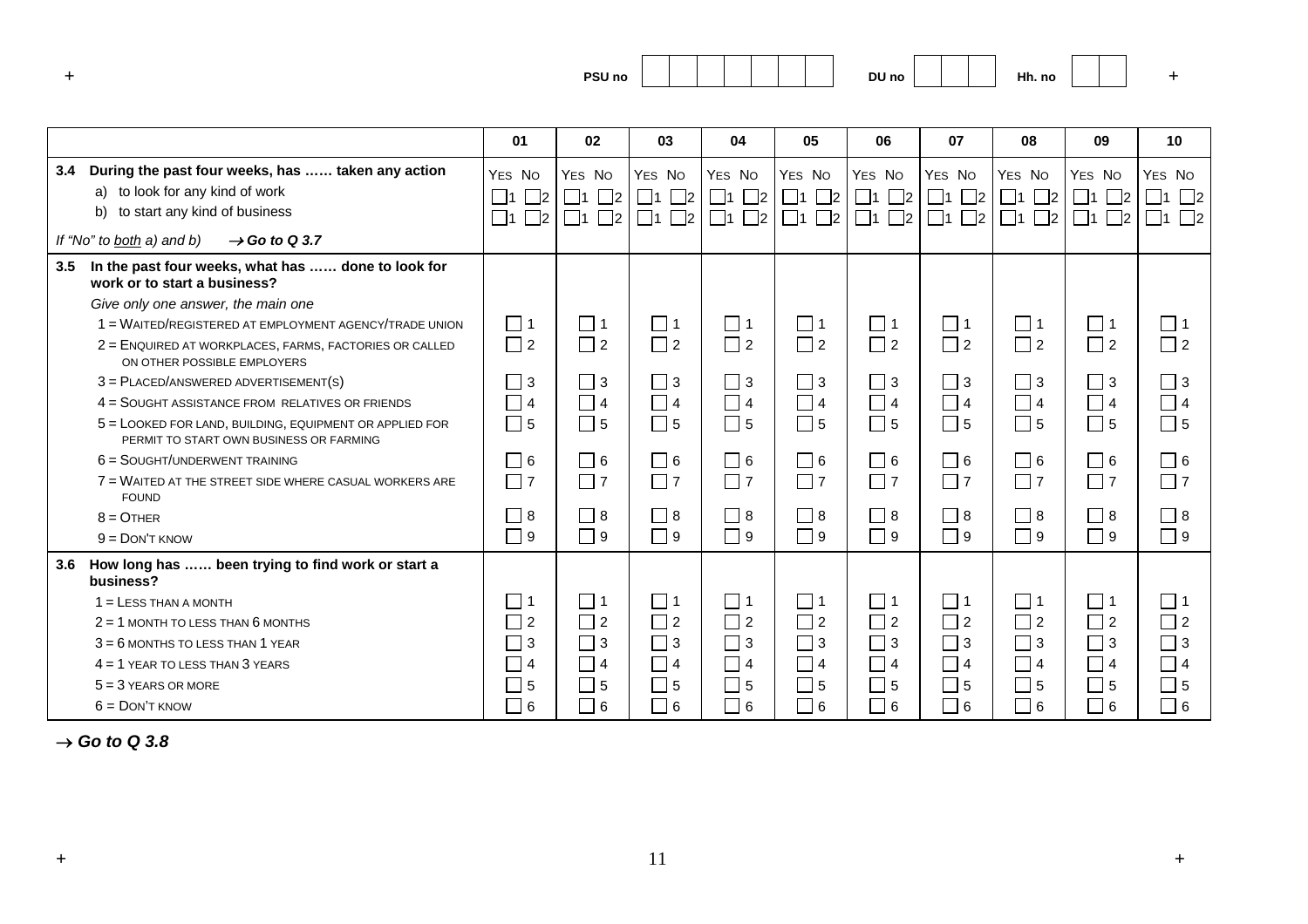PSU no | | | | | | | | DU no | | | | Hh. no | | |

| | 01 | 02 | 03 | 04 | 05 | 06 | 07 | 08 | 09 | 10 |
|---|---|---|---|---|---|---|---|---|---|---|
| **3.4 During the past four weeks, has …… taken any action** | YES NO | YES NO | YES NO | YES NO | YES NO | YES NO | YES NO | YES NO | YES NO | YES NO |
| a) to look for any kind of work | ☐1 ☐2 | ☐1 ☐2 | ☐1 ☐2 | ☐1 ☐2 | ☐1 ☐2 | ☐1 ☐2 | ☐1 ☐2 | ☐1 ☐2 | ☐1 ☐2 | ☐1 ☐2 |
| b) to start any kind of business | ☐1 ☐2 | ☐1 ☐2 | ☐1 ☐2 | ☐1 ☐2 | ☐1 ☐2 | ☐1 ☐2 | ☐1 ☐2 | ☐1 ☐2 | ☐1 ☐2 | ☐1 ☐2 |
| *If "No" to both a) and b) → Go to Q 3.7* | | | | | | | | | | |
| **3.5 In the past four weeks, what has …… done to look for work or to start a business?** | | | | | | | | | | |
| *Give only one answer, the main one* | | | | | | | | | | |
| 1 = WAITED/REGISTERED AT EMPLOYMENT AGENCY/TRADE UNION | ☐1 | ☐1 | ☐1 | ☐1 | ☐1 | ☐1 | ☐1 | ☐1 | ☐1 | ☐1 |
| 2 = ENQUIRED AT WORKPLACES, FARMS, FACTORIES OR CALLED ON OTHER POSSIBLE EMPLOYERS | ☐2 | ☐2 | ☐2 | ☐2 | ☐2 | ☐2 | ☐2 | ☐2 | ☐2 | ☐2 |
| 3 = PLACED/ANSWERED ADVERTISEMENT(S) | ☐3 | ☐3 | ☐3 | ☐3 | ☐3 | ☐3 | ☐3 | ☐3 | ☐3 | ☐3 |
| 4 = SOUGHT ASSISTANCE FROM RELATIVES OR FRIENDS | ☐4 | ☐4 | ☐4 | ☐4 | ☐4 | ☐4 | ☐4 | ☐4 | ☐4 | ☐4 |
| 5 = LOOKED FOR LAND, BUILDING, EQUIPMENT OR APPLIED FOR PERMIT TO START OWN BUSINESS OR FARMING | ☐5 | ☐5 | ☐5 | ☐5 | ☐5 | ☐5 | ☐5 | ☐5 | ☐5 | ☐5 |
| 6 = SOUGHT/UNDERWENT TRAINING | ☐6 | ☐6 | ☐6 | ☐6 | ☐6 | ☐6 | ☐6 | ☐6 | ☐6 | ☐6 |
| 7 = WAITED AT THE STREET SIDE WHERE CASUAL WORKERS ARE FOUND | ☐7 | ☐7 | ☐7 | ☐7 | ☐7 | ☐7 | ☐7 | ☐7 | ☐7 | ☐7 |
| 8 = OTHER | ☐8 | ☐8 | ☐8 | ☐8 | ☐8 | ☐8 | ☐8 | ☐8 | ☐8 | ☐8 |
| 9 = DON'T KNOW | ☐9 | ☐9 | ☐9 | ☐9 | ☐9 | ☐9 | ☐9 | ☐9 | ☐9 | ☐9 |
| **3.6 How long has …… been trying to find work or start a business?** | | | | | | | | | | |
| 1 = LESS THAN A MONTH | ☐1 | ☐1 | ☐1 | ☐1 | ☐1 | ☐1 | ☐1 | ☐1 | ☐1 | ☐1 |
| 2 = 1 MONTH TO LESS THAN 6 MONTHS | ☐2 | ☐2 | ☐2 | ☐2 | ☐2 | ☐2 | ☐2 | ☐2 | ☐2 | ☐2 |
| 3 = 6 MONTHS TO LESS THAN 1 YEAR | ☐3 | ☐3 | ☐3 | ☐3 | ☐3 | ☐3 | ☐3 | ☐3 | ☐3 | ☐3 |
| 4 = 1 YEAR TO LESS THAN 3 YEARS | ☐4 | ☐4 | ☐4 | ☐4 | ☐4 | ☐4 | ☐4 | ☐4 | ☐4 | ☐4 |
| 5 = 3 YEARS OR MORE | ☐5 | ☐5 | ☐5 | ☐5 | ☐5 | ☐5 | ☐5 | ☐5 | ☐5 | ☐5 |
| 6 = DON'T KNOW | ☐6 | ☐6 | ☐6 | ☐6 | ☐6 | ☐6 | ☐6 | ☐6 | ☐6 | ☐6 |

***→ Go to Q 3.8***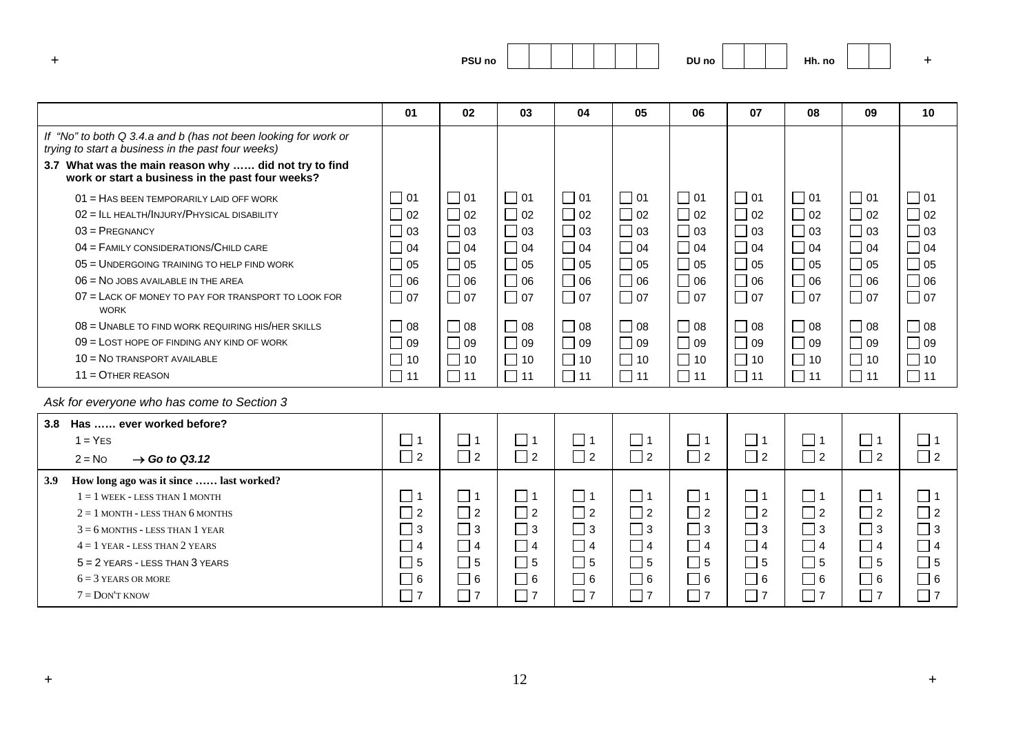PSU no | | | | | | | | DU no | | | | Hh. no | | |

| | 01 | 02 | 03 | 04 | 05 | 06 | 07 | 08 | 09 | 10 |
|---|---|---|---|---|---|---|---|---|---|---|
| *If "No" to both Q 3.4.a and b (has not been looking for work or trying to start a business in the past four weeks)* **3.7 What was the main reason why …… did not try to find work or start a business in the past four weeks?** | | | | | | | | | | |
| 01 = HAS BEEN TEMPORARILY LAID OFF WORK | ☐ 01 | ☐ 01 | ☐ 01 | ☐ 01 | ☐ 01 | ☐ 01 | ☐ 01 | ☐ 01 | ☐ 01 | ☐ 01 |
| 02 = ILL HEALTH/INJURY/PHYSICAL DISABILITY | ☐ 02 | ☐ 02 | ☐ 02 | ☐ 02 | ☐ 02 | ☐ 02 | ☐ 02 | ☐ 02 | ☐ 02 | ☐ 02 |
| 03 = PREGNANCY | ☐ 03 | ☐ 03 | ☐ 03 | ☐ 03 | ☐ 03 | ☐ 03 | ☐ 03 | ☐ 03 | ☐ 03 | ☐ 03 |
| 04 = FAMILY CONSIDERATIONS/CHILD CARE | ☐ 04 | ☐ 04 | ☐ 04 | ☐ 04 | ☐ 04 | ☐ 04 | ☐ 04 | ☐ 04 | ☐ 04 | ☐ 04 |
| 05 = UNDERGOING TRAINING TO HELP FIND WORK | ☐ 05 | ☐ 05 | ☐ 05 | ☐ 05 | ☐ 05 | ☐ 05 | ☐ 05 | ☐ 05 | ☐ 05 | ☐ 05 |
| 06 = NO JOBS AVAILABLE IN THE AREA | ☐ 06 | ☐ 06 | ☐ 06 | ☐ 06 | ☐ 06 | ☐ 06 | ☐ 06 | ☐ 06 | ☐ 06 | ☐ 06 |
| 07 = LACK OF MONEY TO PAY FOR TRANSPORT TO LOOK FOR WORK | ☐ 07 | ☐ 07 | ☐ 07 | ☐ 07 | ☐ 07 | ☐ 07 | ☐ 07 | ☐ 07 | ☐ 07 | ☐ 07 |
| 08 = UNABLE TO FIND WORK REQUIRING HIS/HER SKILLS | ☐ 08 | ☐ 08 | ☐ 08 | ☐ 08 | ☐ 08 | ☐ 08 | ☐ 08 | ☐ 08 | ☐ 08 | ☐ 08 |
| 09 = LOST HOPE OF FINDING ANY KIND OF WORK | ☐ 09 | ☐ 09 | ☐ 09 | ☐ 09 | ☐ 09 | ☐ 09 | ☐ 09 | ☐ 09 | ☐ 09 | ☐ 09 |
| 10 = NO TRANSPORT AVAILABLE | ☐ 10 | ☐ 10 | ☐ 10 | ☐ 10 | ☐ 10 | ☐ 10 | ☐ 10 | ☐ 10 | ☐ 10 | ☐ 10 |
| 11 = OTHER REASON | ☐ 11 | ☐ 11 | ☐ 11 | ☐ 11 | ☐ 11 | ☐ 11 | ☐ 11 | ☐ 11 | ☐ 11 | ☐ 11 |

*Ask for everyone who has come to Section 3*

| | | | | | | | | | | |
|---|---|---|---|---|---|---|---|---|---|---|
| **3.8 Has …… ever worked before?** | | | | | | | | | | |
| 1 = YES | ☐ 1 | ☐ 1 | ☐ 1 | ☐ 1 | ☐ 1 | ☐ 1 | ☐ 1 | ☐ 1 | ☐ 1 | ☐ 1 |
| 2 = NO → ***Go to Q3.12*** | ☐ 2 | ☐ 2 | ☐ 2 | ☐ 2 | ☐ 2 | ☐ 2 | ☐ 2 | ☐ 2 | ☐ 2 | ☐ 2 |
| **3.9 How long ago was it since …… last worked?** | | | | | | | | | | |
| 1 = 1 WEEK - LESS THAN 1 MONTH | ☐ 1 | ☐ 1 | ☐ 1 | ☐ 1 | ☐ 1 | ☐ 1 | ☐ 1 | ☐ 1 | ☐ 1 | ☐ 1 |
| 2 = 1 MONTH - LESS THAN 6 MONTHS | ☐ 2 | ☐ 2 | ☐ 2 | ☐ 2 | ☐ 2 | ☐ 2 | ☐ 2 | ☐ 2 | ☐ 2 | ☐ 2 |
| 3 = 6 MONTHS - LESS THAN 1 YEAR | ☐ 3 | ☐ 3 | ☐ 3 | ☐ 3 | ☐ 3 | ☐ 3 | ☐ 3 | ☐ 3 | ☐ 3 | ☐ 3 |
| 4 = 1 YEAR - LESS THAN 2 YEARS | ☐ 4 | ☐ 4 | ☐ 4 | ☐ 4 | ☐ 4 | ☐ 4 | ☐ 4 | ☐ 4 | ☐ 4 | ☐ 4 |
| 5 = 2 YEARS - LESS THAN 3 YEARS | ☐ 5 | ☐ 5 | ☐ 5 | ☐ 5 | ☐ 5 | ☐ 5 | ☐ 5 | ☐ 5 | ☐ 5 | ☐ 5 |
| 6 = 3 YEARS OR MORE | ☐ 6 | ☐ 6 | ☐ 6 | ☐ 6 | ☐ 6 | ☐ 6 | ☐ 6 | ☐ 6 | ☐ 6 | ☐ 6 |
| 7 = DON'T KNOW | ☐ 7 | ☐ 7 | ☐ 7 | ☐ 7 | ☐ 7 | ☐ 7 | ☐ 7 | ☐ 7 | ☐ 7 | ☐ 7 |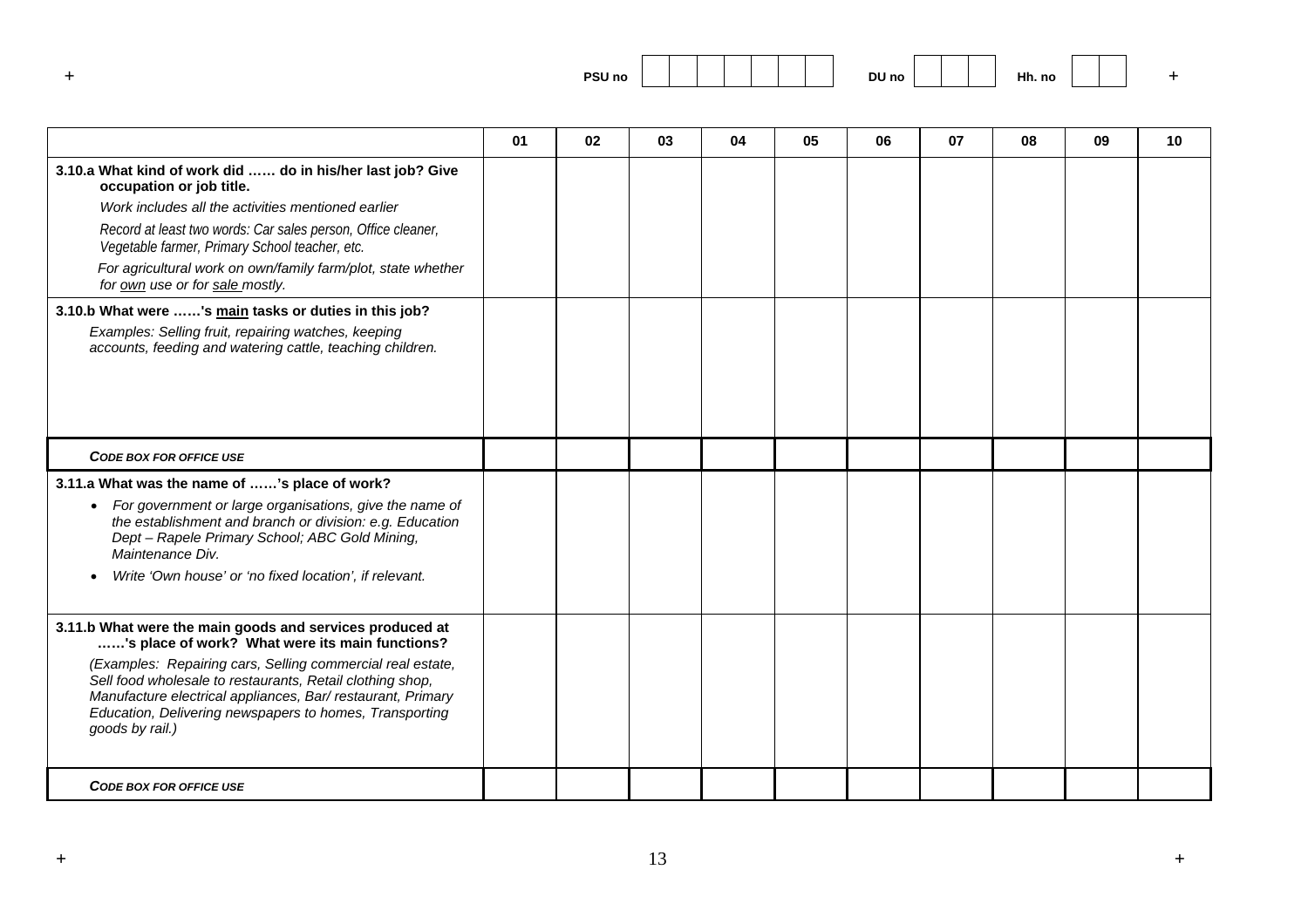PSU no | | | | | | | | DU no | | | | Hh. no | | |

| | 01 | 02 | 03 | 04 | 05 | 06 | 07 | 08 | 09 | 10 |
|---|---|---|---|---|---|---|---|---|---|---|
| **3.10.a What kind of work did …… do in his/her last job? Give occupation or job title.** <br> *Work includes all the activities mentioned earlier* <br> *Record at least two words: Car sales person, Office cleaner, Vegetable farmer, Primary School teacher, etc.* <br> *For agricultural work on own/family farm/plot, state whether for own use or for sale mostly.* | | | | | | | | | | |
| **3.10.b What were ……'s main tasks or duties in this job?** <br> *Examples: Selling fruit, repairing watches, keeping accounts, feeding and watering cattle, teaching children.* | | | | | | | | | | |
| ***CODE BOX FOR OFFICE USE*** | | | | | | | | | | |
| **3.11.a What was the name of ……'s place of work?** <br> • *For government or large organisations, give the name of the establishment and branch or division: e.g. Education Dept – Rapele Primary School; ABC Gold Mining, Maintenance Div.* <br> • *Write 'Own house' or 'no fixed location', if relevant.* | | | | | | | | | | |
| **3.11.b What were the main goods and services produced at ……'s place of work? What were its main functions?** <br> *(Examples: Repairing cars, Selling commercial real estate, Sell food wholesale to restaurants, Retail clothing shop, Manufacture electrical appliances, Bar/ restaurant, Primary Education, Delivering newspapers to homes, Transporting goods by rail.)* | | | | | | | | | | |
| ***CODE BOX FOR OFFICE USE*** | | | | | | | | | | |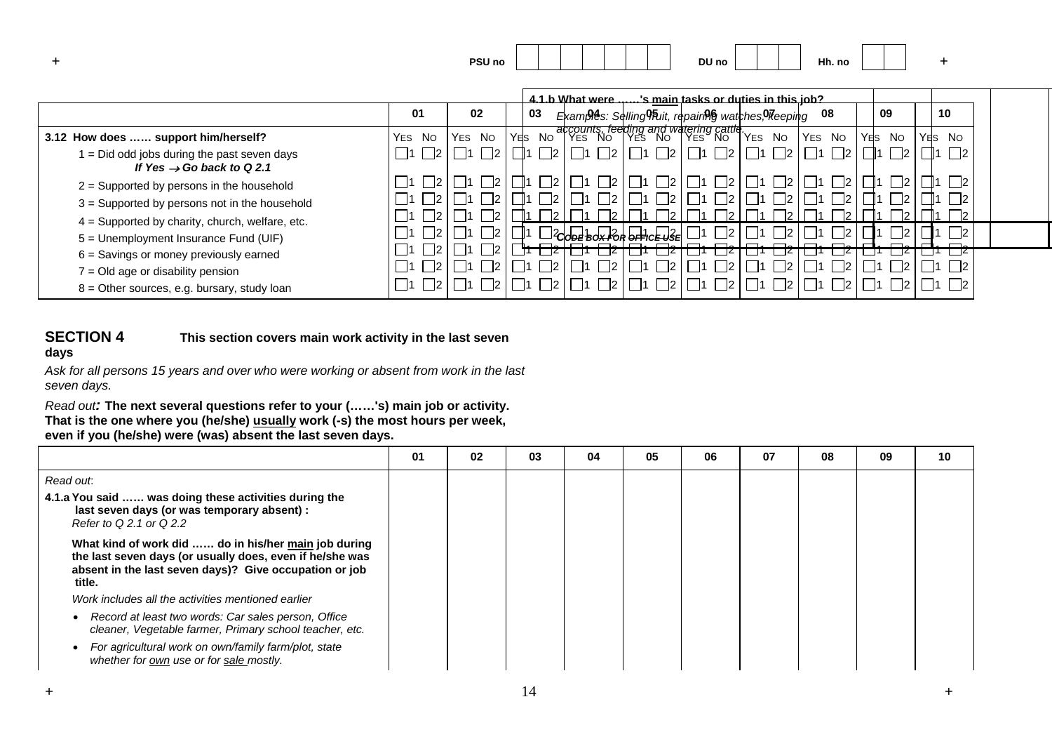PSU no | | | | | | | | DU no | | | | Hh. no | | |

| | 01 | 02 | 03 | 04 | 05 | 06 | 07 | 08 | 09 | 10 |
|---|---|---|---|---|---|---|---|---|---|---|
| **3.12 How does …… support him/herself?** | YES NO | YES NO | YES NO | YES NO | YES NO | YES NO | YES NO | YES NO | YES NO | YES NO |
| 1 = Did odd jobs during the past seven days *If Yes → Go back to Q 2.1* | ☐1 ☐2 | ☐1 ☐2 | ☐1 ☐2 | ☐1 ☐2 | ☐1 ☐2 | ☐1 ☐2 | ☐1 ☐2 | ☐1 ☐2 | ☐1 ☐2 | ☐1 ☐2 |
| 2 = Supported by persons in the household | ☐1 ☐2 | ☐1 ☐2 | ☐1 ☐2 | ☐1 ☐2 | ☐1 ☐2 | ☐1 ☐2 | ☐1 ☐2 | ☐1 ☐2 | ☐1 ☐2 | ☐1 ☐2 |
| 3 = Supported by persons not in the household | ☐1 ☐2 | ☐1 ☐2 | ☐1 ☐2 | ☐1 ☐2 | ☐1 ☐2 | ☐1 ☐2 | ☐1 ☐2 | ☐1 ☐2 | ☐1 ☐2 | ☐1 ☐2 |
| 4 = Supported by charity, church, welfare, etc. | ☐1 ☐2 | ☐1 ☐2 | ☐1 ☐2 | ☐1 ☐2 | ☐1 ☐2 | ☐1 ☐2 | ☐1 ☐2 | ☐1 ☐2 | ☐1 ☐2 | ☐1 ☐2 |
| 5 = Unemployment Insurance Fund (UIF) | ☐1 ☐2 | ☐1 ☐2 | ☐1 ☐2 | ☐1 ☐2 | ☐1 ☐2 | ☐1 ☐2 | ☐1 ☐2 | ☐1 ☐2 | ☐1 ☐2 | ☐1 ☐2 |
| 6 = Savings or money previously earned | ☐1 ☐2 | ☐1 ☐2 | ☐1 ☐2 | ☐1 ☐2 | ☐1 ☐2 | ☐1 ☐2 | ☐1 ☐2 | ☐1 ☐2 | ☐1 ☐2 | ☐1 ☐2 |
| 7 = Old age or disability pension | ☐1 ☐2 | ☐1 ☐2 | ☐1 ☐2 | ☐1 ☐2 | ☐1 ☐2 | ☐1 ☐2 | ☐1 ☐2 | ☐1 ☐2 | ☐1 ☐2 | ☐1 ☐2 |
| 8 = Other sources, e.g. bursary, study loan | ☐1 ☐2 | ☐1 ☐2 | ☐1 ☐2 | ☐1 ☐2 | ☐1 ☐2 | ☐1 ☐2 | ☐1 ☐2 | ☐1 ☐2 | ☐1 ☐2 | ☐1 ☐2 |

**4.1.b What were ……'s main tasks or duties in this job?**

*Examples: Selling fruit, repairing watches, keeping accounts, feeding and watering cattle.*

*CODE BOX FOR OFFICE USE*

## SECTION 4 This section covers main work activity in the last seven days

*Ask for all persons 15 years and over who were working or absent from work in the last seven days.*

*Read out:* **The next several questions refer to your (……'s) main job or activity. That is the one where you (he/she) usually work (-s) the most hours per week, even if you (he/she) were (was) absent the last seven days.**

| | 01 | 02 | 03 | 04 | 05 | 06 | 07 | 08 | 09 | 10 |
|---|---|---|---|---|---|---|---|---|---|---|
| *Read out*:<br>**4.1.a You said …… was doing these activities during the last seven days (or was temporary absent) :**<br>*Refer to Q 2.1 or Q 2.2*<br>**What kind of work did …… do in his/her main job during the last seven days (or usually does, even if he/she was absent in the last seven days)? Give occupation or job title.**<br>*Work includes all the activities mentioned earlier*<br>• *Record at least two words: Car sales person, Office cleaner, Vegetable farmer, Primary school teacher, etc.*<br>• *For agricultural work on own/family farm/plot, state whether for own use or for sale mostly.* | | | | | | | | | | |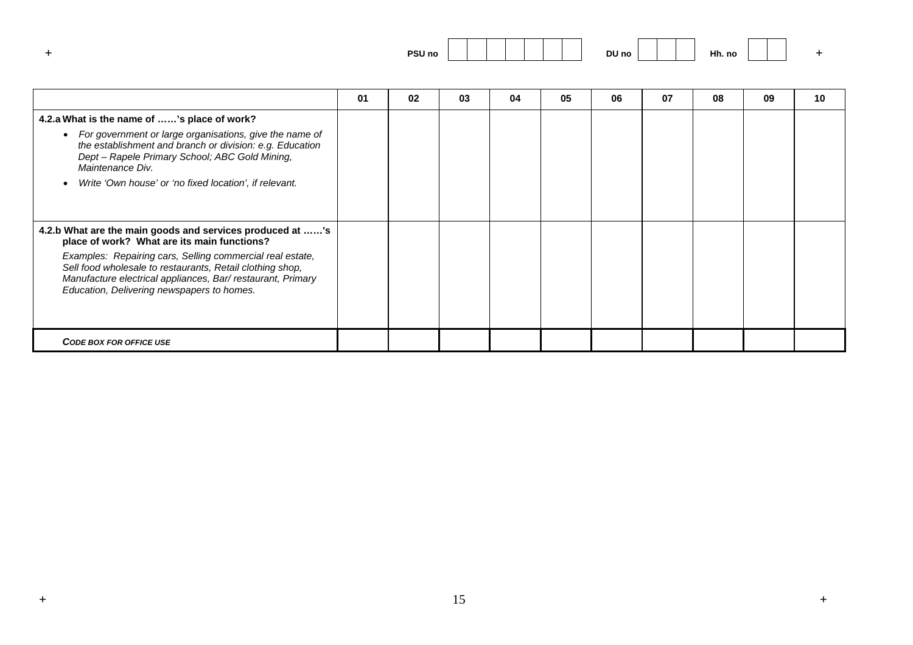PSU no | | | | | | | | DU no | | | | Hh. no | | |

| | 01 | 02 | 03 | 04 | 05 | 06 | 07 | 08 | 09 | 10 |
|---|---|---|---|---|---|---|---|---|---|---|
| **4.2.a What is the name of ……'s place of work?**<br>• *For government or large organisations, give the name of the establishment and branch or division: e.g. Education Dept – Rapele Primary School; ABC Gold Mining, Maintenance Div.*<br>• *Write 'Own house' or 'no fixed location', if relevant.* | | | | | | | | | | |
| **4.2.b What are the main goods and services produced at ……'s place of work? What are its main functions?**<br>*Examples: Repairing cars, Selling commercial real estate, Sell food wholesale to restaurants, Retail clothing shop, Manufacture electrical appliances, Bar/ restaurant, Primary Education, Delivering newspapers to homes.* | | | | | | | | | | |
| ***CODE BOX FOR OFFICE USE*** | | | | | | | | | | |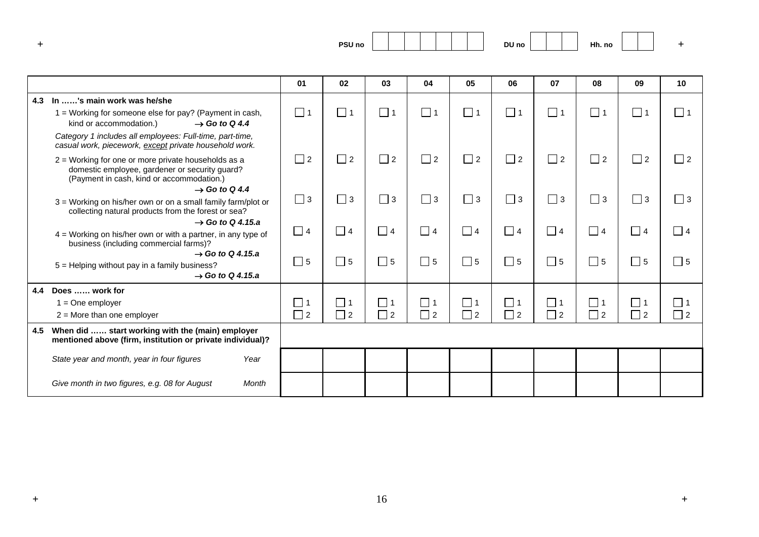PSU no | | | | | | | DU no | | | Hh. no | |

| | 01 | 02 | 03 | 04 | 05 | 06 | 07 | 08 | 09 | 10 |
|---|---|---|---|---|---|---|---|---|---|---|
| **4.3 In ……'s main work was he/she** | | | | | | | | | | |
| 1 = Working for someone else for pay? (Payment in cash, kind or accommodation.) → ***Go to Q 4.4*** | ☐ 1 | ☐ 1 | ☐ 1 | ☐ 1 | ☐ 1 | ☐ 1 | ☐ 1 | ☐ 1 | ☐ 1 | ☐ 1 |
| *Category 1 includes all employees: Full-time, part-time, casual work, piecework, except private household work.* | | | | | | | | | | |
| 2 = Working for one or more private households as a domestic employee, gardener or security guard? (Payment in cash, kind or accommodation.) → ***Go to Q 4.4*** | ☐ 2 | ☐ 2 | ☐ 2 | ☐ 2 | ☐ 2 | ☐ 2 | ☐ 2 | ☐ 2 | ☐ 2 | ☐ 2 |
| 3 = Working on his/her own or on a small family farm/plot or collecting natural products from the forest or sea? → ***Go to Q 4.15.a*** | ☐ 3 | ☐ 3 | ☐ 3 | ☐ 3 | ☐ 3 | ☐ 3 | ☐ 3 | ☐ 3 | ☐ 3 | ☐ 3 |
| 4 = Working on his/her own or with a partner, in any type of business (including commercial farms)? → ***Go to Q 4.15.a*** | ☐ 4 | ☐ 4 | ☐ 4 | ☐ 4 | ☐ 4 | ☐ 4 | ☐ 4 | ☐ 4 | ☐ 4 | ☐ 4 |
| 5 = Helping without pay in a family business? → ***Go to Q 4.15.a*** | ☐ 5 | ☐ 5 | ☐ 5 | ☐ 5 | ☐ 5 | ☐ 5 | ☐ 5 | ☐ 5 | ☐ 5 | ☐ 5 |
| **4.4 Does …… work for** | | | | | | | | | | |
| 1 = One employer | ☐ 1 | ☐ 1 | ☐ 1 | ☐ 1 | ☐ 1 | ☐ 1 | ☐ 1 | ☐ 1 | ☐ 1 | ☐ 1 |
| 2 = More than one employer | ☐ 2 | ☐ 2 | ☐ 2 | ☐ 2 | ☐ 2 | ☐ 2 | ☐ 2 | ☐ 2 | ☐ 2 | ☐ 2 |
| **4.5 When did …… start working with the (main) employer mentioned above (firm, institution or private individual)?** | | | | | | | | | | |
| *State year and month, year in four figures* *Year* | | | | | | | | | | |
| *Give month in two figures, e.g. 08 for August* *Month* | | | | | | | | | | |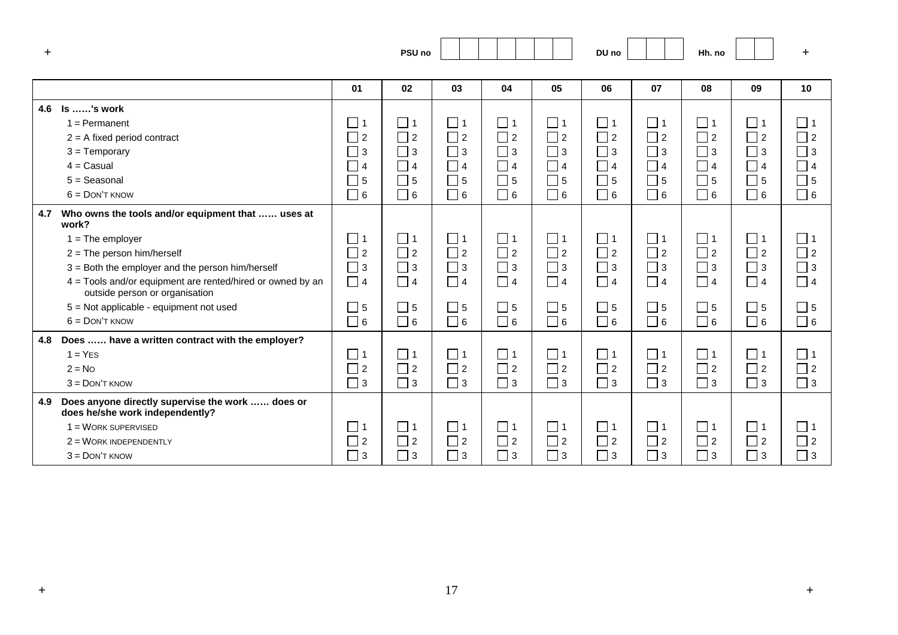PSU no | | | | | | | | DU no | | | | Hh. no | | |

| | 01 | 02 | 03 | 04 | 05 | 06 | 07 | 08 | 09 | 10 |
|---|---|---|---|---|---|---|---|---|---|---|
| **4.6 Is ……'s work** | | | | | | | | | | |
| 1 = Permanent | ☐ 1 | ☐ 1 | ☐ 1 | ☐ 1 | ☐ 1 | ☐ 1 | ☐ 1 | ☐ 1 | ☐ 1 | ☐ 1 |
| 2 = A fixed period contract | ☐ 2 | ☐ 2 | ☐ 2 | ☐ 2 | ☐ 2 | ☐ 2 | ☐ 2 | ☐ 2 | ☐ 2 | ☐ 2 |
| 3 = Temporary | ☐ 3 | ☐ 3 | ☐ 3 | ☐ 3 | ☐ 3 | ☐ 3 | ☐ 3 | ☐ 3 | ☐ 3 | ☐ 3 |
| 4 = Casual | ☐ 4 | ☐ 4 | ☐ 4 | ☐ 4 | ☐ 4 | ☐ 4 | ☐ 4 | ☐ 4 | ☐ 4 | ☐ 4 |
| 5 = Seasonal | ☐ 5 | ☐ 5 | ☐ 5 | ☐ 5 | ☐ 5 | ☐ 5 | ☐ 5 | ☐ 5 | ☐ 5 | ☐ 5 |
| 6 = DON'T KNOW | ☐ 6 | ☐ 6 | ☐ 6 | ☐ 6 | ☐ 6 | ☐ 6 | ☐ 6 | ☐ 6 | ☐ 6 | ☐ 6 |
| **4.7 Who owns the tools and/or equipment that …… uses at work?** | | | | | | | | | | |
| 1 = The employer | ☐ 1 | ☐ 1 | ☐ 1 | ☐ 1 | ☐ 1 | ☐ 1 | ☐ 1 | ☐ 1 | ☐ 1 | ☐ 1 |
| 2 = The person him/herself | ☐ 2 | ☐ 2 | ☐ 2 | ☐ 2 | ☐ 2 | ☐ 2 | ☐ 2 | ☐ 2 | ☐ 2 | ☐ 2 |
| 3 = Both the employer and the person him/herself | ☐ 3 | ☐ 3 | ☐ 3 | ☐ 3 | ☐ 3 | ☐ 3 | ☐ 3 | ☐ 3 | ☐ 3 | ☐ 3 |
| 4 = Tools and/or equipment are rented/hired or owned by an outside person or organisation | ☐ 4 | ☐ 4 | ☐ 4 | ☐ 4 | ☐ 4 | ☐ 4 | ☐ 4 | ☐ 4 | ☐ 4 | ☐ 4 |
| 5 = Not applicable - equipment not used | ☐ 5 | ☐ 5 | ☐ 5 | ☐ 5 | ☐ 5 | ☐ 5 | ☐ 5 | ☐ 5 | ☐ 5 | ☐ 5 |
| 6 = DON'T KNOW | ☐ 6 | ☐ 6 | ☐ 6 | ☐ 6 | ☐ 6 | ☐ 6 | ☐ 6 | ☐ 6 | ☐ 6 | ☐ 6 |
| **4.8 Does …… have a written contract with the employer?** | | | | | | | | | | |
| 1 = YES | ☐ 1 | ☐ 1 | ☐ 1 | ☐ 1 | ☐ 1 | ☐ 1 | ☐ 1 | ☐ 1 | ☐ 1 | ☐ 1 |
| 2 = NO | ☐ 2 | ☐ 2 | ☐ 2 | ☐ 2 | ☐ 2 | ☐ 2 | ☐ 2 | ☐ 2 | ☐ 2 | ☐ 2 |
| 3 = DON'T KNOW | ☐ 3 | ☐ 3 | ☐ 3 | ☐ 3 | ☐ 3 | ☐ 3 | ☐ 3 | ☐ 3 | ☐ 3 | ☐ 3 |
| **4.9 Does anyone directly supervise the work …… does or does he/she work independently?** | | | | | | | | | | |
| 1 = WORK SUPERVISED | ☐ 1 | ☐ 1 | ☐ 1 | ☐ 1 | ☐ 1 | ☐ 1 | ☐ 1 | ☐ 1 | ☐ 1 | ☐ 1 |
| 2 = WORK INDEPENDENTLY | ☐ 2 | ☐ 2 | ☐ 2 | ☐ 2 | ☐ 2 | ☐ 2 | ☐ 2 | ☐ 2 | ☐ 2 | ☐ 2 |
| 3 = DON'T KNOW | ☐ 3 | ☐ 3 | ☐ 3 | ☐ 3 | ☐ 3 | ☐ 3 | ☐ 3 | ☐ 3 | ☐ 3 | ☐ 3 |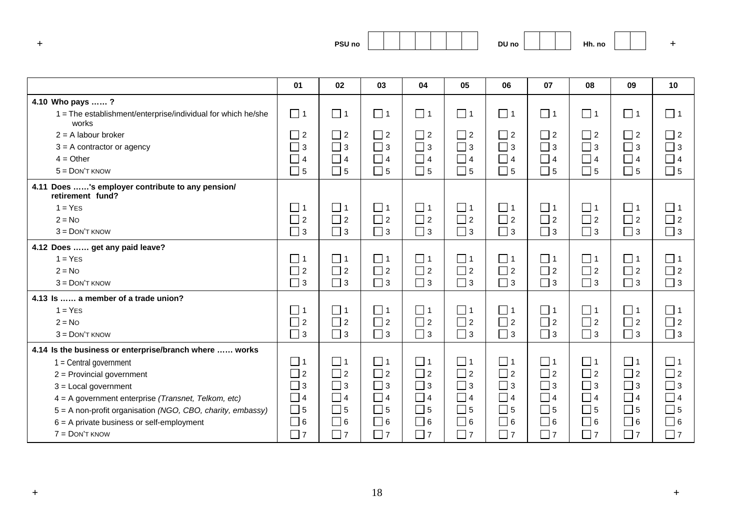PSU no | | | | | | | | DU no | | | | Hh. no | | |

| | 01 | 02 | 03 | 04 | 05 | 06 | 07 | 08 | 09 | 10 |
|---|---|---|---|---|---|---|---|---|---|---|
| **4.10 Who pays …… ?** | | | | | | | | | | |
| 1 = The establishment/enterprise/individual for which he/she works | ☐ 1 | ☐ 1 | ☐ 1 | ☐ 1 | ☐ 1 | ☐ 1 | ☐ 1 | ☐ 1 | ☐ 1 | ☐ 1 |
| 2 = A labour broker | ☐ 2 | ☐ 2 | ☐ 2 | ☐ 2 | ☐ 2 | ☐ 2 | ☐ 2 | ☐ 2 | ☐ 2 | ☐ 2 |
| 3 = A contractor or agency | ☐ 3 | ☐ 3 | ☐ 3 | ☐ 3 | ☐ 3 | ☐ 3 | ☐ 3 | ☐ 3 | ☐ 3 | ☐ 3 |
| 4 = Other | ☐ 4 | ☐ 4 | ☐ 4 | ☐ 4 | ☐ 4 | ☐ 4 | ☐ 4 | ☐ 4 | ☐ 4 | ☐ 4 |
| 5 = DON'T KNOW | ☐ 5 | ☐ 5 | ☐ 5 | ☐ 5 | ☐ 5 | ☐ 5 | ☐ 5 | ☐ 5 | ☐ 5 | ☐ 5 |
| **4.11 Does ……'s employer contribute to any pension/ retirement fund?** | | | | | | | | | | |
| 1 = YES | ☐ 1 | ☐ 1 | ☐ 1 | ☐ 1 | ☐ 1 | ☐ 1 | ☐ 1 | ☐ 1 | ☐ 1 | ☐ 1 |
| 2 = NO | ☐ 2 | ☐ 2 | ☐ 2 | ☐ 2 | ☐ 2 | ☐ 2 | ☐ 2 | ☐ 2 | ☐ 2 | ☐ 2 |
| 3 = DON'T KNOW | ☐ 3 | ☐ 3 | ☐ 3 | ☐ 3 | ☐ 3 | ☐ 3 | ☐ 3 | ☐ 3 | ☐ 3 | ☐ 3 |
| **4.12 Does …… get any paid leave?** | | | | | | | | | | |
| 1 = YES | ☐ 1 | ☐ 1 | ☐ 1 | ☐ 1 | ☐ 1 | ☐ 1 | ☐ 1 | ☐ 1 | ☐ 1 | ☐ 1 |
| 2 = NO | ☐ 2 | ☐ 2 | ☐ 2 | ☐ 2 | ☐ 2 | ☐ 2 | ☐ 2 | ☐ 2 | ☐ 2 | ☐ 2 |
| 3 = DON'T KNOW | ☐ 3 | ☐ 3 | ☐ 3 | ☐ 3 | ☐ 3 | ☐ 3 | ☐ 3 | ☐ 3 | ☐ 3 | ☐ 3 |
| **4.13 Is …… a member of a trade union?** | | | | | | | | | | |
| 1 = YES | ☐ 1 | ☐ 1 | ☐ 1 | ☐ 1 | ☐ 1 | ☐ 1 | ☐ 1 | ☐ 1 | ☐ 1 | ☐ 1 |
| 2 = NO | ☐ 2 | ☐ 2 | ☐ 2 | ☐ 2 | ☐ 2 | ☐ 2 | ☐ 2 | ☐ 2 | ☐ 2 | ☐ 2 |
| 3 = DON'T KNOW | ☐ 3 | ☐ 3 | ☐ 3 | ☐ 3 | ☐ 3 | ☐ 3 | ☐ 3 | ☐ 3 | ☐ 3 | ☐ 3 |
| **4.14 Is the business or enterprise/branch where …… works** | | | | | | | | | | |
| 1 = Central government | ☐ 1 | ☐ 1 | ☐ 1 | ☐ 1 | ☐ 1 | ☐ 1 | ☐ 1 | ☐ 1 | ☐ 1 | ☐ 1 |
| 2 = Provincial government | ☐ 2 | ☐ 2 | ☐ 2 | ☐ 2 | ☐ 2 | ☐ 2 | ☐ 2 | ☐ 2 | ☐ 2 | ☐ 2 |
| 3 = Local government | ☐ 3 | ☐ 3 | ☐ 3 | ☐ 3 | ☐ 3 | ☐ 3 | ☐ 3 | ☐ 3 | ☐ 3 | ☐ 3 |
| 4 = A government enterprise *(Transnet, Telkom, etc)* | ☐ 4 | ☐ 4 | ☐ 4 | ☐ 4 | ☐ 4 | ☐ 4 | ☐ 4 | ☐ 4 | ☐ 4 | ☐ 4 |
| 5 = A non-profit organisation *(NGO, CBO, charity, embassy)* | ☐ 5 | ☐ 5 | ☐ 5 | ☐ 5 | ☐ 5 | ☐ 5 | ☐ 5 | ☐ 5 | ☐ 5 | ☐ 5 |
| 6 = A private business or self-employment | ☐ 6 | ☐ 6 | ☐ 6 | ☐ 6 | ☐ 6 | ☐ 6 | ☐ 6 | ☐ 6 | ☐ 6 | ☐ 6 |
| 7 = DON'T KNOW | ☐ 7 | ☐ 7 | ☐ 7 | ☐ 7 | ☐ 7 | ☐ 7 | ☐ 7 | ☐ 7 | ☐ 7 | ☐ 7 |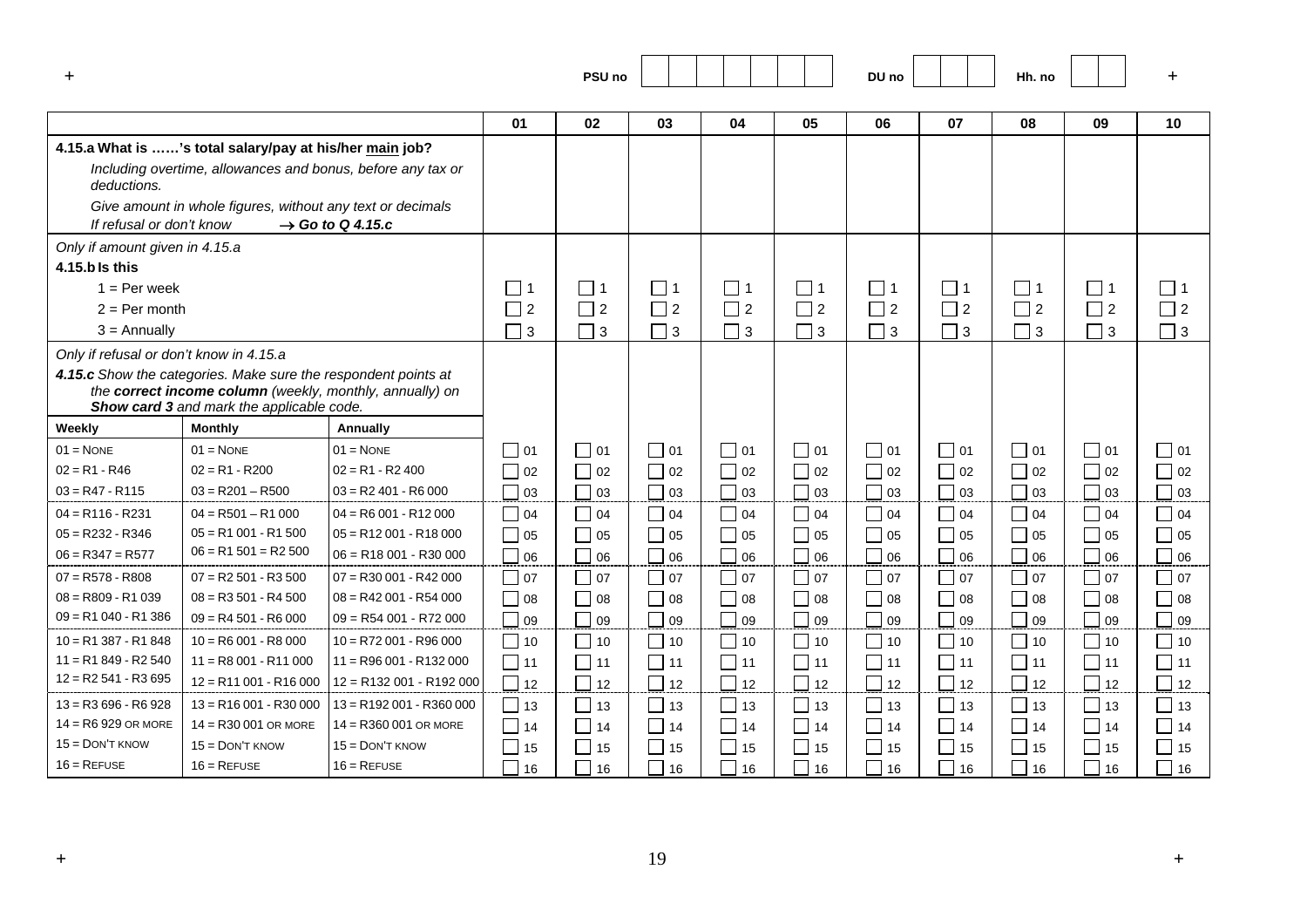PSU no | | | | | | | | DU no | | | | Hh. no | | |

| | | | 01 | 02 | 03 | 04 | 05 | 06 | 07 | 08 | 09 | 10 |
|---|---|---|---|---|---|---|---|---|---|---|---|---|
| **4.15.a What is ……'s total salary/pay at his/her main job?** *Including overtime, allowances and bonus, before any tax or deductions.* *Give amount in whole figures, without any text or decimals* *If refusal or don't know* → ***Go to Q 4.15.c*** | | | | | | | | | | | | |
| *Only if amount given in 4.15.a* **4.15.b Is this** | | | | | | | | | | | | |
| 1 = Per week | | | ☐ 1 | ☐ 1 | ☐ 1 | ☐ 1 | ☐ 1 | ☐ 1 | ☐ 1 | ☐ 1 | ☐ 1 | ☐ 1 |
| 2 = Per month | | | ☐ 2 | ☐ 2 | ☐ 2 | ☐ 2 | ☐ 2 | ☐ 2 | ☐ 2 | ☐ 2 | ☐ 2 | ☐ 2 |
| 3 = Annually | | | ☐ 3 | ☐ 3 | ☐ 3 | ☐ 3 | ☐ 3 | ☐ 3 | ☐ 3 | ☐ 3 | ☐ 3 | ☐ 3 |
| *Only if refusal or don't know in 4.15.a* ***4.15.c** Show the categories. Make sure the respondent points at the **correct income column** (weekly, monthly, annually) on **Show card 3** and mark the applicable code.* | | | | | | | | | | | | |
| **Weekly** | **Monthly** | **Annually** | | | | | | | | | | |
| 01 = None | 01 = None | 01 = None | ☐ 01 | ☐ 01 | ☐ 01 | ☐ 01 | ☐ 01 | ☐ 01 | ☐ 01 | ☐ 01 | ☐ 01 | ☐ 01 |
| 02 = R1 - R46 | 02 = R1 - R200 | 02 = R1 - R2 400 | ☐ 02 | ☐ 02 | ☐ 02 | ☐ 02 | ☐ 02 | ☐ 02 | ☐ 02 | ☐ 02 | ☐ 02 | ☐ 02 |
| 03 = R47 - R115 | 03 = R201 – R500 | 03 = R2 401 - R6 000 | ☐ 03 | ☐ 03 | ☐ 03 | ☐ 03 | ☐ 03 | ☐ 03 | ☐ 03 | ☐ 03 | ☐ 03 | ☐ 03 |
| 04 = R116 - R231 | 04 = R501 – R1 000 | 04 = R6 001 - R12 000 | ☐ 04 | ☐ 04 | ☐ 04 | ☐ 04 | ☐ 04 | ☐ 04 | ☐ 04 | ☐ 04 | ☐ 04 | ☐ 04 |
| 05 = R232 - R346 | 05 = R1 001 - R1 500 | 05 = R12 001 - R18 000 | ☐ 05 | ☐ 05 | ☐ 05 | ☐ 05 | ☐ 05 | ☐ 05 | ☐ 05 | ☐ 05 | ☐ 05 | ☐ 05 |
| 06 = R347 = R577 | 06 = R1 501 = R2 500 | 06 = R18 001 - R30 000 | ☐ 06 | ☐ 06 | ☐ 06 | ☐ 06 | ☐ 06 | ☐ 06 | ☐ 06 | ☐ 06 | ☐ 06 | ☐ 06 |
| 07 = R578 - R808 | 07 = R2 501 - R3 500 | 07 = R30 001 - R42 000 | ☐ 07 | ☐ 07 | ☐ 07 | ☐ 07 | ☐ 07 | ☐ 07 | ☐ 07 | ☐ 07 | ☐ 07 | ☐ 07 |
| 08 = R809 - R1 039 | 08 = R3 501 - R4 500 | 08 = R42 001 - R54 000 | ☐ 08 | ☐ 08 | ☐ 08 | ☐ 08 | ☐ 08 | ☐ 08 | ☐ 08 | ☐ 08 | ☐ 08 | ☐ 08 |
| 09 = R1 040 - R1 386 | 09 = R4 501 - R6 000 | 09 = R54 001 - R72 000 | ☐ 09 | ☐ 09 | ☐ 09 | ☐ 09 | ☐ 09 | ☐ 09 | ☐ 09 | ☐ 09 | ☐ 09 | ☐ 09 |
| 10 = R1 387 - R1 848 | 10 = R6 001 - R8 000 | 10 = R72 001 - R96 000 | ☐ 10 | ☐ 10 | ☐ 10 | ☐ 10 | ☐ 10 | ☐ 10 | ☐ 10 | ☐ 10 | ☐ 10 | ☐ 10 |
| 11 = R1 849 - R2 540 | 11 = R8 001 - R11 000 | 11 = R96 001 - R132 000 | ☐ 11 | ☐ 11 | ☐ 11 | ☐ 11 | ☐ 11 | ☐ 11 | ☐ 11 | ☐ 11 | ☐ 11 | ☐ 11 |
| 12 = R2 541 - R3 695 | 12 = R11 001 - R16 000 | 12 = R132 001 - R192 000 | ☐ 12 | ☐ 12 | ☐ 12 | ☐ 12 | ☐ 12 | ☐ 12 | ☐ 12 | ☐ 12 | ☐ 12 | ☐ 12 |
| 13 = R3 696 - R6 928 | 13 = R16 001 - R30 000 | 13 = R192 001 - R360 000 | ☐ 13 | ☐ 13 | ☐ 13 | ☐ 13 | ☐ 13 | ☐ 13 | ☐ 13 | ☐ 13 | ☐ 13 | ☐ 13 |
| 14 = R6 929 or more | 14 = R30 001 or more | 14 = R360 001 or more | ☐ 14 | ☐ 14 | ☐ 14 | ☐ 14 | ☐ 14 | ☐ 14 | ☐ 14 | ☐ 14 | ☐ 14 | ☐ 14 |
| 15 = Don't know | 15 = Don't know | 15 = Don't know | ☐ 15 | ☐ 15 | ☐ 15 | ☐ 15 | ☐ 15 | ☐ 15 | ☐ 15 | ☐ 15 | ☐ 15 | ☐ 15 |
| 16 = Refuse | 16 = Refuse | 16 = Refuse | ☐ 16 | ☐ 16 | ☐ 16 | ☐ 16 | ☐ 16 | ☐ 16 | ☐ 16 | ☐ 16 | ☐ 16 | ☐ 16 |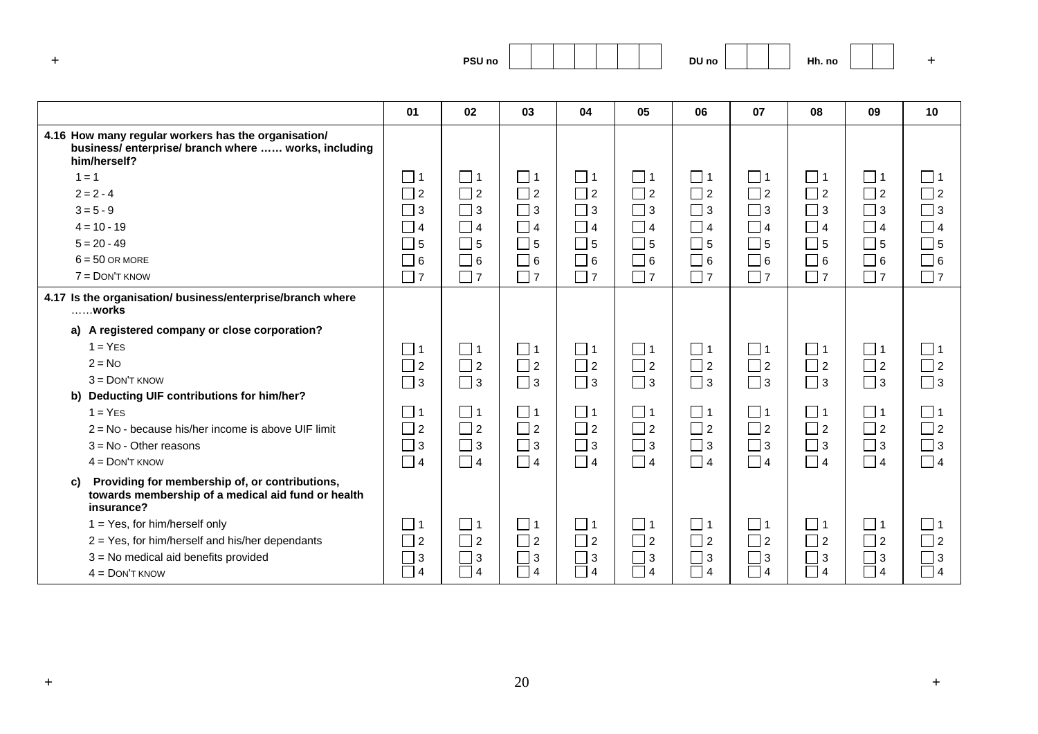PSU no | | | | | | | | DU no | | | | Hh. no | | |

| | 01 | 02 | 03 | 04 | 05 | 06 | 07 | 08 | 09 | 10 |
|---|---|---|---|---|---|---|---|---|---|---|
| **4.16 How many regular workers has the organisation/ business/ enterprise/ branch where …… works, including him/herself?** | | | | | | | | | | |
| 1 = 1 | ☐ 1 | ☐ 1 | ☐ 1 | ☐ 1 | ☐ 1 | ☐ 1 | ☐ 1 | ☐ 1 | ☐ 1 | ☐ 1 |
| 2 = 2 - 4 | ☐ 2 | ☐ 2 | ☐ 2 | ☐ 2 | ☐ 2 | ☐ 2 | ☐ 2 | ☐ 2 | ☐ 2 | ☐ 2 |
| 3 = 5 - 9 | ☐ 3 | ☐ 3 | ☐ 3 | ☐ 3 | ☐ 3 | ☐ 3 | ☐ 3 | ☐ 3 | ☐ 3 | ☐ 3 |
| 4 = 10 - 19 | ☐ 4 | ☐ 4 | ☐ 4 | ☐ 4 | ☐ 4 | ☐ 4 | ☐ 4 | ☐ 4 | ☐ 4 | ☐ 4 |
| 5 = 20 - 49 | ☐ 5 | ☐ 5 | ☐ 5 | ☐ 5 | ☐ 5 | ☐ 5 | ☐ 5 | ☐ 5 | ☐ 5 | ☐ 5 |
| 6 = 50 OR MORE | ☐ 6 | ☐ 6 | ☐ 6 | ☐ 6 | ☐ 6 | ☐ 6 | ☐ 6 | ☐ 6 | ☐ 6 | ☐ 6 |
| 7 = DON'T KNOW | ☐ 7 | ☐ 7 | ☐ 7 | ☐ 7 | ☐ 7 | ☐ 7 | ☐ 7 | ☐ 7 | ☐ 7 | ☐ 7 |
| **4.17 Is the organisation/ business/enterprise/branch where ……works** | | | | | | | | | | |
| **a) A registered company or close corporation?** | | | | | | | | | | |
| 1 = YES | ☐ 1 | ☐ 1 | ☐ 1 | ☐ 1 | ☐ 1 | ☐ 1 | ☐ 1 | ☐ 1 | ☐ 1 | ☐ 1 |
| 2 = NO | ☐ 2 | ☐ 2 | ☐ 2 | ☐ 2 | ☐ 2 | ☐ 2 | ☐ 2 | ☐ 2 | ☐ 2 | ☐ 2 |
| 3 = DON'T KNOW | ☐ 3 | ☐ 3 | ☐ 3 | ☐ 3 | ☐ 3 | ☐ 3 | ☐ 3 | ☐ 3 | ☐ 3 | ☐ 3 |
| **b) Deducting UIF contributions for him/her?** | | | | | | | | | | |
| 1 = YES | ☐ 1 | ☐ 1 | ☐ 1 | ☐ 1 | ☐ 1 | ☐ 1 | ☐ 1 | ☐ 1 | ☐ 1 | ☐ 1 |
| 2 = NO - because his/her income is above UIF limit | ☐ 2 | ☐ 2 | ☐ 2 | ☐ 2 | ☐ 2 | ☐ 2 | ☐ 2 | ☐ 2 | ☐ 2 | ☐ 2 |
| 3 = NO - Other reasons | ☐ 3 | ☐ 3 | ☐ 3 | ☐ 3 | ☐ 3 | ☐ 3 | ☐ 3 | ☐ 3 | ☐ 3 | ☐ 3 |
| 4 = DON'T KNOW | ☐ 4 | ☐ 4 | ☐ 4 | ☐ 4 | ☐ 4 | ☐ 4 | ☐ 4 | ☐ 4 | ☐ 4 | ☐ 4 |
| **c) Providing for membership of, or contributions, towards membership of a medical aid fund or health insurance?** | | | | | | | | | | |
| 1 = Yes, for him/herself only | ☐ 1 | ☐ 1 | ☐ 1 | ☐ 1 | ☐ 1 | ☐ 1 | ☐ 1 | ☐ 1 | ☐ 1 | ☐ 1 |
| 2 = Yes, for him/herself and his/her dependants | ☐ 2 | ☐ 2 | ☐ 2 | ☐ 2 | ☐ 2 | ☐ 2 | ☐ 2 | ☐ 2 | ☐ 2 | ☐ 2 |
| 3 = No medical aid benefits provided | ☐ 3 | ☐ 3 | ☐ 3 | ☐ 3 | ☐ 3 | ☐ 3 | ☐ 3 | ☐ 3 | ☐ 3 | ☐ 3 |
| 4 = DON'T KNOW | ☐ 4 | ☐ 4 | ☐ 4 | ☐ 4 | ☐ 4 | ☐ 4 | ☐ 4 | ☐ 4 | ☐ 4 | ☐ 4 |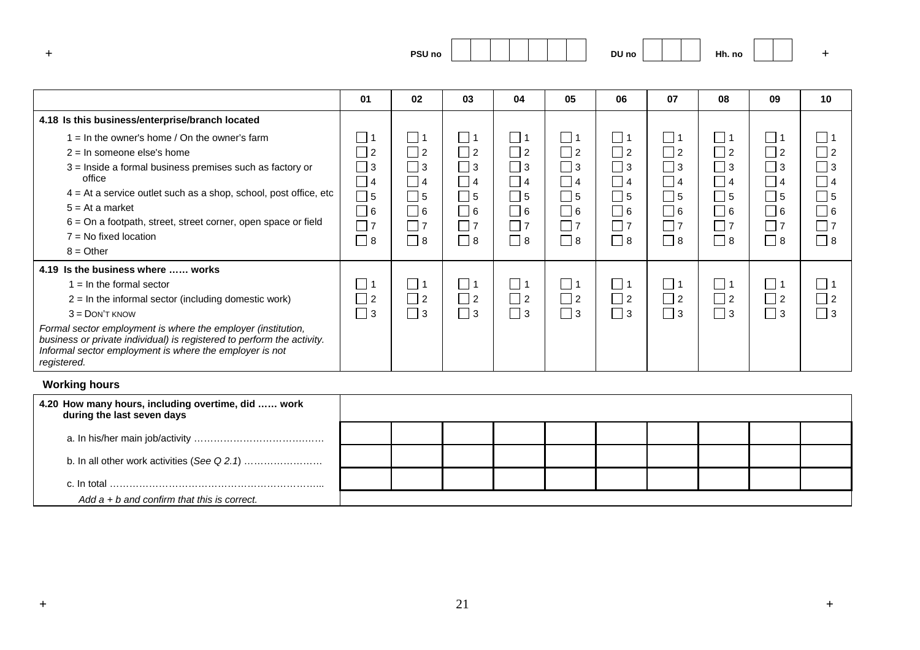PSU no | | | | | | | | DU no | | | | Hh. no | | |

| | 01 | 02 | 03 | 04 | 05 | 06 | 07 | 08 | 09 | 10 |
|---|---|---|---|---|---|---|---|---|---|---|
| **4.18 Is this business/enterprise/branch located**<br>1 = In the owner's home / On the owner's farm<br>2 = In someone else's home<br>3 = Inside a formal business premises such as factory or office<br>4 = At a service outlet such as a shop, school, post office, etc<br>5 = At a market<br>6 = On a footpath, street, street corner, open space or field<br>7 = No fixed location<br>8 = Other | ☐ 1<br>☐ 2<br>☐ 3<br>☐ 4<br>☐ 5<br>☐ 6<br>☐ 7<br>☐ 8 | ☐ 1<br>☐ 2<br>☐ 3<br>☐ 4<br>☐ 5<br>☐ 6<br>☐ 7<br>☐ 8 | ☐ 1<br>☐ 2<br>☐ 3<br>☐ 4<br>☐ 5<br>☐ 6<br>☐ 7<br>☐ 8 | ☐ 1<br>☐ 2<br>☐ 3<br>☐ 4<br>☐ 5<br>☐ 6<br>☐ 7<br>☐ 8 | ☐ 1<br>☐ 2<br>☐ 3<br>☐ 4<br>☐ 5<br>☐ 6<br>☐ 7<br>☐ 8 | ☐ 1<br>☐ 2<br>☐ 3<br>☐ 4<br>☐ 5<br>☐ 6<br>☐ 7<br>☐ 8 | ☐ 1<br>☐ 2<br>☐ 3<br>☐ 4<br>☐ 5<br>☐ 6<br>☐ 7<br>☐ 8 | ☐ 1<br>☐ 2<br>☐ 3<br>☐ 4<br>☐ 5<br>☐ 6<br>☐ 7<br>☐ 8 | ☐ 1<br>☐ 2<br>☐ 3<br>☐ 4<br>☐ 5<br>☐ 6<br>☐ 7<br>☐ 8 | ☐ 1<br>☐ 2<br>☐ 3<br>☐ 4<br>☐ 5<br>☐ 6<br>☐ 7<br>☐ 8 |
| **4.19 Is the business where …… works**<br>1 = In the formal sector<br>2 = In the informal sector (including domestic work)<br>3 = DON'T KNOW<br>*Formal sector employment is where the employer (institution, business or private individual) is registered to perform the activity. Informal sector employment is where the employer is not registered.* | ☐ 1<br>☐ 2<br>☐ 3 | ☐ 1<br>☐ 2<br>☐ 3 | ☐ 1<br>☐ 2<br>☐ 3 | ☐ 1<br>☐ 2<br>☐ 3 | ☐ 1<br>☐ 2<br>☐ 3 | ☐ 1<br>☐ 2<br>☐ 3 | ☐ 1<br>☐ 2<br>☐ 3 | ☐ 1<br>☐ 2<br>☐ 3 | ☐ 1<br>☐ 2<br>☐ 3 | ☐ 1<br>☐ 2<br>☐ 3 |

**Working hours**

| **4.20 How many hours, including overtime, did …… work during the last seven days** | | | | | | | | | | |
|---|---|---|---|---|---|---|---|---|---|---|
| a. In his/her main job/activity ………………………………… | | | | | | | | | | |
| b. In all other work activities (*See Q 2.1*) …………………… | | | | | | | | | | |
| c. In total ………………………………………………………... | | | | | | | | | | |
| *Add a + b and confirm that this is correct.* | | | | | | | | | | |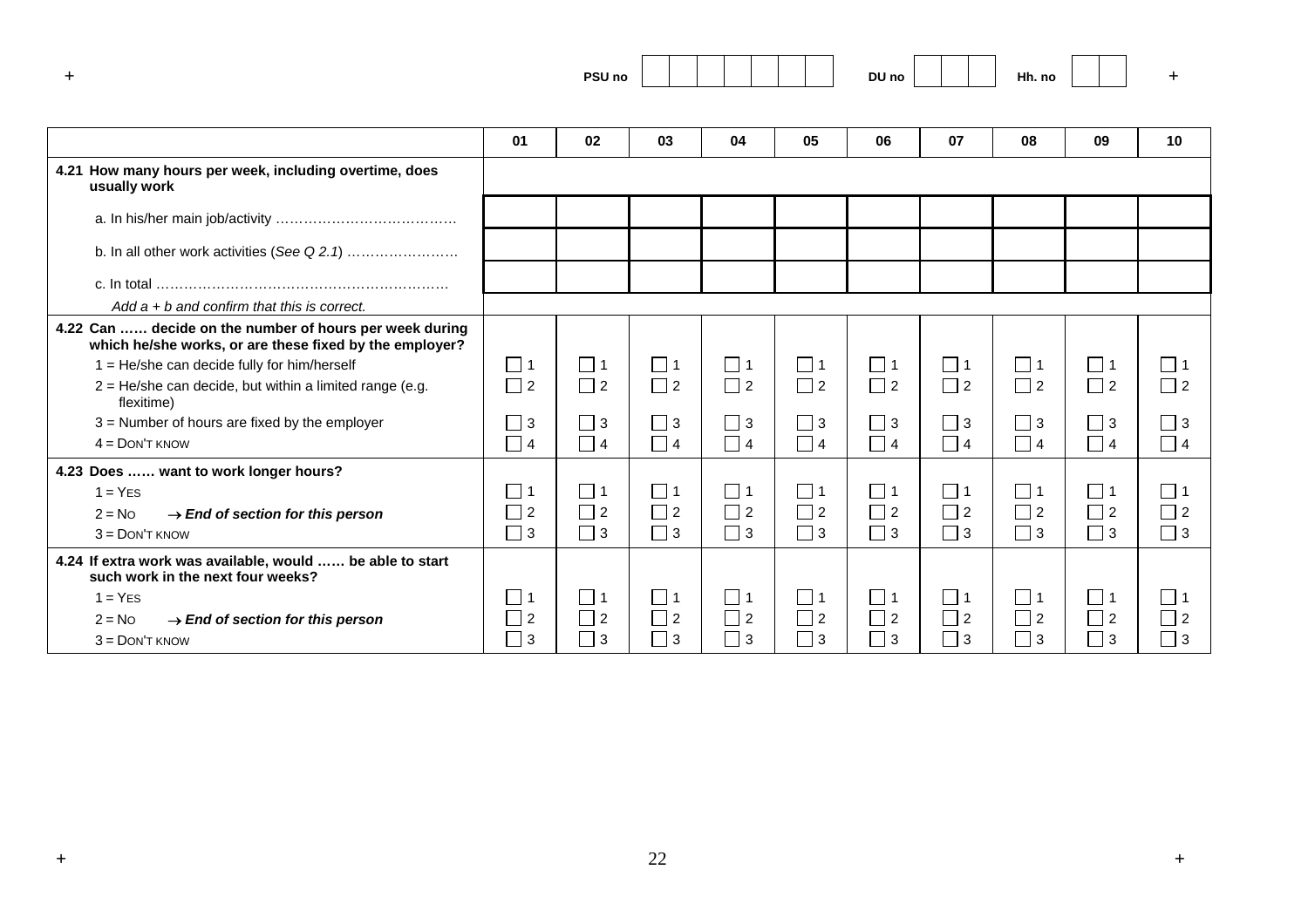PSU no | | | | | | | | DU no | | | | Hh. no | | |

| | 01 | 02 | 03 | 04 | 05 | 06 | 07 | 08 | 09 | 10 |
|---|---|---|---|---|---|---|---|---|---|---|
| **4.21 How many hours per week, including overtime, does usually work** | | | | | | | | | | |
| a. In his/her main job/activity ………………………………… | | | | | | | | | | |
| b. In all other work activities (*See Q 2.1*) …………………… | | | | | | | | | | |
| c. In total ……………………………………………………… | | | | | | | | | | |
| *Add a + b and confirm that this is correct.* | | | | | | | | | | |
| **4.22 Can …… decide on the number of hours per week during which he/she works, or are these fixed by the employer?** | | | | | | | | | | |
| 1 = He/she can decide fully for him/herself | ☐ 1 | ☐ 1 | ☐ 1 | ☐ 1 | ☐ 1 | ☐ 1 | ☐ 1 | ☐ 1 | ☐ 1 | ☐ 1 |
| 2 = He/she can decide, but within a limited range (e.g. flexitime) | ☐ 2 | ☐ 2 | ☐ 2 | ☐ 2 | ☐ 2 | ☐ 2 | ☐ 2 | ☐ 2 | ☐ 2 | ☐ 2 |
| 3 = Number of hours are fixed by the employer | ☐ 3 | ☐ 3 | ☐ 3 | ☐ 3 | ☐ 3 | ☐ 3 | ☐ 3 | ☐ 3 | ☐ 3 | ☐ 3 |
| 4 = DON'T KNOW | ☐ 4 | ☐ 4 | ☐ 4 | ☐ 4 | ☐ 4 | ☐ 4 | ☐ 4 | ☐ 4 | ☐ 4 | ☐ 4 |
| **4.23 Does …… want to work longer hours?** | | | | | | | | | | |
| 1 = YES | ☐ 1 | ☐ 1 | ☐ 1 | ☐ 1 | ☐ 1 | ☐ 1 | ☐ 1 | ☐ 1 | ☐ 1 | ☐ 1 |
| 2 = NO → ***End of section for this person*** | ☐ 2 | ☐ 2 | ☐ 2 | ☐ 2 | ☐ 2 | ☐ 2 | ☐ 2 | ☐ 2 | ☐ 2 | ☐ 2 |
| 3 = DON'T KNOW | ☐ 3 | ☐ 3 | ☐ 3 | ☐ 3 | ☐ 3 | ☐ 3 | ☐ 3 | ☐ 3 | ☐ 3 | ☐ 3 |
| **4.24 If extra work was available, would …… be able to start such work in the next four weeks?** | | | | | | | | | | |
| 1 = YES | ☐ 1 | ☐ 1 | ☐ 1 | ☐ 1 | ☐ 1 | ☐ 1 | ☐ 1 | ☐ 1 | ☐ 1 | ☐ 1 |
| 2 = NO → ***End of section for this person*** | ☐ 2 | ☐ 2 | ☐ 2 | ☐ 2 | ☐ 2 | ☐ 2 | ☐ 2 | ☐ 2 | ☐ 2 | ☐ 2 |
| 3 = DON'T KNOW | ☐ 3 | ☐ 3 | ☐ 3 | ☐ 3 | ☐ 3 | ☐ 3 | ☐ 3 | ☐ 3 | ☐ 3 | ☐ 3 |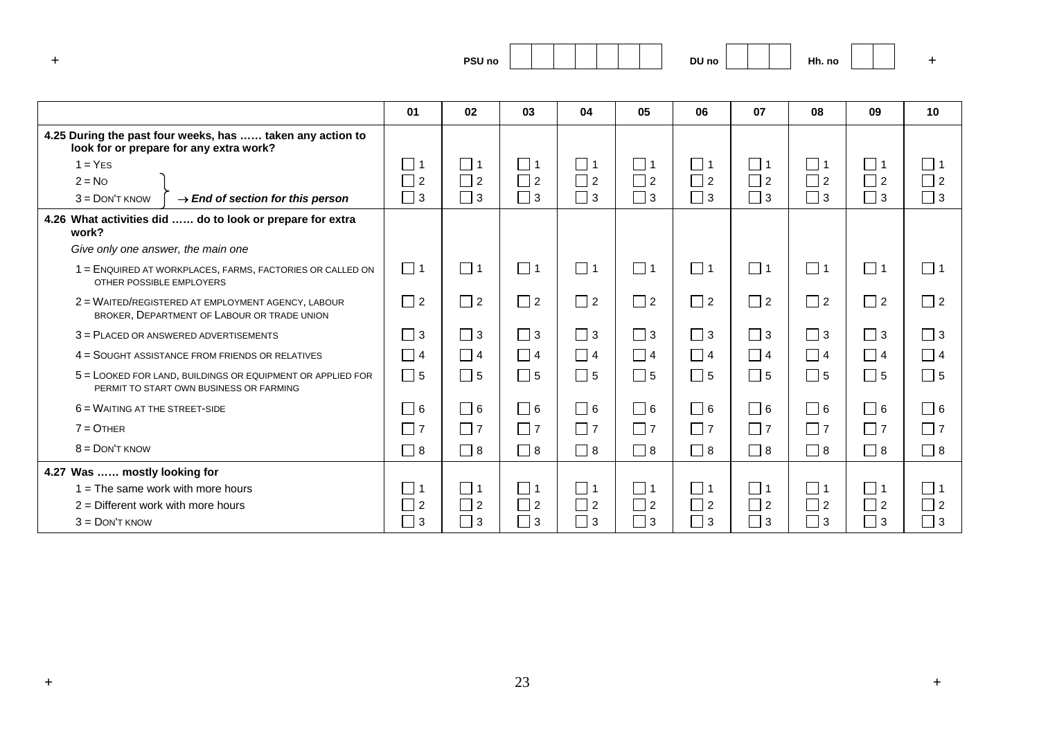PSU no | | | | | | | | DU no | | | | Hh. no | | |

| | 01 | 02 | 03 | 04 | 05 | 06 | 07 | 08 | 09 | 10 |
|---|---|---|---|---|---|---|---|---|---|---|
| **4.25 During the past four weeks, has …… taken any action to look for or prepare for any extra work?** | | | | | | | | | | |
| 1 = YES | ☐ 1 | ☐ 1 | ☐ 1 | ☐ 1 | ☐ 1 | ☐ 1 | ☐ 1 | ☐ 1 | ☐ 1 | ☐ 1 |
| 2 = NO } → ***End of section for this person*** | ☐ 2 | ☐ 2 | ☐ 2 | ☐ 2 | ☐ 2 | ☐ 2 | ☐ 2 | ☐ 2 | ☐ 2 | ☐ 2 |
| 3 = DON'T KNOW } → ***End of section for this person*** | ☐ 3 | ☐ 3 | ☐ 3 | ☐ 3 | ☐ 3 | ☐ 3 | ☐ 3 | ☐ 3 | ☐ 3 | ☐ 3 |
| **4.26 What activities did …… do to look or prepare for extra work?** | | | | | | | | | | |
| *Give only one answer, the main one* | | | | | | | | | | |
| 1 = ENQUIRED AT WORKPLACES, FARMS, FACTORIES OR CALLED ON OTHER POSSIBLE EMPLOYERS | ☐ 1 | ☐ 1 | ☐ 1 | ☐ 1 | ☐ 1 | ☐ 1 | ☐ 1 | ☐ 1 | ☐ 1 | ☐ 1 |
| 2 = WAITED/REGISTERED AT EMPLOYMENT AGENCY, LABOUR BROKER, DEPARTMENT OF LABOUR OR TRADE UNION | ☐ 2 | ☐ 2 | ☐ 2 | ☐ 2 | ☐ 2 | ☐ 2 | ☐ 2 | ☐ 2 | ☐ 2 | ☐ 2 |
| 3 = PLACED OR ANSWERED ADVERTISEMENTS | ☐ 3 | ☐ 3 | ☐ 3 | ☐ 3 | ☐ 3 | ☐ 3 | ☐ 3 | ☐ 3 | ☐ 3 | ☐ 3 |
| 4 = SOUGHT ASSISTANCE FROM FRIENDS OR RELATIVES | ☐ 4 | ☐ 4 | ☐ 4 | ☐ 4 | ☐ 4 | ☐ 4 | ☐ 4 | ☐ 4 | ☐ 4 | ☐ 4 |
| 5 = LOOKED FOR LAND, BUILDINGS OR EQUIPMENT OR APPLIED FOR PERMIT TO START OWN BUSINESS OR FARMING | ☐ 5 | ☐ 5 | ☐ 5 | ☐ 5 | ☐ 5 | ☐ 5 | ☐ 5 | ☐ 5 | ☐ 5 | ☐ 5 |
| 6 = WAITING AT THE STREET-SIDE | ☐ 6 | ☐ 6 | ☐ 6 | ☐ 6 | ☐ 6 | ☐ 6 | ☐ 6 | ☐ 6 | ☐ 6 | ☐ 6 |
| 7 = OTHER | ☐ 7 | ☐ 7 | ☐ 7 | ☐ 7 | ☐ 7 | ☐ 7 | ☐ 7 | ☐ 7 | ☐ 7 | ☐ 7 |
| 8 = DON'T KNOW | ☐ 8 | ☐ 8 | ☐ 8 | ☐ 8 | ☐ 8 | ☐ 8 | ☐ 8 | ☐ 8 | ☐ 8 | ☐ 8 |
| **4.27 Was …… mostly looking for** | | | | | | | | | | |
| 1 = The same work with more hours | ☐ 1 | ☐ 1 | ☐ 1 | ☐ 1 | ☐ 1 | ☐ 1 | ☐ 1 | ☐ 1 | ☐ 1 | ☐ 1 |
| 2 = Different work with more hours | ☐ 2 | ☐ 2 | ☐ 2 | ☐ 2 | ☐ 2 | ☐ 2 | ☐ 2 | ☐ 2 | ☐ 2 | ☐ 2 |
| 3 = DON'T KNOW | ☐ 3 | ☐ 3 | ☐ 3 | ☐ 3 | ☐ 3 | ☐ 3 | ☐ 3 | ☐ 3 | ☐ 3 | ☐ 3 |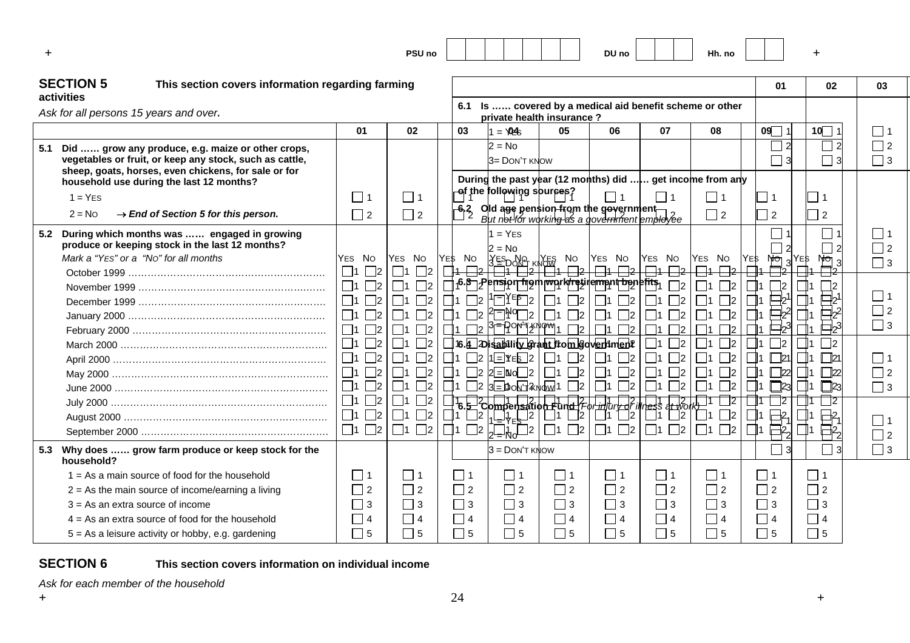PSU no | | | | | | | | DU no | | | | Hh. no | | |

## SECTION 5 This section covers information regarding farming activities

*Ask for all persons 15 years and over.*

| | 01 | 02 | 03 | 04 | 05 | 06 | 07 | 08 | 09 | 10 |
|---|---|---|---|---|---|---|---|---|---|---|
| **5.1 Did …… grow any produce, e.g. maize or other crops, vegetables or fruit, or keep any stock, such as cattle, sheep, goats, horses, even chickens, for sale or for household use during the last 12 months?** | | | | | | | | | | |
| 1 = YES | 1 | 1 | 1 | 1 | 1 | 1 | 1 | 1 | 1 | 1 |
| 2 = NO → ***End of Section 5 for this person.*** | 2 | 2 | 2 | 2 | 2 | 2 | 2 | 2 | 2 | 2 |
| **5.2 During which months was …… engaged in growing produce or keeping stock in the last 12 months?** | | | | | | | | | | |
| *Mark a "YES" or a "No" for all months* | YES NO | YES NO | YES NO | YES NO | YES NO | YES NO | YES NO | YES NO | YES NO | YES NO |
| October 1999 …… | 1 2 | 1 2 | 1 2 | 1 2 | 1 2 | 1 2 | 1 2 | 1 2 | 1 2 | 1 2 |
| November 1999 …… | 1 2 | 1 2 | 1 2 | 1 2 | 1 2 | 1 2 | 1 2 | 1 2 | 1 2 | 1 2 |
| December 1999 …… | 1 2 | 1 2 | 1 2 | 1 2 | 1 2 | 1 2 | 1 2 | 1 2 | 1 2 | 1 2 |
| January 2000 …… | 1 2 | 1 2 | 1 2 | 1 2 | 1 2 | 1 2 | 1 2 | 1 2 | 1 2 | 1 2 |
| February 2000 …… | 1 2 | 1 2 | 1 2 | 1 2 | 1 2 | 1 2 | 1 2 | 1 2 | 1 2 | 1 2 |
| March 2000 …… | 1 2 | 1 2 | 1 2 | 1 2 | 1 2 | 1 2 | 1 2 | 1 2 | 1 2 | 1 2 |
| April 2000 …… | 1 2 | 1 2 | 1 2 | 1 2 | 1 2 | 1 2 | 1 2 | 1 2 | 1 2 | 1 2 |
| May 2000 …… | 1 2 | 1 2 | 1 2 | 1 2 | 1 2 | 1 2 | 1 2 | 1 2 | 1 2 | 1 2 |
| June 2000 …… | 1 2 | 1 2 | 1 2 | 1 2 | 1 2 | 1 2 | 1 2 | 1 2 | 1 2 | 1 2 |
| July 2000 …… | 1 2 | 1 2 | 1 2 | 1 2 | 1 2 | 1 2 | 1 2 | 1 2 | 1 2 | 1 2 |
| August 2000 …… | 1 2 | 1 2 | 1 2 | 1 2 | 1 2 | 1 2 | 1 2 | 1 2 | 1 2 | 1 2 |
| September 2000 …… | 1 2 | 1 2 | 1 2 | 1 2 | 1 2 | 1 2 | 1 2 | 1 2 | 1 2 | 1 2 |
| **5.3 Why does …… grow farm produce or keep stock for the household?** | | | | | | | | | | |
| 1 = As a main source of food for the household | 1 | 1 | 1 | 1 | 1 | 1 | 1 | 1 | 1 | 1 |
| 2 = As the main source of income/earning a living | 2 | 2 | 2 | 2 | 2 | 2 | 2 | 2 | 2 | 2 |
| 3 = As an extra source of income | 3 | 3 | 3 | 3 | 3 | 3 | 3 | 3 | 3 | 3 |
| 4 = As an extra source of food for the household | 4 | 4 | 4 | 4 | 4 | 4 | 4 | 4 | 4 | 4 |
| 5 = As a leisure activity or hobby, e.g. gardening | 5 | 5 | 5 | 5 | 5 | 5 | 5 | 5 | 5 | 5 |

## SECTION 6 This section covers information on individual income

*Ask for each member of the household*

| | 01 | 02 | 03 |
|---|---|---|---|
| **6.1 Is …… covered by a medical aid benefit scheme or other private health insurance ?** | | | |
| 1 = YES | 1 | 1 | 1 |
| 2 = No | 2 | 2 | 2 |
| 3= DON'T KNOW | 3 | 3 | 3 |
| **During the past year (12 months) did …… get income from any of the following sources?** | | | |
| **6.2 Old age pension from the government** *But not for working as a government employee* | | | |
| 1 = YES | 1 | 1 | 1 |
| 2 = No | 2 | 2 | 2 |
| 3 = DON'T KNOW | 3 | 3 | 3 |
| **6.3 Pension from work/retirement benefits** | | | |
| 1 = YES | 1 | 1 | 1 |
| 2 = No | 2 | 2 | 2 |
| 3 = DON'T KNOW | 3 | 3 | 3 |
| **6.4 Disability grant from government** | | | |
| 1 = YES | 1 | 1 | 1 |
| 2 = No | 2 | 2 | 2 |
| 3 = DON'T KNOW | 3 | 3 | 3 |
| **6.5 Compensation Fund** *(For injury or illness at work)* | | | |
| 1 = YES | 1 | 1 | 1 |
| 2 = No | 2 | 2 | 2 |
| 3 = DON'T KNOW | 3 | 3 | 3 |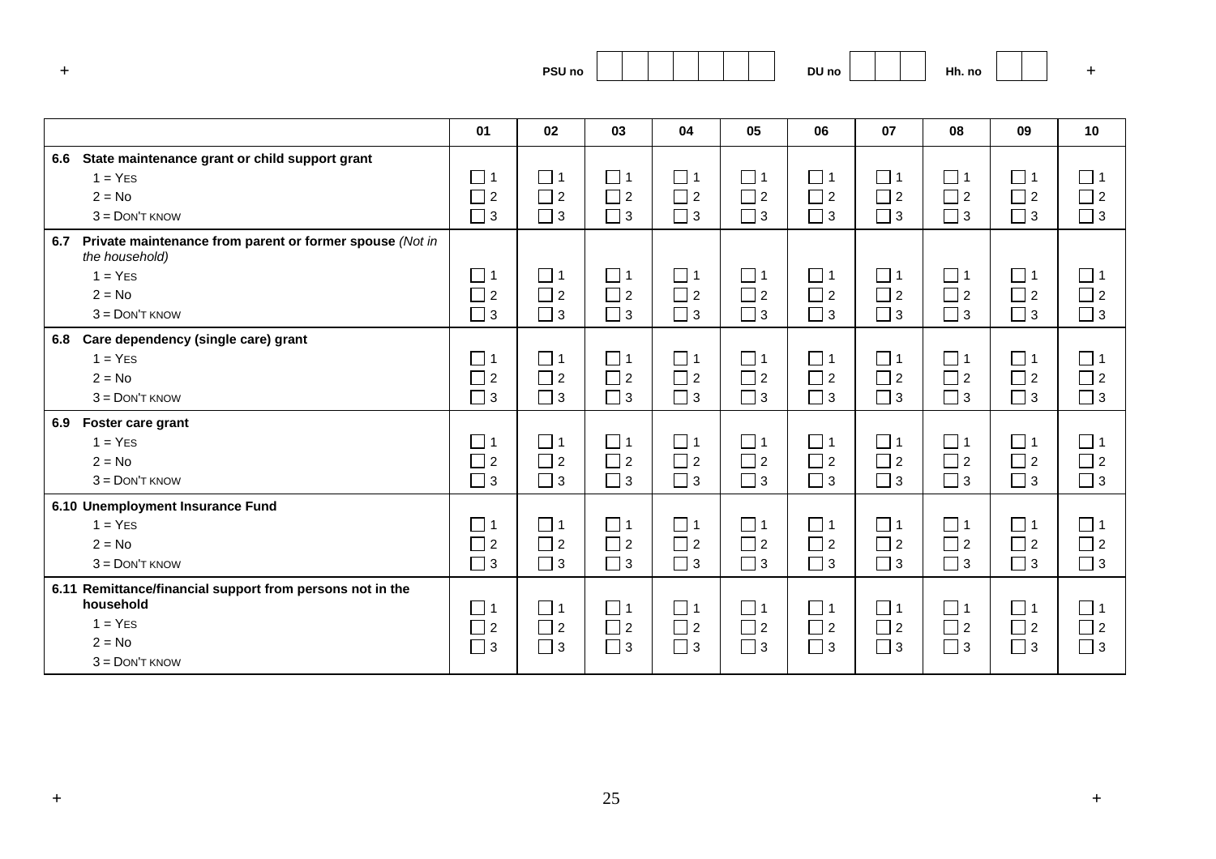PSU no | | | | | | | | DU no | | | | Hh. no | | |

| | 01 | 02 | 03 | 04 | 05 | 06 | 07 | 08 | 09 | 10 |
|---|---|---|---|---|---|---|---|---|---|---|
| **6.6 State maintenance grant or child support grant**<br>1 = YES<br>2 = NO<br>3 = DON'T KNOW | ☐ 1<br>☐ 2<br>☐ 3 | ☐ 1<br>☐ 2<br>☐ 3 | ☐ 1<br>☐ 2<br>☐ 3 | ☐ 1<br>☐ 2<br>☐ 3 | ☐ 1<br>☐ 2<br>☐ 3 | ☐ 1<br>☐ 2<br>☐ 3 | ☐ 1<br>☐ 2<br>☐ 3 | ☐ 1<br>☐ 2<br>☐ 3 | ☐ 1<br>☐ 2<br>☐ 3 | ☐ 1<br>☐ 2<br>☐ 3 |
| **6.7 Private maintenance from parent or former spouse** *(Not in the household)*<br>1 = YES<br>2 = NO<br>3 = DON'T KNOW | ☐ 1<br>☐ 2<br>☐ 3 | ☐ 1<br>☐ 2<br>☐ 3 | ☐ 1<br>☐ 2<br>☐ 3 | ☐ 1<br>☐ 2<br>☐ 3 | ☐ 1<br>☐ 2<br>☐ 3 | ☐ 1<br>☐ 2<br>☐ 3 | ☐ 1<br>☐ 2<br>☐ 3 | ☐ 1<br>☐ 2<br>☐ 3 | ☐ 1<br>☐ 2<br>☐ 3 | ☐ 1<br>☐ 2<br>☐ 3 |
| **6.8 Care dependency (single care) grant**<br>1 = YES<br>2 = NO<br>3 = DON'T KNOW | ☐ 1<br>☐ 2<br>☐ 3 | ☐ 1<br>☐ 2<br>☐ 3 | ☐ 1<br>☐ 2<br>☐ 3 | ☐ 1<br>☐ 2<br>☐ 3 | ☐ 1<br>☐ 2<br>☐ 3 | ☐ 1<br>☐ 2<br>☐ 3 | ☐ 1<br>☐ 2<br>☐ 3 | ☐ 1<br>☐ 2<br>☐ 3 | ☐ 1<br>☐ 2<br>☐ 3 | ☐ 1<br>☐ 2<br>☐ 3 |
| **6.9 Foster care grant**<br>1 = YES<br>2 = NO<br>3 = DON'T KNOW | ☐ 1<br>☐ 2<br>☐ 3 | ☐ 1<br>☐ 2<br>☐ 3 | ☐ 1<br>☐ 2<br>☐ 3 | ☐ 1<br>☐ 2<br>☐ 3 | ☐ 1<br>☐ 2<br>☐ 3 | ☐ 1<br>☐ 2<br>☐ 3 | ☐ 1<br>☐ 2<br>☐ 3 | ☐ 1<br>☐ 2<br>☐ 3 | ☐ 1<br>☐ 2<br>☐ 3 | ☐ 1<br>☐ 2<br>☐ 3 |
| **6.10 Unemployment Insurance Fund**<br>1 = YES<br>2 = NO<br>3 = DON'T KNOW | ☐ 1<br>☐ 2<br>☐ 3 | ☐ 1<br>☐ 2<br>☐ 3 | ☐ 1<br>☐ 2<br>☐ 3 | ☐ 1<br>☐ 2<br>☐ 3 | ☐ 1<br>☐ 2<br>☐ 3 | ☐ 1<br>☐ 2<br>☐ 3 | ☐ 1<br>☐ 2<br>☐ 3 | ☐ 1<br>☐ 2<br>☐ 3 | ☐ 1<br>☐ 2<br>☐ 3 | ☐ 1<br>☐ 2<br>☐ 3 |
| **6.11 Remittance/financial support from persons not in the household**<br>1 = YES<br>2 = NO<br>3 = DON'T KNOW | ☐ 1<br>☐ 2<br>☐ 3 | ☐ 1<br>☐ 2<br>☐ 3 | ☐ 1<br>☐ 2<br>☐ 3 | ☐ 1<br>☐ 2<br>☐ 3 | ☐ 1<br>☐ 2<br>☐ 3 | ☐ 1<br>☐ 2<br>☐ 3 | ☐ 1<br>☐ 2<br>☐ 3 | ☐ 1<br>☐ 2<br>☐ 3 | ☐ 1<br>☐ 2<br>☐ 3 | ☐ 1<br>☐ 2<br>☐ 3 |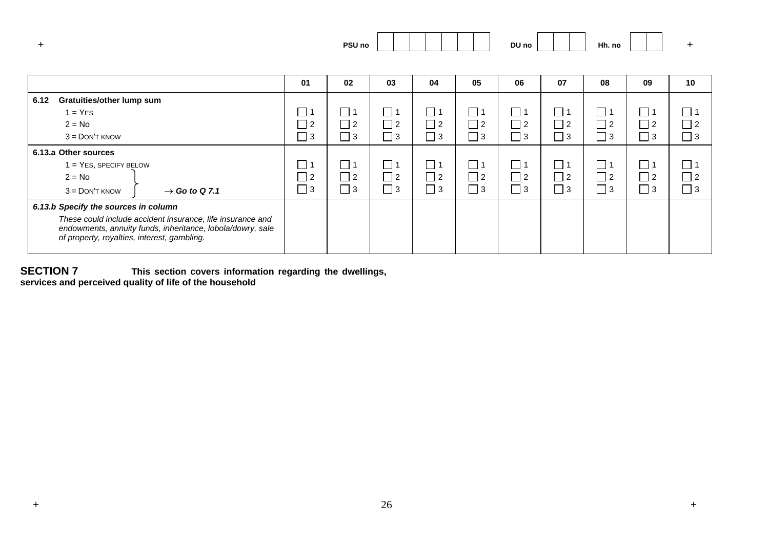PSU no | | | | | | | | DU no | | | | Hh. no | | |

| | 01 | 02 | 03 | 04 | 05 | 06 | 07 | 08 | 09 | 10 |
|---|---|---|---|---|---|---|---|---|---|---|
| **6.12 Gratuities/other lump sum**<br>1 = YES<br>2 = No<br>3 = DON'T KNOW | ☐ 1<br>☐ 2<br>☐ 3 | ☐ 1<br>☐ 2<br>☐ 3 | ☐ 1<br>☐ 2<br>☐ 3 | ☐ 1<br>☐ 2<br>☐ 3 | ☐ 1<br>☐ 2<br>☐ 3 | ☐ 1<br>☐ 2<br>☐ 3 | ☐ 1<br>☐ 2<br>☐ 3 | ☐ 1<br>☐ 2<br>☐ 3 | ☐ 1<br>☐ 2<br>☐ 3 | ☐ 1<br>☐ 2<br>☐ 3 |
| **6.13.a Other sources**<br>1 = YES, SPECIFY BELOW<br>2 = No<br>3 = DON'T KNOW } → ***Go to Q 7.1*** | ☐ 1<br>☐ 2<br>☐ 3 | ☐ 1<br>☐ 2<br>☐ 3 | ☐ 1<br>☐ 2<br>☐ 3 | ☐ 1<br>☐ 2<br>☐ 3 | ☐ 1<br>☐ 2<br>☐ 3 | ☐ 1<br>☐ 2<br>☐ 3 | ☐ 1<br>☐ 2<br>☐ 3 | ☐ 1<br>☐ 2<br>☐ 3 | ☐ 1<br>☐ 2<br>☐ 3 | ☐ 1<br>☐ 2<br>☐ 3 |
| ***6.13.b Specify the sources in column***<br>*These could include accident insurance, life insurance and endowments, annuity funds, inheritance, lobola/dowry, sale of property, royalties, interest, gambling.* | | | | | | | | | | |

**SECTION 7** **This section covers information regarding the dwellings, services and perceived quality of life of the household**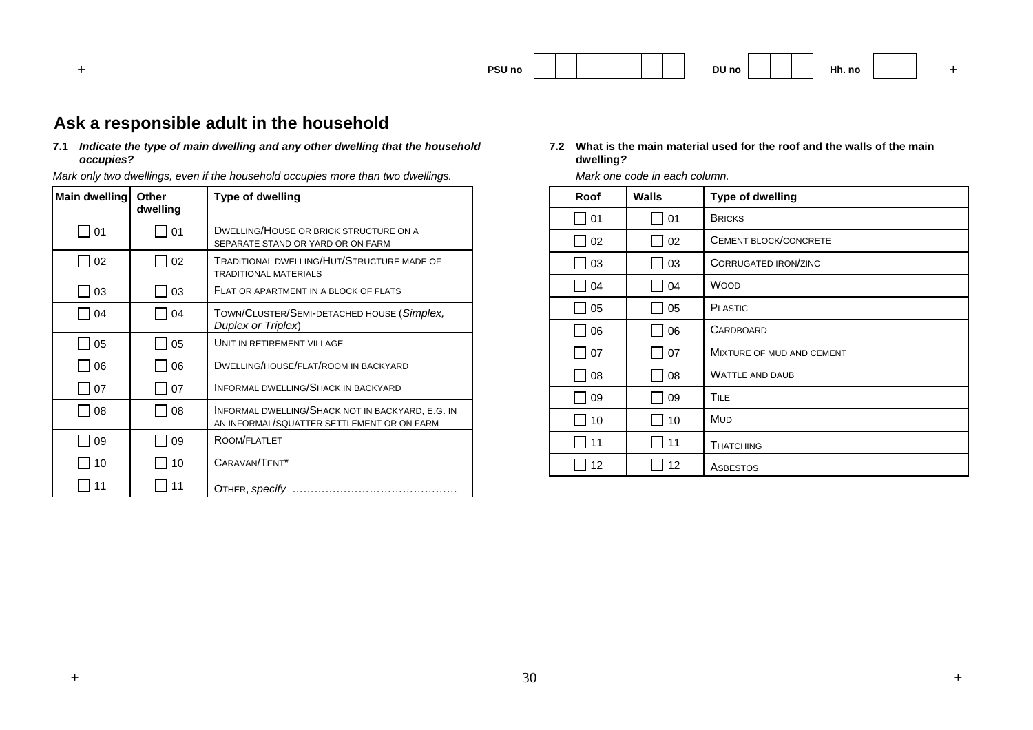PSU no | | | | | | | | DU no | | | | Hh. no | | |

## Ask a responsible adult in the household

**7.1** ***Indicate the type of main dwelling and any other dwelling that the household occupies?***

*Mark only two dwellings, even if the household occupies more than two dwellings.*

| Main dwelling | Other dwelling | Type of dwelling |
|---|---|---|
| ☐ 01 | ☐ 01 | DWELLING/HOUSE OR BRICK STRUCTURE ON A SEPARATE STAND OR YARD OR ON FARM |
| ☐ 02 | ☐ 02 | TRADITIONAL DWELLING/HUT/STRUCTURE MADE OF TRADITIONAL MATERIALS |
| ☐ 03 | ☐ 03 | FLAT OR APARTMENT IN A BLOCK OF FLATS |
| ☐ 04 | ☐ 04 | TOWN/CLUSTER/SEMI-DETACHED HOUSE (*Simplex, Duplex or Triplex*) |
| ☐ 05 | ☐ 05 | UNIT IN RETIREMENT VILLAGE |
| ☐ 06 | ☐ 06 | DWELLING/HOUSE/FLAT/ROOM IN BACKYARD |
| ☐ 07 | ☐ 07 | INFORMAL DWELLING/SHACK IN BACKYARD |
| ☐ 08 | ☐ 08 | INFORMAL DWELLING/SHACK NOT IN BACKYARD, E.G. IN AN INFORMAL/SQUATTER SETTLEMENT OR ON FARM |
| ☐ 09 | ☐ 09 | ROOM/FLATLET |
| ☐ 10 | ☐ 10 | CARAVAN/TENT* |
| ☐ 11 | ☐ 11 | OTHER, *specify* ………………………………………. |

**7.2** **What is the main material used for the roof and the walls of the main dwelling*?***

*Mark one code in each column.*

| Roof | Walls | Type of dwelling |
|---|---|---|
| ☐ 01 | ☐ 01 | BRICKS |
| ☐ 02 | ☐ 02 | CEMENT BLOCK/CONCRETE |
| ☐ 03 | ☐ 03 | CORRUGATED IRON/ZINC |
| ☐ 04 | ☐ 04 | WOOD |
| ☐ 05 | ☐ 05 | PLASTIC |
| ☐ 06 | ☐ 06 | CARDBOARD |
| ☐ 07 | ☐ 07 | MIXTURE OF MUD AND CEMENT |
| ☐ 08 | ☐ 08 | WATTLE AND DAUB |
| ☐ 09 | ☐ 09 | TILE |
| ☐ 10 | ☐ 10 | MUD |
| ☐ 11 | ☐ 11 | THATCHING |
| ☐ 12 | ☐ 12 | ASBESTOS |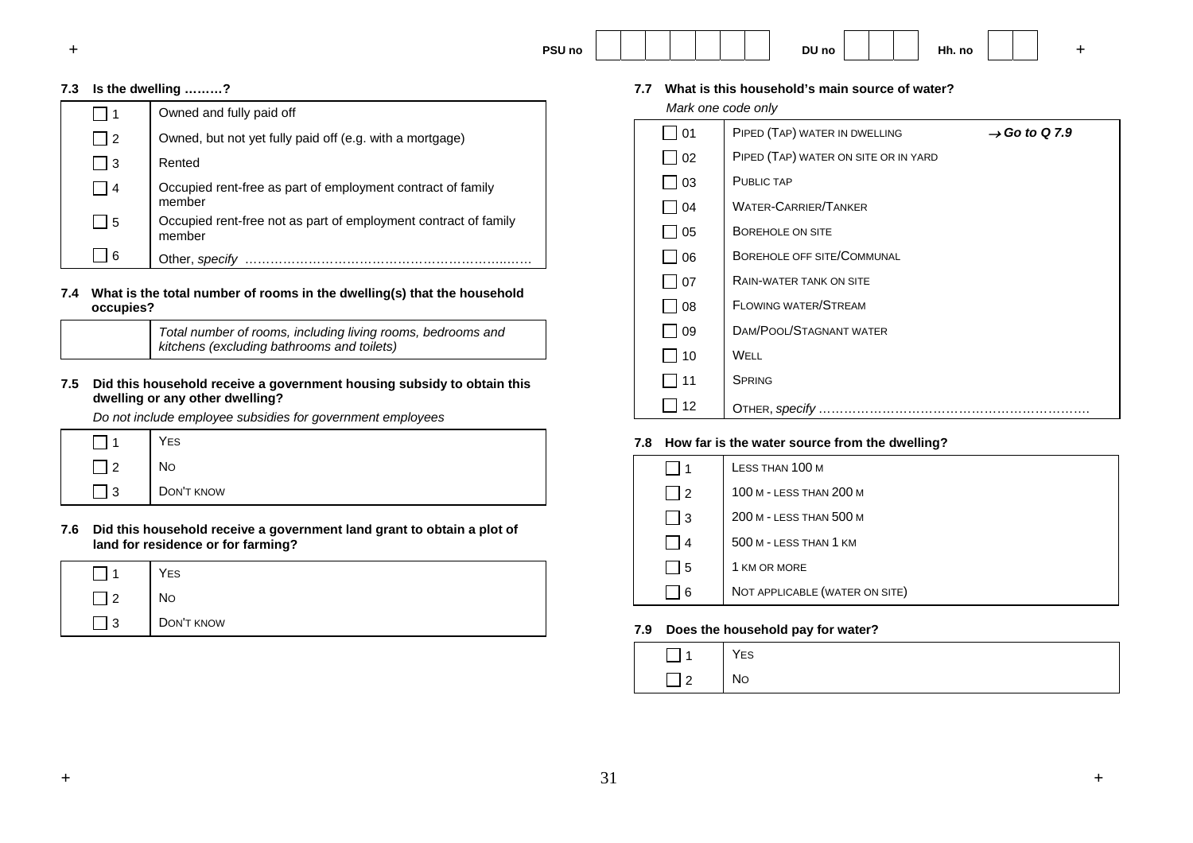PSU no | | | | | | | | DU no | | | | Hh. no | | |

**7.3 Is the dwelling ………?**

| | |
|---|---|
| ☐ 1 | Owned and fully paid off |
| ☐ 2 | Owned, but not yet fully paid off (e.g. with a mortgage) |
| ☐ 3 | Rented |
| ☐ 4 | Occupied rent-free as part of employment contract of family member |
| ☐ 5 | Occupied rent-free not as part of employment contract of family member |
| ☐ 6 | Other, *specify* ……………………………………………………..…… |

**7.4 What is the total number of rooms in the dwelling(s) that the household occupies?**

| | |
|---|---|
| | *Total number of rooms, including living rooms, bedrooms and kitchens (excluding bathrooms and toilets)* |

**7.5 Did this household receive a government housing subsidy to obtain this dwelling or any other dwelling?**

*Do not include employee subsidies for government employees*

| | |
|---|---|
| ☐ 1 | YES |
| ☐ 2 | NO |
| ☐ 3 | DON'T KNOW |

**7.6 Did this household receive a government land grant to obtain a plot of land for residence or for farming?**

| | |
|---|---|
| ☐ 1 | YES |
| ☐ 2 | NO |
| ☐ 3 | DON'T KNOW |

**7.7 What is this household's main source of water?**

*Mark one code only*

| | | |
|---|---|---|
| ☐ 01 | PIPED (TAP) WATER IN DWELLING | → ***Go to Q 7.9*** |
| ☐ 02 | PIPED (TAP) WATER ON SITE OR IN YARD | |
| ☐ 03 | PUBLIC TAP | |
| ☐ 04 | WATER-CARRIER/TANKER | |
| ☐ 05 | BOREHOLE ON SITE | |
| ☐ 06 | BOREHOLE OFF SITE/COMMUNAL | |
| ☐ 07 | RAIN-WATER TANK ON SITE | |
| ☐ 08 | FLOWING WATER/STREAM | |
| ☐ 09 | DAM/POOL/STAGNANT WATER | |
| ☐ 10 | WELL | |
| ☐ 11 | SPRING | |
| ☐ 12 | OTHER, *specify* ……………………………………………………… | |

**7.8 How far is the water source from the dwelling?**

| | |
|---|---|
| ☐ 1 | LESS THAN 100 M |
| ☐ 2 | 100 M - LESS THAN 200 M |
| ☐ 3 | 200 M - LESS THAN 500 M |
| ☐ 4 | 500 M - LESS THAN 1 KM |
| ☐ 5 | 1 KM OR MORE |
| ☐ 6 | NOT APPLICABLE (WATER ON SITE) |

**7.9 Does the household pay for water?**

| | |
|---|---|
| ☐ 1 | YES |
| ☐ 2 | NO |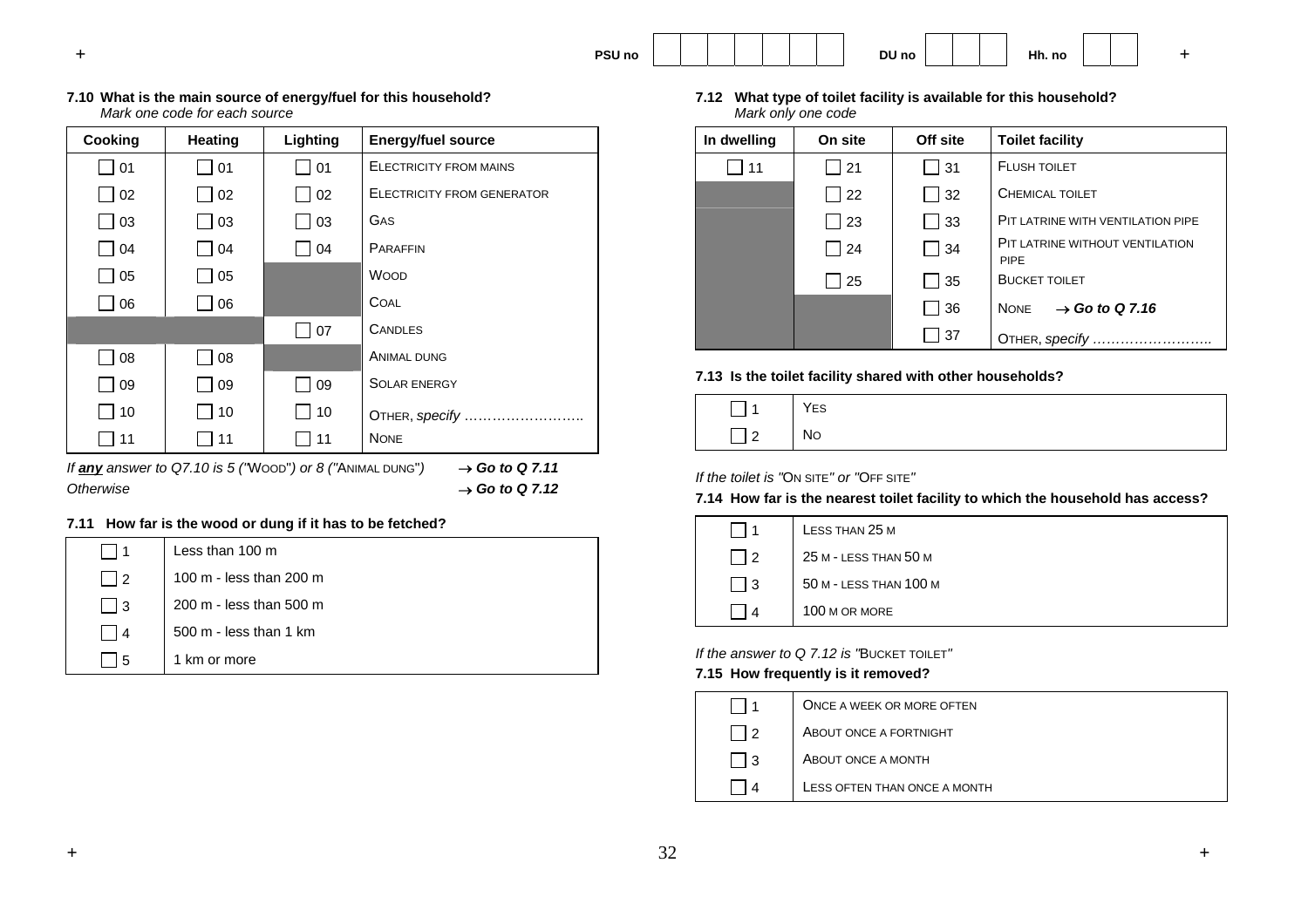PSU no | | | | | | | | DU no | | | | Hh. no | | |

**7.10 What is the main source of energy/fuel for this household?**
*Mark one code for each source*

| Cooking | Heating | Lighting | Energy/fuel source |
|---|---|---|---|
| ☐ 01 | ☐ 01 | ☐ 01 | ELECTRICITY FROM MAINS |
| ☐ 02 | ☐ 02 | ☐ 02 | ELECTRICITY FROM GENERATOR |
| ☐ 03 | ☐ 03 | ☐ 03 | GAS |
| ☐ 04 | ☐ 04 | ☐ 04 | PARAFFIN |
| ☐ 05 | ☐ 05 | | WOOD |
| ☐ 06 | ☐ 06 | | COAL |
| | | ☐ 07 | CANDLES |
| ☐ 08 | ☐ 08 | | ANIMAL DUNG |
| ☐ 09 | ☐ 09 | ☐ 09 | SOLAR ENERGY |
| ☐ 10 | ☐ 10 | ☐ 10 | OTHER, *specify* …………………….. |
| ☐ 11 | ☐ 11 | ☐ 11 | NONE |

*If **any** answer to Q7.10 is 5 ("WOOD") or 8 ("ANIMAL DUNG")* → ***Go to Q 7.11***
*Otherwise* → ***Go to Q 7.12***

**7.11 How far is the wood or dung if it has to be fetched?**

| | |
|---|---|
| ☐ 1 | Less than 100 m |
| ☐ 2 | 100 m - less than 200 m |
| ☐ 3 | 200 m - less than 500 m |
| ☐ 4 | 500 m - less than 1 km |
| ☐ 5 | 1 km or more |

**7.12 What type of toilet facility is available for this household?**
*Mark only one code*

| In dwelling | On site | Off site | Toilet facility |
|---|---|---|---|
| ☐ 11 | ☐ 21 | ☐ 31 | FLUSH TOILET |
| | ☐ 22 | ☐ 32 | CHEMICAL TOILET |
| | ☐ 23 | ☐ 33 | PIT LATRINE WITH VENTILATION PIPE |
| | ☐ 24 | ☐ 34 | PIT LATRINE WITHOUT VENTILATION PIPE |
| | ☐ 25 | ☐ 35 | BUCKET TOILET |
| | | ☐ 36 | NONE → ***Go to Q 7.16*** |
| | | ☐ 37 | OTHER, *specify* …………………….. |

**7.13 Is the toilet facility shared with other households?**

| | |
|---|---|
| ☐ 1 | YES |
| ☐ 2 | NO |

*If the toilet is "ON SITE" or "OFF SITE"*

**7.14 How far is the nearest toilet facility to which the household has access?**

| | |
|---|---|
| ☐ 1 | LESS THAN 25 M |
| ☐ 2 | 25 M - LESS THAN 50 M |
| ☐ 3 | 50 M - LESS THAN 100 M |
| ☐ 4 | 100 M OR MORE |

*If the answer to Q 7.12 is "BUCKET TOILET"*

**7.15 How frequently is it removed?**

| | |
|---|---|
| ☐ 1 | ONCE A WEEK OR MORE OFTEN |
| ☐ 2 | ABOUT ONCE A FORTNIGHT |
| ☐ 3 | ABOUT ONCE A MONTH |
| ☐ 4 | LESS OFTEN THAN ONCE A MONTH |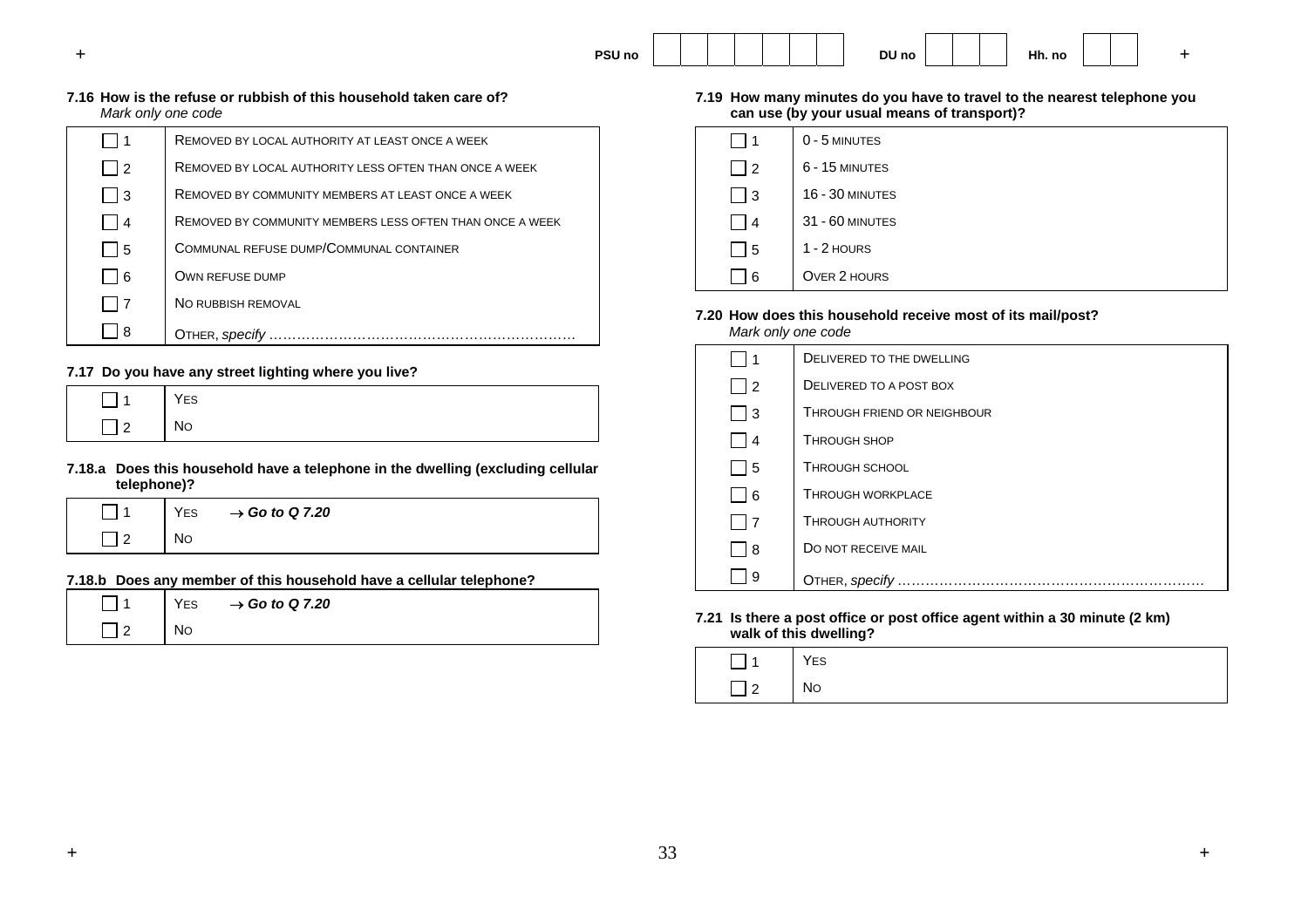PSU no | | | | | | | | DU no | | | | Hh. no | | |

**7.16 How is the refuse or rubbish of this household taken care of?**
*Mark only one code*

| | |
|---|---|
| ☐ 1 | REMOVED BY LOCAL AUTHORITY AT LEAST ONCE A WEEK |
| ☐ 2 | REMOVED BY LOCAL AUTHORITY LESS OFTEN THAN ONCE A WEEK |
| ☐ 3 | REMOVED BY COMMUNITY MEMBERS AT LEAST ONCE A WEEK |
| ☐ 4 | REMOVED BY COMMUNITY MEMBERS LESS OFTEN THAN ONCE A WEEK |
| ☐ 5 | COMMUNAL REFUSE DUMP/COMMUNAL CONTAINER |
| ☐ 6 | OWN REFUSE DUMP |
| ☐ 7 | NO RUBBISH REMOVAL |
| ☐ 8 | OTHER, *specify* ………………………………………………………… |

**7.17 Do you have any street lighting where you live?**

| | |
|---|---|
| ☐ 1 | YES |
| ☐ 2 | NO |

**7.18.a Does this household have a telephone in the dwelling (excluding cellular telephone)?**

| | |
|---|---|
| ☐ 1 | YES → ***Go to Q 7.20*** |
| ☐ 2 | NO |

**7.18.b Does any member of this household have a cellular telephone?**

| | |
|---|---|
| ☐ 1 | YES → ***Go to Q 7.20*** |
| ☐ 2 | NO |

**7.19 How many minutes do you have to travel to the nearest telephone you can use (by your usual means of transport)?**

| | |
|---|---|
| ☐ 1 | 0 - 5 MINUTES |
| ☐ 2 | 6 - 15 MINUTES |
| ☐ 3 | 16 - 30 MINUTES |
| ☐ 4 | 31 - 60 MINUTES |
| ☐ 5 | 1 - 2 HOURS |
| ☐ 6 | OVER 2 HOURS |

**7.20 How does this household receive most of its mail/post?**
*Mark only one code*

| | |
|---|---|
| ☐ 1 | DELIVERED TO THE DWELLING |
| ☐ 2 | DELIVERED TO A POST BOX |
| ☐ 3 | THROUGH FRIEND OR NEIGHBOUR |
| ☐ 4 | THROUGH SHOP |
| ☐ 5 | THROUGH SCHOOL |
| ☐ 6 | THROUGH WORKPLACE |
| ☐ 7 | THROUGH AUTHORITY |
| ☐ 8 | DO NOT RECEIVE MAIL |
| ☐ 9 | OTHER, *specify* ………………………………………………………… |

**7.21 Is there a post office or post office agent within a 30 minute (2 km) walk of this dwelling?**

| | |
|---|---|
| ☐ 1 | YES |
| ☐ 2 | NO |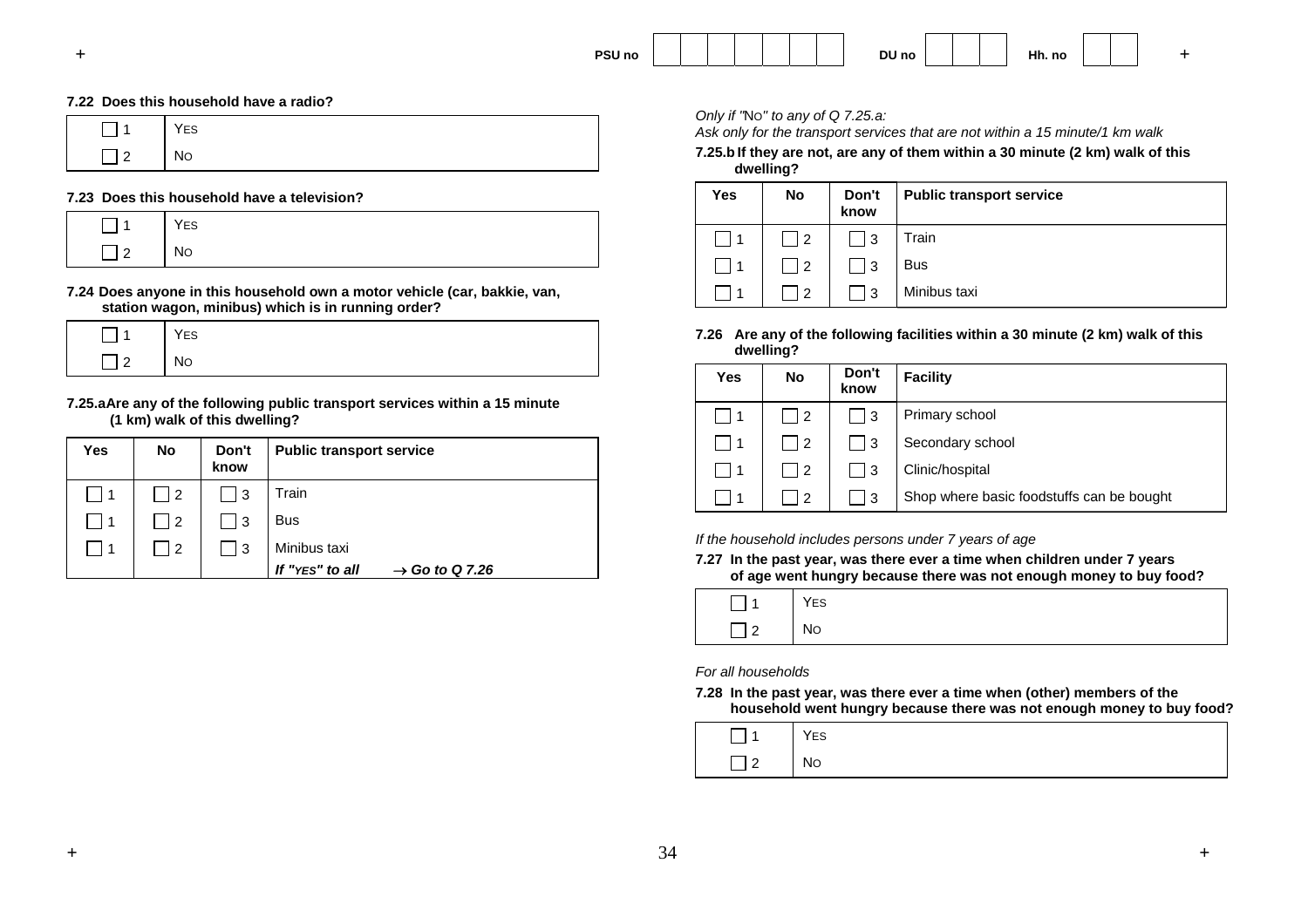PSU no | | | | | | | | DU no | | | | Hh. no | | |

**7.22 Does this household have a radio?**

| | |
|---|---|
| ☐ 1 | YES |
| ☐ 2 | NO |

**7.23 Does this household have a television?**

| | |
|---|---|
| ☐ 1 | YES |
| ☐ 2 | NO |

**7.24 Does anyone in this household own a motor vehicle (car, bakkie, van, station wagon, minibus) which is in running order?**

| | |
|---|---|
| ☐ 1 | YES |
| ☐ 2 | NO |

**7.25.a Are any of the following public transport services within a 15 minute (1 km) walk of this dwelling?**

| Yes | No | Don't know | Public transport service |
|---|---|---|---|
| ☐ 1 | ☐ 2 | ☐ 3 | Train |
| ☐ 1 | ☐ 2 | ☐ 3 | Bus |
| ☐ 1 | ☐ 2 | ☐ 3 | Minibus taxi |
| | | | ***If "YES" to all → Go to Q 7.26*** |

*Only if "NO" to any of Q 7.25.a:*
*Ask only for the transport services that are not within a 15 minute/1 km walk*

**7.25.b If they are not, are any of them within a 30 minute (2 km) walk of this dwelling?**

| Yes | No | Don't know | Public transport service |
|---|---|---|---|
| ☐ 1 | ☐ 2 | ☐ 3 | Train |
| ☐ 1 | ☐ 2 | ☐ 3 | Bus |
| ☐ 1 | ☐ 2 | ☐ 3 | Minibus taxi |

**7.26 Are any of the following facilities within a 30 minute (2 km) walk of this dwelling?**

| Yes | No | Don't know | Facility |
|---|---|---|---|
| ☐ 1 | ☐ 2 | ☐ 3 | Primary school |
| ☐ 1 | ☐ 2 | ☐ 3 | Secondary school |
| ☐ 1 | ☐ 2 | ☐ 3 | Clinic/hospital |
| ☐ 1 | ☐ 2 | ☐ 3 | Shop where basic foodstuffs can be bought |

*If the household includes persons under 7 years of age*

**7.27 In the past year, was there ever a time when children under 7 years of age went hungry because there was not enough money to buy food?**

| | |
|---|---|
| ☐ 1 | YES |
| ☐ 2 | NO |

*For all households*

**7.28 In the past year, was there ever a time when (other) members of the household went hungry because there was not enough money to buy food?**

| | |
|---|---|
| ☐ 1 | YES |
| ☐ 2 | NO |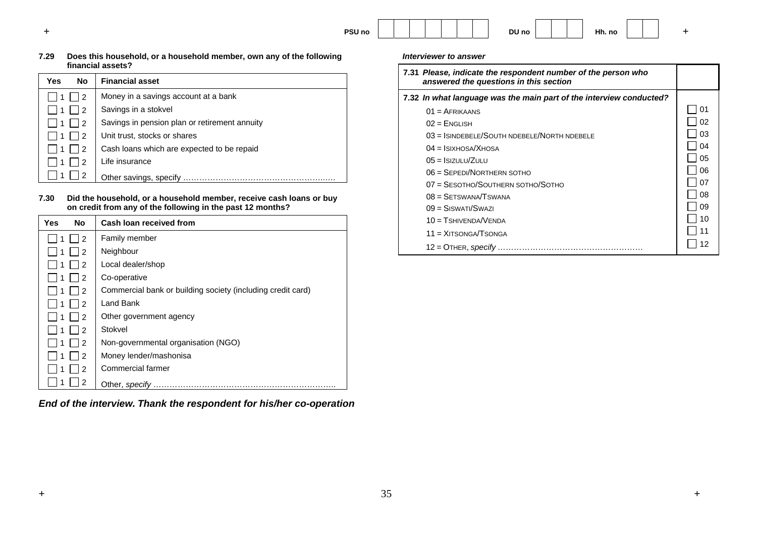PSU no | | | | | | | | DU no | | | | Hh. no | | |

**7.29 Does this household, or a household member, own any of the following financial assets?**

| Yes | No | Financial asset |
|---|---|---|
| ☐ 1 | ☐ 2 | Money in a savings account at a bank |
| ☐ 1 | ☐ 2 | Savings in a stokvel |
| ☐ 1 | ☐ 2 | Savings in pension plan or retirement annuity |
| ☐ 1 | ☐ 2 | Unit trust, stocks or shares |
| ☐ 1 | ☐ 2 | Cash loans which are expected to be repaid |
| ☐ 1 | ☐ 2 | Life insurance |
| ☐ 1 | ☐ 2 | Other savings, specify ………………………………………………… |

**7.30 Did the household, or a household member, receive cash loans or buy on credit from any of the following in the past 12 months?**

| Yes | No | Cash loan received from |
|---|---|---|
| ☐ 1 | ☐ 2 | Family member |
| ☐ 1 | ☐ 2 | Neighbour |
| ☐ 1 | ☐ 2 | Local dealer/shop |
| ☐ 1 | ☐ 2 | Co-operative |
| ☐ 1 | ☐ 2 | Commercial bank or building society (including credit card) |
| ☐ 1 | ☐ 2 | Land Bank |
| ☐ 1 | ☐ 2 | Other government agency |
| ☐ 1 | ☐ 2 | Stokvel |
| ☐ 1 | ☐ 2 | Non-governmental organisation (NGO) |
| ☐ 1 | ☐ 2 | Money lender/mashonisa |
| ☐ 1 | ☐ 2 | Commercial farmer |
| ☐ 1 | ☐ 2 | Other, *specify* ……………………………………………………………. |

***End of the interview. Thank the respondent for his/her co-operation***

***Interviewer to answer***

| | |
|---|---|
| **7.31** ***Please, indicate the respondent number of the person who answered the questions in this section*** | |
| **7.32** ***In what language was the main part of the interview conducted?*** | |
| 01 = AFRIKAANS | ☐ 01 |
| 02 = ENGLISH | ☐ 02 |
| 03 = ISINDEBELE/SOUTH NDEBELE/NORTH NDEBELE | ☐ 03 |
| 04 = ISIXHOSA/XHOSA | ☐ 04 |
| 05 = ISIZULU/ZULU | ☐ 05 |
| 06 = SEPEDI/NORTHERN SOTHO | ☐ 06 |
| 07 = SESOTHO/SOUTHERN SOTHO/SOTHO | ☐ 07 |
| 08 = SETSWANA/TSWANA | ☐ 08 |
| 09 = SISWATI/SWAZI | ☐ 09 |
| 10 = TSHIVENDA/VENDA | ☐ 10 |
| 11 = XITSONGA/TSONGA | ☐ 11 |
| 12 = OTHER, *specify* ……………………………………………… | ☐ 12 |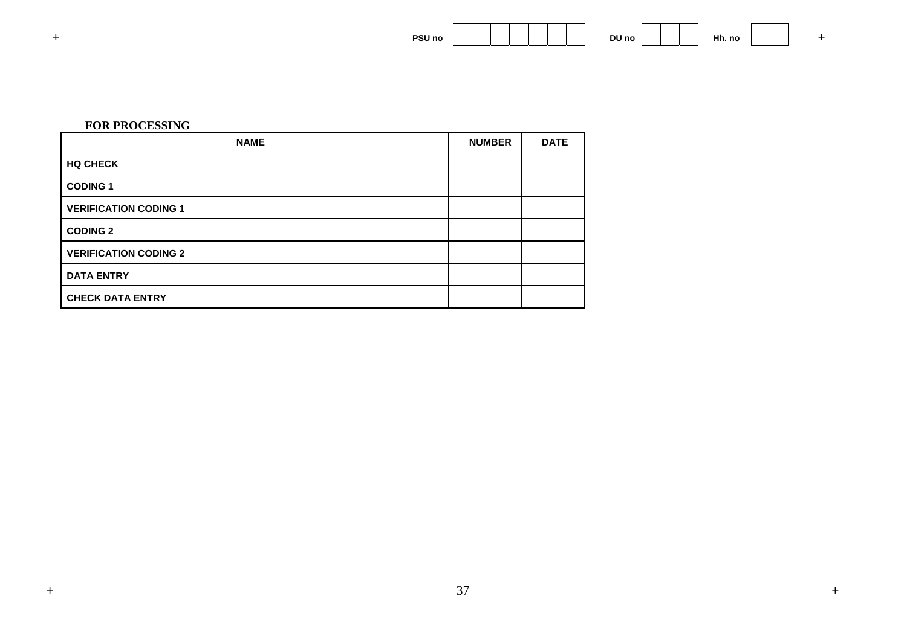PSU no | | | | | | | | DU no | | | | Hh. no | | |

**FOR PROCESSING**

| | NAME | NUMBER | DATE |
|---|---|---|---|
| **HQ CHECK** | | | |
| **CODING 1** | | | |
| **VERIFICATION CODING 1** | | | |
| **CODING 2** | | | |
| **VERIFICATION CODING 2** | | | |
| **DATA ENTRY** | | | |
| **CHECK DATA ENTRY** | | | |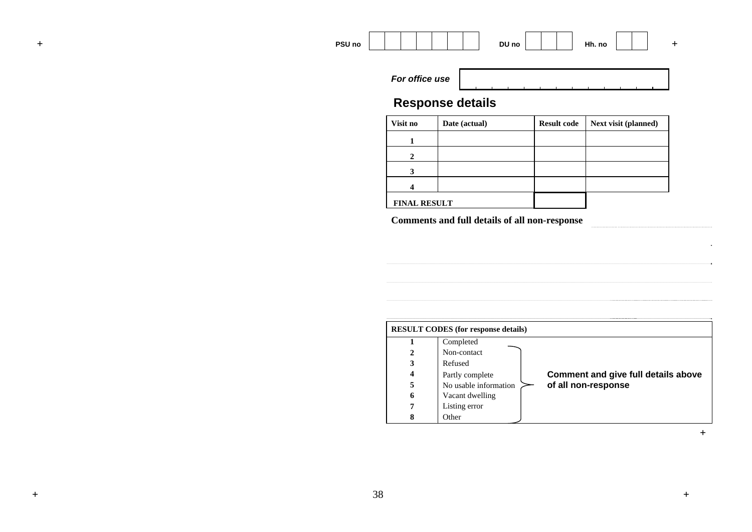PSU no | | | | | | | | DU no | | | | Hh. no | | |

*For office use*

## Response details

| Visit no | Date (actual) | Result code | Next visit (planned) |
|---|---|---|---|
| 1 | | | |
| 2 | | | |
| 3 | | | |
| 4 | | | |
| FINAL RESULT | | | |

**Comments and full details of all non-response**

| RESULT CODES (for response details) | | |
|---|---|---|
| 1 | Completed | |
| 2 | Non-contact | Comment and give full details above of all non-response |
| 3 | Refused | |
| 4 | Partly complete | |
| 5 | No usable information | |
| 6 | Vacant dwelling | |
| 7 | Listing error | |
| 8 | Other | |